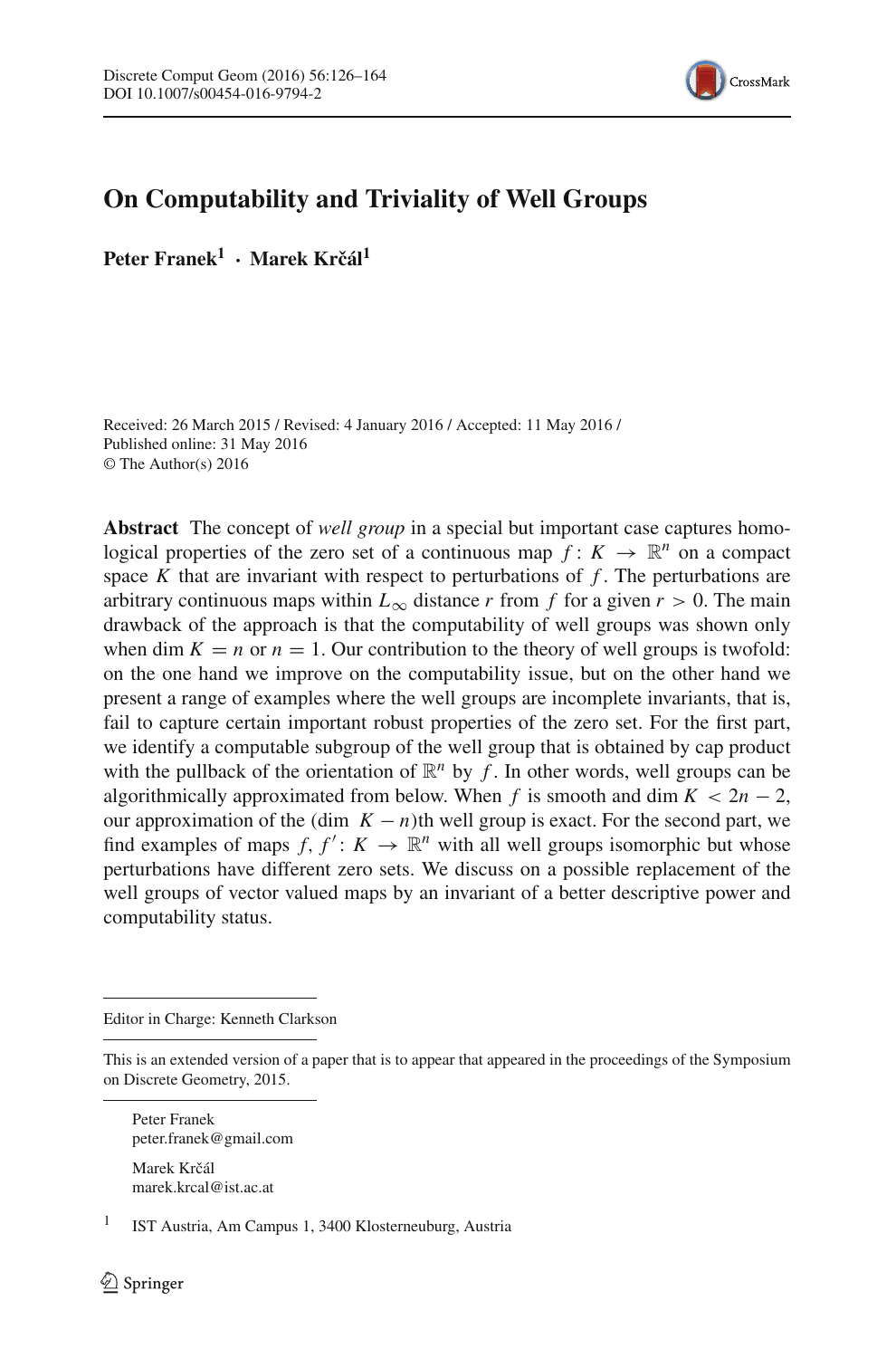# On Computability and Triviality of Well Groups

**Peter Franek[1] · Marek Krčál[1]**

Received: 26 March 2015 / Revised: 4 January 2016 / Accepted: 11 May 2016 /
Published online: 31 May 2016
© The Author(s) 2016

**Abstract** The concept of *well group* in a special but important case captures homological properties of the zero set of a continuous map $f\colon K \to \mathbb{R}^n$ on a compact space $K$ that are invariant with respect to perturbations of $f$. The perturbations are arbitrary continuous maps within $L_\infty$ distance $r$ from $f$ for a given $r > 0$. The main drawback of the approach is that the computability of well groups was shown only when $\dim K = n$ or $n = 1$. Our contribution to the theory of well groups is twofold: on the one hand we improve on the computability issue, but on the other hand we present a range of examples where the well groups are incomplete invariants, that is, fail to capture certain important robust properties of the zero set. For the first part, we identify a computable subgroup of the well group that is obtained by cap product with the pullback of the orientation of $\mathbb{R}^n$ by $f$. In other words, well groups can be algorithmically approximated from below. When $f$ is smooth and $\dim K < 2n - 2$, our approximation of the $(\dim\ K - n)$th well group is exact. For the second part, we find examples of maps $f, f'\colon K \to \mathbb{R}^n$ with all well groups isomorphic but whose perturbations have different zero sets. We discuss on a possible replacement of the well groups of vector valued maps by an invariant of a better descriptive power and computability status.

---

Editor in Charge: Kenneth Clarkson

---

This is an extended version of a paper that is to appear that appeared in the proceedings of the Symposium on Discrete Geometry, 2015.

---

Peter Franek
peter.franek@gmail.com

Marek Krčál
marek.krcal@ist.ac.at

[1] IST Austria, Am Campus 1, 3400 Klosterneuburg, Austria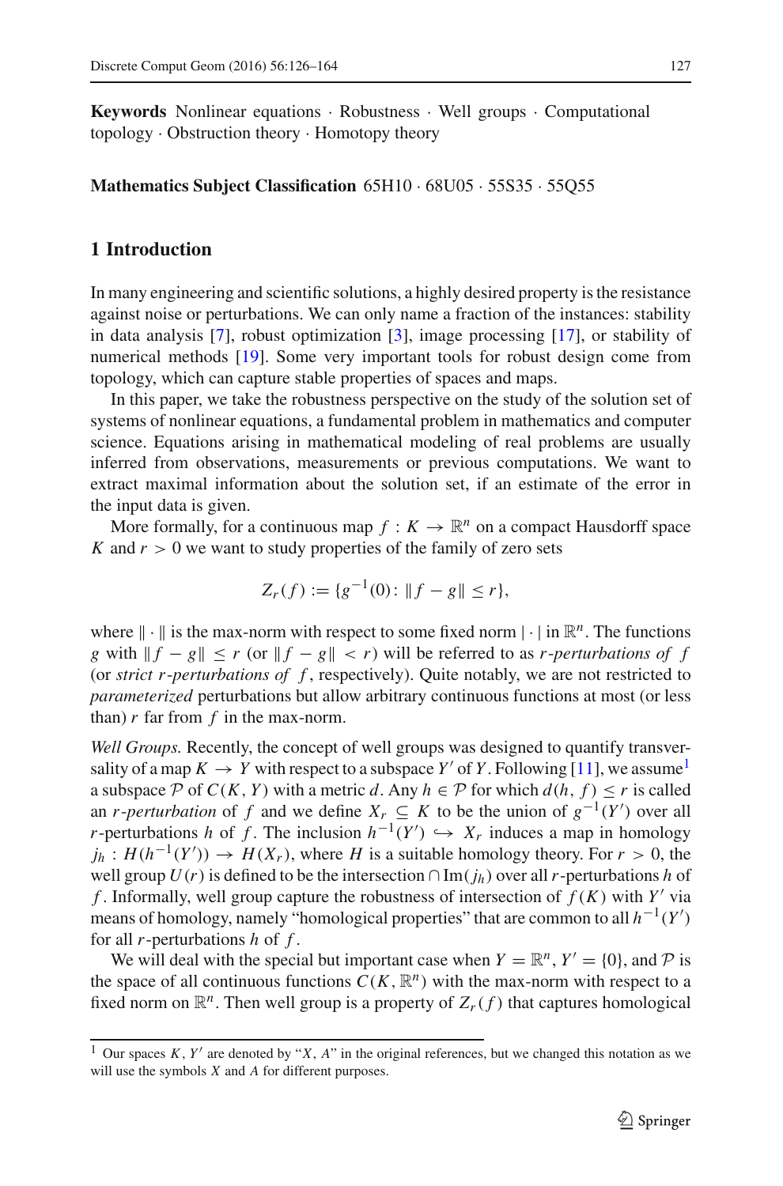**Keywords** Nonlinear equations · Robustness · Well groups · Computational topology · Obstruction theory · Homotopy theory

**Mathematics Subject Classification** 65H10 · 68U05 · 55S35 · 55Q55

## 1 Introduction

In many engineering and scientific solutions, a highly desired property is the resistance against noise or perturbations. We can only name a fraction of the instances: stability in data analysis [7], robust optimization [3], image processing [17], or stability of numerical methods [19]. Some very important tools for robust design come from topology, which can capture stable properties of spaces and maps.

In this paper, we take the robustness perspective on the study of the solution set of systems of nonlinear equations, a fundamental problem in mathematics and computer science. Equations arising in mathematical modeling of real problems are usually inferred from observations, measurements or previous computations. We want to extract maximal information about the solution set, if an estimate of the error in the input data is given.

More formally, for a continuous map $f : K \to \mathbb{R}^n$ on a compact Hausdorff space $K$ and $r > 0$ we want to study properties of the family of zero sets

$$Z_r(f) := \{g^{-1}(0) \colon \|f - g\| \leq r\},$$

where $\|\cdot\|$ is the max-norm with respect to some fixed norm $|\cdot|$ in $\mathbb{R}^n$. The functions $g$ with $\|f - g\| \leq r$ (or $\|f - g\| < r$) will be referred to as *r-perturbations of* $f$ (or *strict r-perturbations of* $f$, respectively). Quite notably, we are not restricted to *parameterized* perturbations but allow arbitrary continuous functions at most (or less than) $r$ far from $f$ in the max-norm.

*Well Groups.* Recently, the concept of well groups was designed to quantify transversality of a map $K \to Y$ with respect to a subspace $Y'$ of $Y$. Following [11], we assume[1] a subspace $\mathcal{P}$ of $C(K, Y)$ with a metric $d$. Any $h \in \mathcal{P}$ for which $d(h, f) \leq r$ is called an *r-perturbation* of $f$ and we define $X_r \subseteq K$ to be the union of $g^{-1}(Y')$ over all $r$-perturbations $h$ of $f$. The inclusion $h^{-1}(Y') \hookrightarrow X_r$ induces a map in homology $j_h : H(h^{-1}(Y')) \to H(X_r)$, where $H$ is a suitable homology theory. For $r > 0$, the well group $U(r)$ is defined to be the intersection $\cap \operatorname{Im}(j_h)$ over all $r$-perturbations $h$ of $f$. Informally, well group capture the robustness of intersection of $f(K)$ with $Y'$ via means of homology, namely "homological properties" that are common to all $h^{-1}(Y')$ for all $r$-perturbations $h$ of $f$.

We will deal with the special but important case when $Y = \mathbb{R}^n$, $Y' = \{0\}$, and $\mathcal{P}$ is the space of all continuous functions $C(K, \mathbb{R}^n)$ with the max-norm with respect to a fixed norm on $\mathbb{R}^n$. Then well group is a property of $Z_r(f)$ that captures homological

[1] Our spaces $K$, $Y'$ are denoted by "$X$, $A$" in the original references, but we changed this notation as we will use the symbols $X$ and $A$ for different purposes.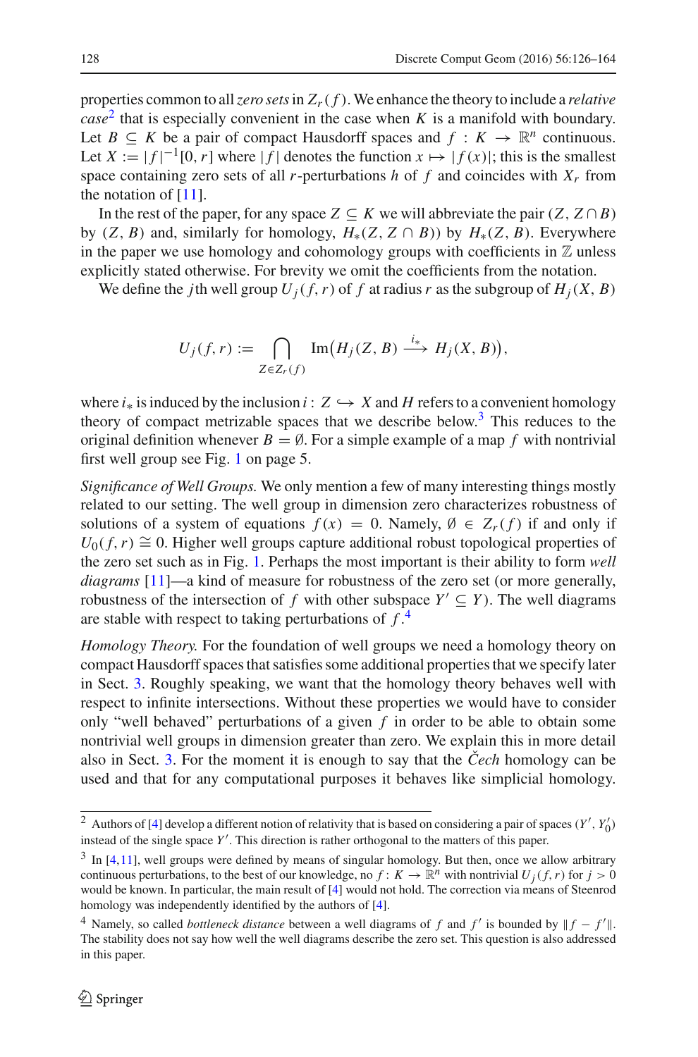properties common to all *zero sets* in $Z_r(f)$. We enhance the theory to include a *relative case*[2] that is especially convenient in the case when $K$ is a manifold with boundary. Let $B \subseteq K$ be a pair of compact Hausdorff spaces and $f : K \to \mathbb{R}^n$ continuous. Let $X := |f|^{-1}[0, r]$ where $|f|$ denotes the function $x \mapsto |f(x)|$; this is the smallest space containing zero sets of all $r$-perturbations $h$ of $f$ and coincides with $X_r$ from the notation of [11].

In the rest of the paper, for any space $Z \subseteq K$ we will abbreviate the pair $(Z, Z \cap B)$ by $(Z, B)$ and, similarly for homology, $H_*(Z, Z \cap B))$ by $H_*(Z, B)$. Everywhere in the paper we use homology and cohomology groups with coefficients in $\mathbb{Z}$ unless explicitly stated otherwise. For brevity we omit the coefficients from the notation.

We define the $j$th well group $U_j(f, r)$ of $f$ at radius $r$ as the subgroup of $H_j(X, B)$

$$U_j(f, r) := \bigcap_{Z \in Z_r(f)} \operatorname{Im}\big(H_j(Z, B) \xrightarrow{i_*} H_j(X, B)\big),$$

where $i_*$ is induced by the inclusion $i : Z \hookrightarrow X$ and $H$ refers to a convenient homology theory of compact metrizable spaces that we describe below.[3] This reduces to the original definition whenever $B = \emptyset$. For a simple example of a map $f$ with nontrivial first well group see Fig. 1 on page 5.

*Significance of Well Groups.* We only mention a few of many interesting things mostly related to our setting. The well group in dimension zero characterizes robustness of solutions of a system of equations $f(x) = 0$. Namely, $\emptyset \in Z_r(f)$ if and only if $U_0(f, r) \cong 0$. Higher well groups capture additional robust topological properties of the zero set such as in Fig. 1. Perhaps the most important is their ability to form *well diagrams* [11]—a kind of measure for robustness of the zero set (or more generally, robustness of the intersection of $f$ with other subspace $Y' \subseteq Y$). The well diagrams are stable with respect to taking perturbations of $f$.[4]

*Homology Theory.* For the foundation of well groups we need a homology theory on compact Hausdorff spaces that satisfies some additional properties that we specify later in Sect. 3. Roughly speaking, we want that the homology theory behaves well with respect to infinite intersections. Without these properties we would have to consider only "well behaved" perturbations of a given $f$ in order to be able to obtain some nontrivial well groups in dimension greater than zero. We explain this in more detail also in Sect. 3. For the moment it is enough to say that the *Čech* homology can be used and that for any computational purposes it behaves like simplicial homology.

[2] Authors of [4] develop a different notion of relativity that is based on considering a pair of spaces $(Y', Y'_0)$ instead of the single space $Y'$. This direction is rather orthogonal to the matters of this paper.

[3] In [4,11], well groups were defined by means of singular homology. But then, once we allow arbitrary continuous perturbations, to the best of our knowledge, no $f : K \to \mathbb{R}^n$ with nontrivial $U_j(f, r)$ for $j > 0$ would be known. In particular, the main result of [4] would not hold. The correction via means of Steenrod homology was independently identified by the authors of [4].

[4] Namely, so called *bottleneck distance* between a well diagrams of $f$ and $f'$ is bounded by $\|f - f'\|$. The stability does not say how well the well diagrams describe the zero set. This question is also addressed in this paper.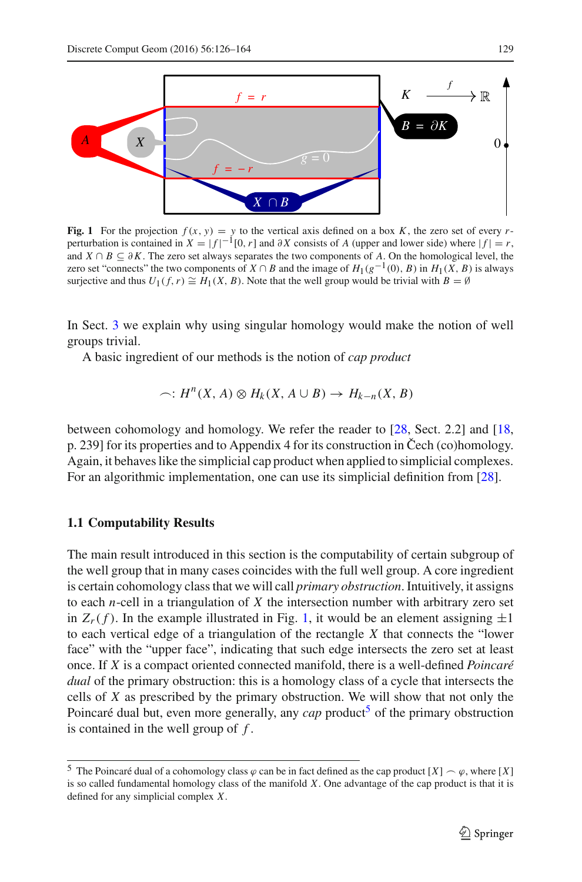K
f
ℝ
f = r
A
X
B = ∂K
0
g = 0
f = − r
X ∩ B

**Fig. 1** For the projection $f(x, y) = y$ to the vertical axis defined on a box $K$, the zero set of every $r$-perturbation is contained in $X = |f|^{-1}[0, r]$ and $\partial X$ consists of $A$ (upper and lower side) where $|f| = r$, and $X \cap B \subseteq \partial K$. The zero set always separates the two components of $A$. On the homological level, the zero set "connects" the two components of $X \cap B$ and the image of $H_1(g^{-1}(0), B)$ in $H_1(X, B)$ is always surjective and thus $U_1(f, r) \cong H_1(X, B)$. Note that the well group would be trivial with $B = \emptyset$

In Sect. 3 we explain why using singular homology would make the notion of well groups trivial.

A basic ingredient of our methods is the notion of *cap product*

$$\frown : H^n(X, A) \otimes H_k(X, A \cup B) \to H_{k-n}(X, B)$$

between cohomology and homology. We refer the reader to [28, Sect. 2.2] and [18, p. 239] for its properties and to Appendix 4 for its construction in Čech (co)homology. Again, it behaves like the simplicial cap product when applied to simplicial complexes. For an algorithmic implementation, one can use its simplicial definition from [28].

### 1.1 Computability Results

The main result introduced in this section is the computability of certain subgroup of the well group that in many cases coincides with the full well group. A core ingredient is certain cohomology class that we will call *primary obstruction*. Intuitively, it assigns to each $n$-cell in a triangulation of $X$ the intersection number with arbitrary zero set in $Z_r(f)$. In the example illustrated in Fig. 1, it would be an element assigning $\pm 1$ to each vertical edge of a triangulation of the rectangle $X$ that connects the "lower face" with the "upper face", indicating that such edge intersects the zero set at least once. If $X$ is a compact oriented connected manifold, there is a well-defined *Poincaré dual* of the primary obstruction: this is a homology class of a cycle that intersects the cells of $X$ as prescribed by the primary obstruction. We will show that not only the Poincaré dual but, even more generally, any *cap* product[5] of the primary obstruction is contained in the well group of $f$.

[5] The Poincaré dual of a cohomology class $\varphi$ can be in fact defined as the cap product $[X] \frown \varphi$, where $[X]$ is so called fundamental homology class of the manifold $X$. One advantage of the cap product is that it is defined for any simplicial complex $X$.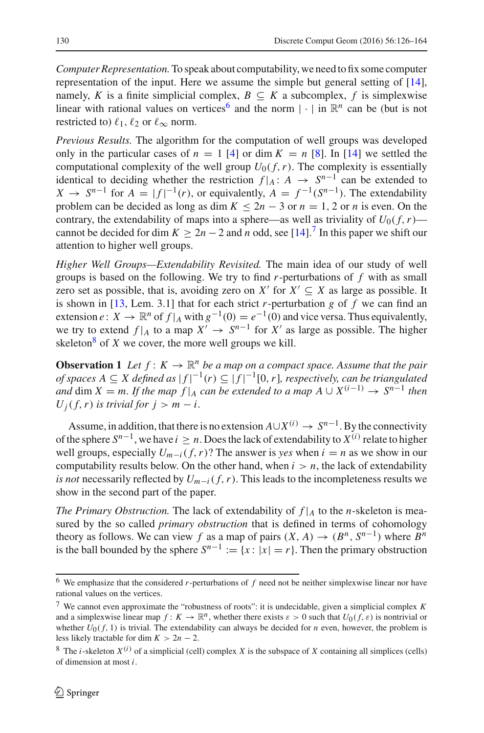*Computer Representation.* To speak about computability, we need to fix some computer representation of the input. Here we assume the simple but general setting of [14], namely, $K$ is a finite simplicial complex, $B \subseteq K$ a subcomplex, $f$ is simplexwise linear with rational values on vertices[6] and the norm $|\cdot|$ in $\mathbb{R}^n$ can be (but is not restricted to) $\ell_1$, $\ell_2$ or $\ell_\infty$ norm.

*Previous Results.* The algorithm for the computation of well groups was developed only in the particular cases of $n = 1$ [4] or $\dim K = n$ [8]. In [14] we settled the computational complexity of the well group $U_0(f, r)$. The complexity is essentially identical to deciding whether the restriction $f|_A : A \to S^{n-1}$ can be extended to $X \to S^{n-1}$ for $A = |f|^{-1}(r)$, or equivalently, $A = f^{-1}(S^{n-1})$. The extendability problem can be decided as long as $\dim K \leq 2n - 3$ or $n = 1, 2$ or $n$ is even. On the contrary, the extendability of maps into a sphere—as well as triviality of $U_0(f, r)$—cannot be decided for $\dim K \geq 2n - 2$ and $n$ odd, see [14].[7] In this paper we shift our attention to higher well groups.

*Higher Well Groups—Extendability Revisited.* The main idea of our study of well groups is based on the following. We try to find $r$-perturbations of $f$ with as small zero set as possible, that is, avoiding zero on $X'$ for $X' \subseteq X$ as large as possible. It is shown in [13, Lem. 3.1] that for each strict $r$-perturbation $g$ of $f$ we can find an extension $e : X \to \mathbb{R}^n$ of $f|_A$ with $g^{-1}(0) = e^{-1}(0)$ and vice versa. Thus equivalently, we try to extend $f|_A$ to a map $X' \to S^{n-1}$ for $X'$ as large as possible. The higher skeleton[8] of $X$ we cover, the more well groups we kill.

**Observation 1** *Let $f : K \to \mathbb{R}^n$ be a map on a compact space. Assume that the pair of spaces $A \subseteq X$ defined as $|f|^{-1}(r) \subseteq |f|^{-1}[0, r]$, respectively, can be triangulated and* $\dim X = m$. *If the map $f|_A$ can be extended to a map $A \cup X^{(i-1)} \to S^{n-1}$ then $U_j(f, r)$ is trivial for $j > m - i$.*

Assume, in addition, that there is no extension $A \cup X^{(i)} \to S^{n-1}$. By the connectivity of the sphere $S^{n-1}$, we have $i \geq n$. Does the lack of extendability to $X^{(i)}$ relate to higher well groups, especially $U_{m-i}(f, r)$? The answer is *yes* when $i = n$ as we show in our computability results below. On the other hand, when $i > n$, the lack of extendability *is not* necessarily reflected by $U_{m-i}(f, r)$. This leads to the incompleteness results we show in the second part of the paper.

*The Primary Obstruction.* The lack of extendability of $f|_A$ to the $n$-skeleton is measured by the so called *primary obstruction* that is defined in terms of cohomology theory as follows. We can view $f$ as a map of pairs $(X, A) \to (B^n, S^{n-1})$ where $B^n$ is the ball bounded by the sphere $S^{n-1} := \{x : |x| = r\}$. Then the primary obstruction

---

[6] We emphasize that the considered $r$-perturbations of $f$ need not be neither simplexwise linear nor have rational values on the vertices.

[7] We cannot even approximate the "robustness of roots": it is undecidable, given a simplicial complex $K$ and a simplexwise linear map $f : K \to \mathbb{R}^n$, whether there exists $\varepsilon > 0$ such that $U_0(f, \varepsilon)$ is nontrivial or whether $U_0(f, 1)$ is trivial. The extendability can always be decided for $n$ even, however, the problem is less likely tractable for $\dim K > 2n - 2$.

[8] The $i$-skeleton $X^{(i)}$ of a simplicial (cell) complex $X$ is the subspace of $X$ containing all simplices (cells) of dimension at most $i$.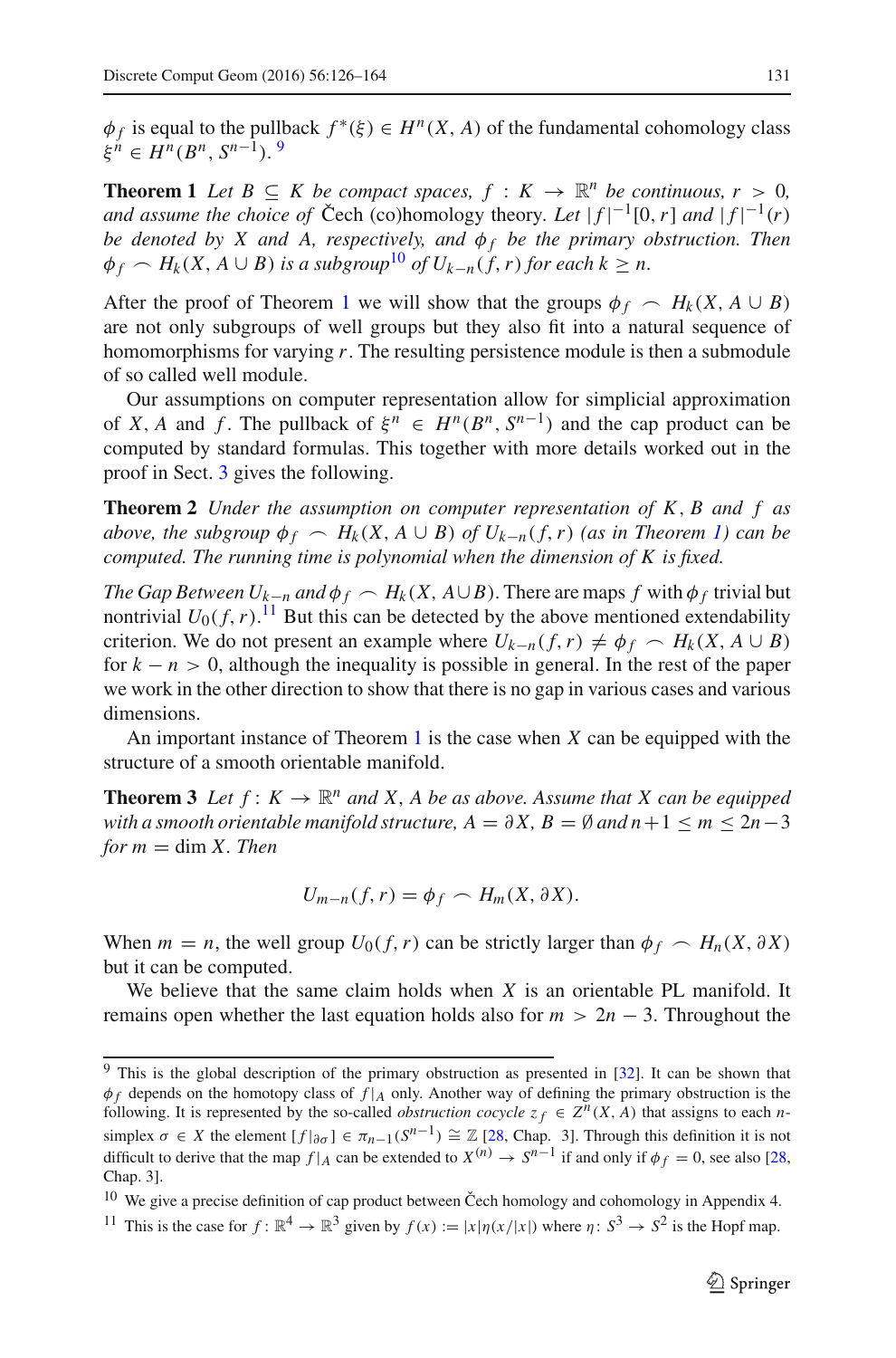$\phi_f$ is equal to the pullback $f^*(\xi) \in H^n(X, A)$ of the fundamental cohomology class $\xi^n \in H^n(B^n, S^{n-1})$. [9]

**Theorem 1** *Let $B \subseteq K$ be compact spaces, $f : K \to \mathbb{R}^n$ be continuous, $r > 0$, and assume the choice of* Čech *(co)homology theory. Let $|f|^{-1}[0, r]$ and $|f|^{-1}(r)$ be denoted by $X$ and $A$, respectively, and $\phi_f$ be the primary obstruction. Then $\phi_f \frown H_k(X, A \cup B)$ is a subgroup*[10] *of $U_{k-n}(f, r)$ for each $k \geq n$.*

After the proof of Theorem 1 we will show that the groups $\phi_f \frown H_k(X, A \cup B)$ are not only subgroups of well groups but they also fit into a natural sequence of homomorphisms for varying $r$. The resulting persistence module is then a submodule of so called well module.

Our assumptions on computer representation allow for simplicial approximation of $X$, $A$ and $f$. The pullback of $\xi^n \in H^n(B^n, S^{n-1})$ and the cap product can be computed by standard formulas. This together with more details worked out in the proof in Sect. 3 gives the following.

**Theorem 2** *Under the assumption on computer representation of $K$, $B$ and $f$ as above, the subgroup $\phi_f \frown H_k(X, A \cup B)$ of $U_{k-n}(f, r)$ (as in Theorem 1) can be computed. The running time is polynomial when the dimension of $K$ is fixed.*

*The Gap Between $U_{k-n}$ and $\phi_f \frown H_k(X, A \cup B)$.* There are maps $f$ with $\phi_f$ trivial but nontrivial $U_0(f, r)$.[11] But this can be detected by the above mentioned extendability criterion. We do not present an example where $U_{k-n}(f, r) \neq \phi_f \frown H_k(X, A \cup B)$ for $k - n > 0$, although the inequality is possible in general. In the rest of the paper we work in the other direction to show that there is no gap in various cases and various dimensions.

An important instance of Theorem 1 is the case when $X$ can be equipped with the structure of a smooth orientable manifold.

**Theorem 3** *Let $f : K \to \mathbb{R}^n$ and $X$, $A$ be as above. Assume that $X$ can be equipped with a smooth orientable manifold structure, $A = \partial X$, $B = \emptyset$ and $n+1 \leq m \leq 2n-3$ for $m = \dim X$. Then*

$$U_{m-n}(f, r) = \phi_f \frown H_m(X, \partial X).$$

When $m = n$, the well group $U_0(f, r)$ can be strictly larger than $\phi_f \frown H_n(X, \partial X)$ but it can be computed.

We believe that the same claim holds when $X$ is an orientable PL manifold. It remains open whether the last equation holds also for $m > 2n - 3$. Throughout the

---

[9] This is the global description of the primary obstruction as presented in [32]. It can be shown that $\phi_f$ depends on the homotopy class of $f|_A$ only. Another way of defining the primary obstruction is the following. It is represented by the so-called *obstruction cocycle* $z_f \in Z^n(X, A)$ that assigns to each $n$-simplex $\sigma \in X$ the element $[f|_{\partial\sigma}] \in \pi_{n-1}(S^{n-1}) \cong \mathbb{Z}$ [28, Chap. 3]. Through this definition it is not difficult to derive that the map $f|_A$ can be extended to $X^{(n)} \to S^{n-1}$ if and only if $\phi_f = 0$, see also [28, Chap. 3].

[10] We give a precise definition of cap product between Čech homology and cohomology in Appendix 4.

[11] This is the case for $f : \mathbb{R}^4 \to \mathbb{R}^3$ given by $f(x) := |x|\eta(x/|x|)$ where $\eta : S^3 \to S^2$ is the Hopf map.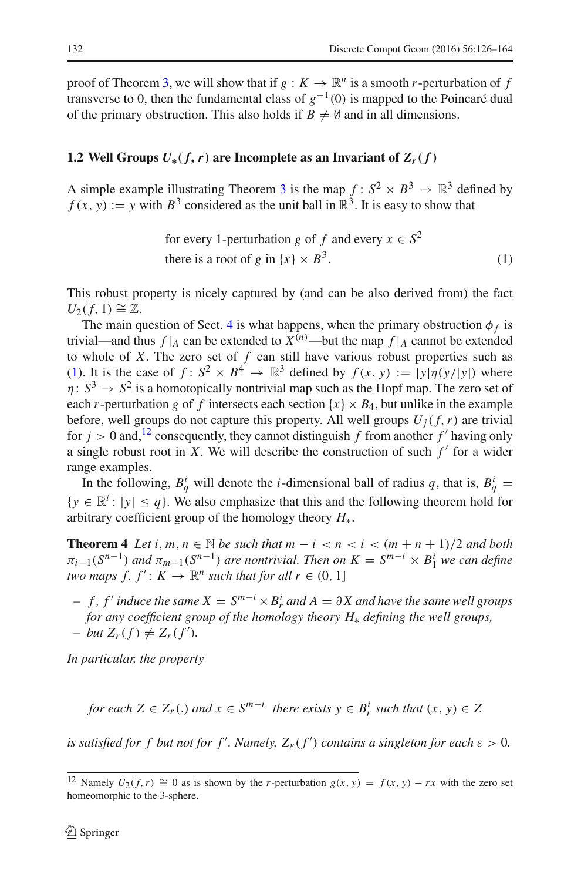proof of Theorem 3, we will show that if $g : K \to \mathbb{R}^n$ is a smooth $r$-perturbation of $f$ transverse to 0, then the fundamental class of $g^{-1}(0)$ is mapped to the Poincaré dual of the primary obstruction. This also holds if $B \neq \emptyset$ and in all dimensions.

### 1.2 Well Groups $U_*(f, r)$ are Incomplete as an Invariant of $Z_r(f)$

A simple example illustrating Theorem 3 is the map $f\colon S^2 \times B^3 \to \mathbb{R}^3$ defined by $f(x, y) := y$ with $B^3$ considered as the unit ball in $\mathbb{R}^3$. It is easy to show that

$$\text{for every 1-perturbation } g \text{ of } f \text{ and every } x \in S^2 \\ \text{there is a root of } g \text{ in } \{x\} \times B^3. \tag{1}$$

This robust property is nicely captured by (and can be also derived from) the fact $U_2(f, 1) \cong \mathbb{Z}$.

The main question of Sect. 4 is what happens, when the primary obstruction $\phi_f$ is trivial—and thus $f|_A$ can be extended to $X^{(n)}$—but the map $f|_A$ cannot be extended to whole of $X$. The zero set of $f$ can still have various robust properties such as (1). It is the case of $f\colon S^2 \times B^4 \to \mathbb{R}^3$ defined by $f(x, y) := |y|\eta(y/|y|)$ where $\eta\colon S^3 \to S^2$ is a homotopically nontrivial map such as the Hopf map. The zero set of each $r$-perturbation $g$ of $f$ intersects each section $\{x\} \times B_4$, but unlike in the example before, well groups do not capture this property. All well groups $U_j(f, r)$ are trivial for $j > 0$ and,[12] consequently, they cannot distinguish $f$ from another $f'$ having only a single robust root in $X$. We will describe the construction of such $f'$ for a wider range examples.

In the following, $B^i_q$ will denote the $i$-dimensional ball of radius $q$, that is, $B^i_q = \{y \in \mathbb{R}^i : |y| \leq q\}$. We also emphasize that this and the following theorem hold for arbitrary coefficient group of the homology theory $H_*$.

**Theorem 4** *Let $i, m, n \in \mathbb{N}$ be such that $m - i < n < i < (m + n + 1)/2$ and both $\pi_{i-1}(S^{n-1})$ and $\pi_{m-1}(S^{n-1})$ are nontrivial. Then on $K = S^{m-i} \times B^i_1$ we can define two maps $f, f'\colon K \to \mathbb{R}^n$ such that for all $r \in (0, 1]$*

- *$f, f'$ induce the same $X = S^{m-i} \times B^i_r$ and $A = \partial X$ and have the same well groups for any coefficient group of the homology theory $H_*$ defining the well groups,*
- *but $Z_r(f) \neq Z_r(f')$.*

*In particular, the property*

$$\textit{for each } Z \in Z_r(.) \textit{ and } x \in S^{m-i} \textit{ there exists } y \in B^i_r \textit{ such that } (x, y) \in Z$$

*is satisfied for $f$ but not for $f'$. Namely, $Z_\varepsilon(f')$ contains a singleton for each $\varepsilon > 0$.*

---

[12] Namely $U_2(f, r) \cong 0$ as is shown by the $r$-perturbation $g(x, y) = f(x, y) - rx$ with the zero set homeomorphic to the 3-sphere.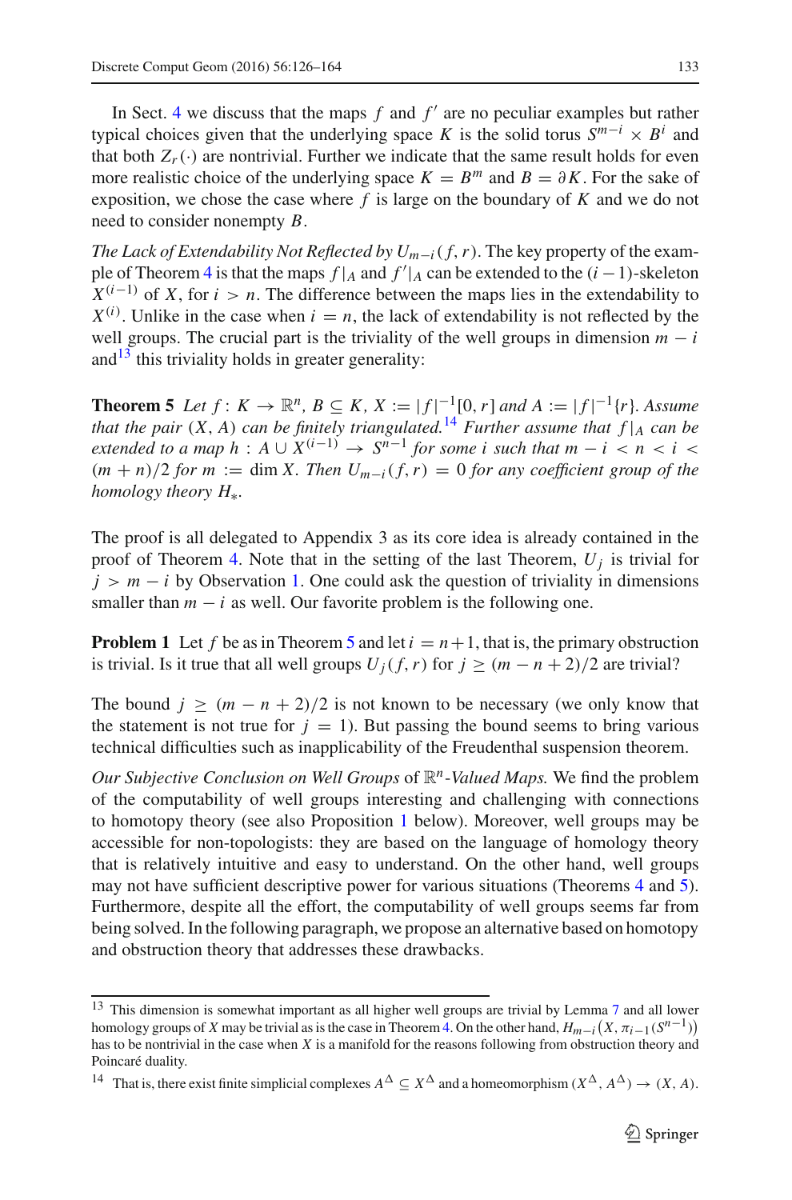In Sect. 4 we discuss that the maps $f$ and $f'$ are no peculiar examples but rather typical choices given that the underlying space $K$ is the solid torus $S^{m-i} \times B^i$ and that both $Z_r(\cdot)$ are nontrivial. Further we indicate that the same result holds for even more realistic choice of the underlying space $K = B^m$ and $B = \partial K$. For the sake of exposition, we chose the case where $f$ is large on the boundary of $K$ and we do not need to consider nonempty $B$.

*The Lack of Extendability Not Reflected by $U_{m-i}(f, r)$.* The key property of the example of Theorem 4 is that the maps $f|_A$ and $f'|_A$ can be extended to the $(i-1)$-skeleton $X^{(i-1)}$ of $X$, for $i > n$. The difference between the maps lies in the extendability to $X^{(i)}$. Unlike in the case when $i = n$, the lack of extendability is not reflected by the well groups. The crucial part is the triviality of the well groups in dimension $m - i$ and[13] this triviality holds in greater generality:

**Theorem 5** *Let $f: K \to \mathbb{R}^n$, $B \subseteq K$, $X := |f|^{-1}[0, r]$ and $A := |f|^{-1}\{r\}$. Assume that the pair $(X, A)$ can be finitely triangulated.*[14] *Further assume that $f|_A$ can be extended to a map $h: A \cup X^{(i-1)} \to S^{n-1}$ for some $i$ such that $m - i < n < i < (m+n)/2$ for $m := \dim X$. Then $U_{m-i}(f, r) = 0$ for any coefficient group of the homology theory $H_*$.*

The proof is all delegated to Appendix 3 as its core idea is already contained in the proof of Theorem 4. Note that in the setting of the last Theorem, $U_j$ is trivial for $j > m - i$ by Observation 1. One could ask the question of triviality in dimensions smaller than $m - i$ as well. Our favorite problem is the following one.

**Problem 1** Let $f$ be as in Theorem 5 and let $i = n+1$, that is, the primary obstruction is trivial. Is it true that all well groups $U_j(f, r)$ for $j \geq (m - n + 2)/2$ are trivial?

The bound $j \geq (m - n + 2)/2$ is not known to be necessary (we only know that the statement is not true for $j = 1$). But passing the bound seems to bring various technical difficulties such as inapplicability of the Freudenthal suspension theorem.

*Our Subjective Conclusion on Well Groups* of $\mathbb{R}^n$*-Valued Maps.* We find the problem of the computability of well groups interesting and challenging with connections to homotopy theory (see also Proposition 1 below). Moreover, well groups may be accessible for non-topologists: they are based on the language of homology theory that is relatively intuitive and easy to understand. On the other hand, well groups may not have sufficient descriptive power for various situations (Theorems 4 and 5). Furthermore, despite all the effort, the computability of well groups seems far from being solved. In the following paragraph, we propose an alternative based on homotopy and obstruction theory that addresses these drawbacks.

---

[13] This dimension is somewhat important as all higher well groups are trivial by Lemma 7 and all lower homology groups of $X$ may be trivial as is the case in Theorem 4. On the other hand, $H_{m-i}(X, \pi_{i-1}(S^{n-1}))$ has to be nontrivial in the case when $X$ is a manifold for the reasons following from obstruction theory and Poincaré duality.

[14] That is, there exist finite simplicial complexes $A^\Delta \subseteq X^\Delta$ and a homeomorphism $(X^\Delta, A^\Delta) \to (X, A)$.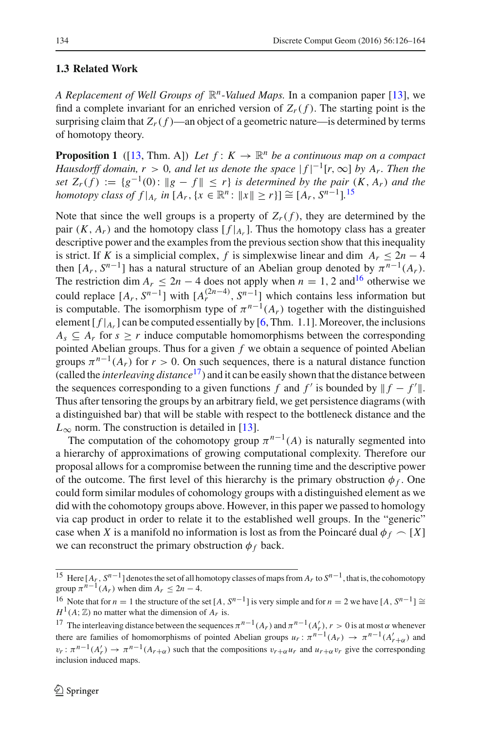### 1.3 Related Work

*A Replacement of Well Groups of $\mathbb{R}^n$-Valued Maps.* In a companion paper [13], we find a complete invariant for an enriched version of $Z_r(f)$. The starting point is the surprising claim that $Z_r(f)$—an object of a geometric nature—is determined by terms of homotopy theory.

**Proposition 1** ([13, Thm. A]) *Let $f\colon K \to \mathbb{R}^n$ be a continuous map on a compact Hausdorff domain, $r > 0$, and let us denote the space $|f|^{-1}[r,\infty]$ by $A_r$. Then the set $Z_r(f) := \{g^{-1}(0)\colon \|g - f\| \le r\}$ is determined by the pair $(K, A_r)$ and the homotopy class of $f|_{A_r}$ in $[A_r, \{x \in \mathbb{R}^n\colon \|x\| \ge r\}] \cong [A_r, S^{n-1}]$.*[15]

Note that since the well groups is a property of $Z_r(f)$, they are determined by the pair $(K, A_r)$ and the homotopy class $[f|_{A_r}]$. Thus the homotopy class has a greater descriptive power and the examples from the previous section show that this inequality is strict. If $K$ is a simplicial complex, $f$ is simplexwise linear and $\dim A_r \le 2n-4$ then $[A_r, S^{n-1}]$ has a natural structure of an Abelian group denoted by $\pi^{n-1}(A_r)$. The restriction $\dim A_r \le 2n-4$ does not apply when $n = 1, 2$ and[16] otherwise we could replace $[A_r, S^{n-1}]$ with $[A_r^{(2n-4)}, S^{n-1}]$ which contains less information but is computable. The isomorphism type of $\pi^{n-1}(A_r)$ together with the distinguished element $[f|_{A_r}]$ can be computed essentially by [6, Thm. 1.1]. Moreover, the inclusions $A_s \subseteq A_r$ for $s \ge r$ induce computable homomorphisms between the corresponding pointed Abelian groups. Thus for a given $f$ we obtain a sequence of pointed Abelian groups $\pi^{n-1}(A_r)$ for $r > 0$. On such sequences, there is a natural distance function (called the *interleaving distance*[17]) and it can be easily shown that the distance between the sequences corresponding to a given functions $f$ and $f'$ is bounded by $\|f - f'\|$. Thus after tensoring the groups by an arbitrary field, we get persistence diagrams (with a distinguished bar) that will be stable with respect to the bottleneck distance and the $L_\infty$ norm. The construction is detailed in [13].

The computation of the cohomotopy group $\pi^{n-1}(A)$ is naturally segmented into a hierarchy of approximations of growing computational complexity. Therefore our proposal allows for a compromise between the running time and the descriptive power of the outcome. The first level of this hierarchy is the primary obstruction $\phi_f$. One could form similar modules of cohomology groups with a distinguished element as we did with the cohomotopy groups above. However, in this paper we passed to homology via cap product in order to relate it to the established well groups. In the "generic" case when $X$ is a manifold no information is lost as from the Poincaré dual $\phi_f \frown [X]$ we can reconstruct the primary obstruction $\phi_f$ back.

---

[15] Here $[A_r, S^{n-1}]$ denotes the set of all homotopy classes of maps from $A_r$ to $S^{n-1}$, that is, the cohomotopy group $\pi^{n-1}(A_r)$ when $\dim A_r \le 2n-4$.

[16] Note that for $n = 1$ the structure of the set $[A, S^{n-1}]$ is very simple and for $n = 2$ we have $[A, S^{n-1}] \cong H^1(A; \mathbb{Z})$ no matter what the dimension of $A_r$ is.

[17] The interleaving distance between the sequences $\pi^{n-1}(A_r)$ and $\pi^{n-1}(A'_r)$, $r > 0$ is at most $\alpha$ whenever there are families of homomorphisms of pointed Abelian groups $u_r\colon \pi^{n-1}(A_r) \to \pi^{n-1}(A'_{r+\alpha})$ and $v_r\colon \pi^{n-1}(A'_r) \to \pi^{n-1}(A_{r+\alpha})$ such that the compositions $v_{r+\alpha}u_r$ and $u_{r+\alpha}v_r$ give the corresponding inclusion induced maps.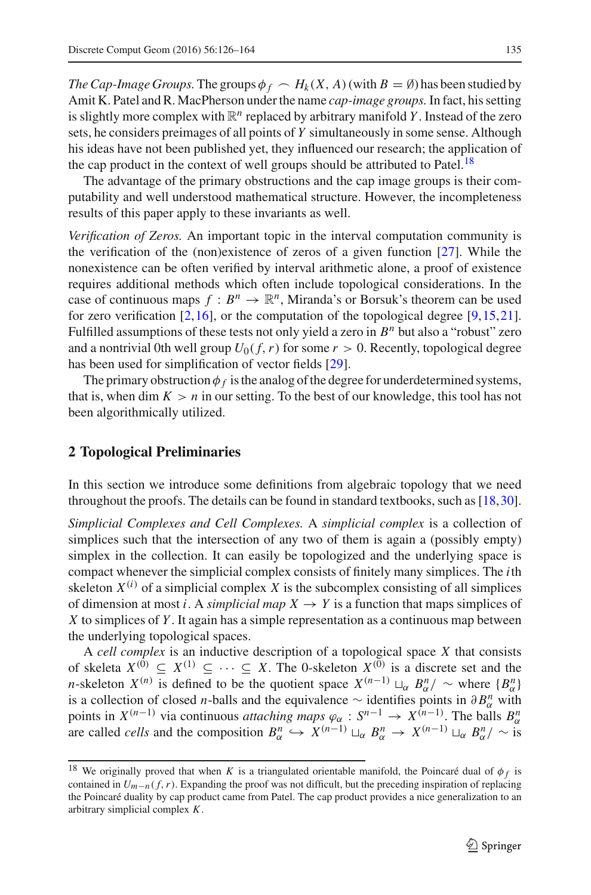*The Cap-Image Groups.* The groups $\phi_f \frown H_k(X, A)$ (with $B = \emptyset$) has been studied by Amit K. Patel and R. MacPherson under the name *cap-image groups.* In fact, his setting is slightly more complex with $\mathbb{R}^n$ replaced by arbitrary manifold $Y$. Instead of the zero sets, he considers preimages of all points of $Y$ simultaneously in some sense. Although his ideas have not been published yet, they influenced our research; the application of the cap product in the context of well groups should be attributed to Patel.[18]

The advantage of the primary obstructions and the cap image groups is their computability and well understood mathematical structure. However, the incompleteness results of this paper apply to these invariants as well.

*Verification of Zeros.* An important topic in the interval computation community is the verification of the (non)existence of zeros of a given function [27]. While the nonexistence can be often verified by interval arithmetic alone, a proof of existence requires additional methods which often include topological considerations. In the case of continuous maps $f : B^n \to \mathbb{R}^n$, Miranda's or Borsuk's theorem can be used for zero verification [2,16], or the computation of the topological degree [9,15,21]. Fulfilled assumptions of these tests not only yield a zero in $B^n$ but also a "robust" zero and a nontrivial 0th well group $U_0(f, r)$ for some $r > 0$. Recently, topological degree has been used for simplification of vector fields [29].

The primary obstruction $\phi_f$ is the analog of the degree for underdetermined systems, that is, when $\dim K > n$ in our setting. To the best of our knowledge, this tool has not been algorithmically utilized.

## 2 Topological Preliminaries

In this section we introduce some definitions from algebraic topology that we need throughout the proofs. The details can be found in standard textbooks, such as [18,30].

*Simplicial Complexes and Cell Complexes.* A *simplicial complex* is a collection of simplices such that the intersection of any two of them is again a (possibly empty) simplex in the collection. It can easily be topologized and the underlying space is compact whenever the simplicial complex consists of finitely many simplices. The $i$th skeleton $X^{(i)}$ of a simplicial complex $X$ is the subcomplex consisting of all simplices of dimension at most $i$. A *simplicial map* $X \to Y$ is a function that maps simplices of $X$ to simplices of $Y$. It again has a simple representation as a continuous map between the underlying topological spaces.

A *cell complex* is an inductive description of a topological space $X$ that consists of skeleta $X^{(0)} \subseteq X^{(1)} \subseteq \cdots \subseteq X$. The 0-skeleton $X^{(0)}$ is a discrete set and the $n$-skeleton $X^{(n)}$ is defined to be the quotient space $X^{(n-1)} \sqcup_\alpha B^n_\alpha / \sim$ where $\{B^n_\alpha\}$ is a collection of closed $n$-balls and the equivalence $\sim$ identifies points in $\partial B^n_\alpha$ with points in $X^{(n-1)}$ via continuous *attaching maps* $\varphi_\alpha : S^{n-1} \to X^{(n-1)}$. The balls $B^n_\alpha$ are called *cells* and the composition $B^n_\alpha \hookrightarrow X^{(n-1)} \sqcup_\alpha B^n_\alpha \to X^{(n-1)} \sqcup_\alpha B^n_\alpha / \sim$ is

---

[18] We originally proved that when $K$ is a triangulated orientable manifold, the Poincaré dual of $\phi_f$ is contained in $U_{m-n}(f, r)$. Expanding the proof was not difficult, but the preceding inspiration of replacing the Poincaré duality by cap product came from Patel. The cap product provides a nice generalization to an arbitrary simplicial complex $K$.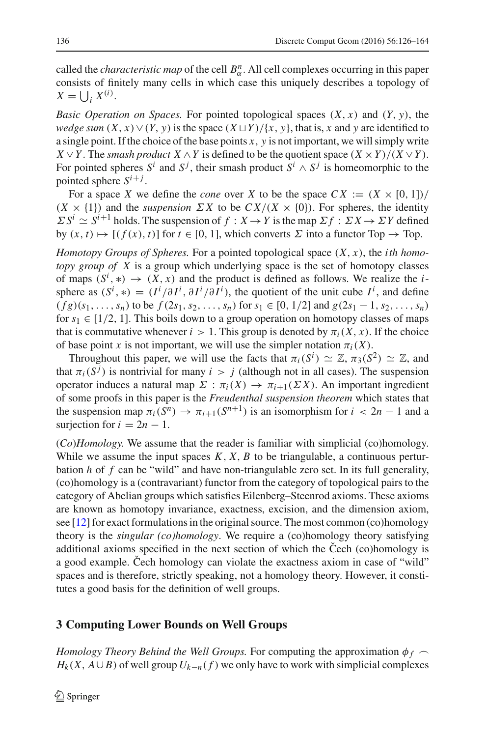called the *characteristic map* of the cell $B_\alpha^n$. All cell complexes occurring in this paper consists of finitely many cells in which case this uniquely describes a topology of $X = \bigcup_i X^{(i)}$.

*Basic Operation on Spaces.* For pointed topological spaces $(X, x)$ and $(Y, y)$, the *wedge sum* $(X, x) \vee (Y, y)$ is the space $(X \sqcup Y)/\{x, y\}$, that is, $x$ and $y$ are identified to a single point. If the choice of the base points $x$, $y$ is not important, we will simply write $X \vee Y$. The *smash product* $X \wedge Y$ is defined to be the quotient space $(X \times Y)/(X \vee Y)$. For pointed spheres $S^i$ and $S^j$, their smash product $S^i \wedge S^j$ is homeomorphic to the pointed sphere $S^{i+j}$.

For a space $X$ we define the *cone* over $X$ to be the space $CX := (X \times [0, 1])/(X \times \{1\})$ and the *suspension* $\Sigma X$ to be $CX/(X \times \{0\})$. For spheres, the identity $\Sigma S^i \simeq S^{i+1}$ holds. The suspension of $f : X \to Y$ is the map $\Sigma f : \Sigma X \to \Sigma Y$ defined by $(x, t) \mapsto [(f(x), t)]$ for $t \in [0, 1]$, which converts $\Sigma$ into a functor Top $\to$ Top.

*Homotopy Groups of Spheres.* For a pointed topological space $(X, x)$, the *ith homotopy group of* $X$ is a group which underlying space is the set of homotopy classes of maps $(S^i, *) \to (X, x)$ and the product is defined as follows. We realize the $i$-sphere as $(S^i, *) = (I^i/\partial I^i, \partial I^i/\partial I^i)$, the quotient of the unit cube $I^i$, and define $(fg)(s_1, \ldots, s_n)$ to be $f(2s_1, s_2, \ldots, s_n)$ for $s_1 \in [0, 1/2]$ and $g(2s_1 - 1, s_2, \ldots, s_n)$ for $s_1 \in [1/2, 1]$. This boils down to a group operation on homotopy classes of maps that is commutative whenever $i > 1$. This group is denoted by $\pi_i(X, x)$. If the choice of base point $x$ is not important, we will use the simpler notation $\pi_i(X)$.

Throughout this paper, we will use the facts that $\pi_i(S^i) \simeq \mathbb{Z}$, $\pi_3(S^2) \simeq \mathbb{Z}$, and that $\pi_i(S^j)$ is nontrivial for many $i > j$ (although not in all cases). The suspension operator induces a natural map $\Sigma : \pi_i(X) \to \pi_{i+1}(\Sigma X)$. An important ingredient of some proofs in this paper is the *Freudenthal suspension theorem* which states that the suspension map $\pi_i(S^n) \to \pi_{i+1}(S^{n+1})$ is an isomorphism for $i < 2n - 1$ and a surjection for $i = 2n - 1$.

*(Co)Homology.* We assume that the reader is familiar with simplicial (co)homology. While we assume the input spaces $K$, $X$, $B$ to be triangulable, a continuous perturbation $h$ of $f$ can be "wild" and have non-triangulable zero set. In its full generality, (co)homology is a (contravariant) functor from the category of topological pairs to the category of Abelian groups which satisfies Eilenberg–Steenrod axioms. These axioms are known as homotopy invariance, exactness, excision, and the dimension axiom, see [12] for exact formulations in the original source. The most common (co)homology theory is the *singular (co)homology*. We require a (co)homology theory satisfying additional axioms specified in the next section of which the Čech (co)homology is a good example. Čech homology can violate the exactness axiom in case of "wild" spaces and is therefore, strictly speaking, not a homology theory. However, it constitutes a good basis for the definition of well groups.

## 3 Computing Lower Bounds on Well Groups

*Homology Theory Behind the Well Groups.* For computing the approximation $\phi_f \frown H_k(X, A \cup B)$ of well group $U_{k-n}(f)$ we only have to work with simplicial complexes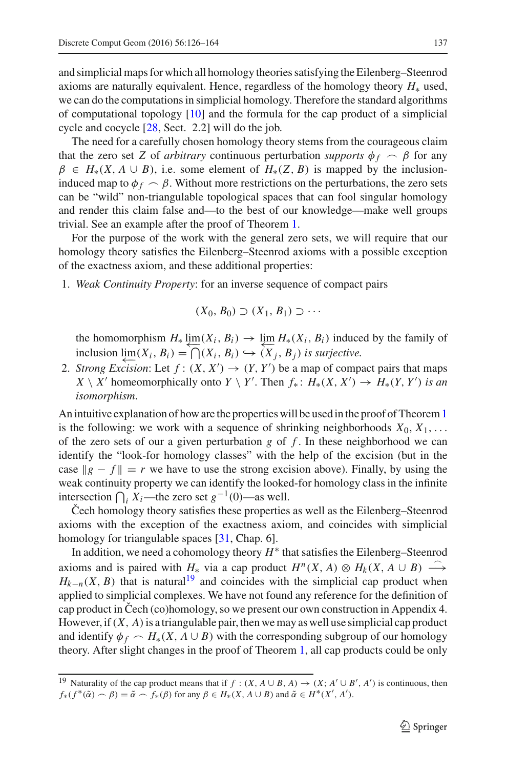and simplicial maps for which all homology theories satisfying the Eilenberg–Steenrod axioms are naturally equivalent. Hence, regardless of the homology theory $H_*$ used, we can do the computations in simplicial homology. Therefore the standard algorithms of computational topology [10] and the formula for the cap product of a simplicial cycle and cocycle [28, Sect. 2.2] will do the job.

The need for a carefully chosen homology theory stems from the courageous claim that the zero set $Z$ of *arbitrary* continuous perturbation *supports* $\phi_f \frown \beta$ for any $\beta \in H_*(X, A \cup B)$, i.e. some element of $H_*(Z, B)$ is mapped by the inclusion-induced map to $\phi_f \frown \beta$. Without more restrictions on the perturbations, the zero sets can be "wild" non-triangulable topological spaces that can fool singular homology and render this claim false and—to the best of our knowledge—make well groups trivial. See an example after the proof of Theorem 1.

For the purpose of the work with the general zero sets, we will require that our homology theory satisfies the Eilenberg–Steenrod axioms with a possible exception of the exactness axiom, and these additional properties:

1. *Weak Continuity Property*: for an inverse sequence of compact pairs

$$(X_0, B_0) \supset (X_1, B_1) \supset \cdots$$

   the homomorphism $H_* \varprojlim(X_i, B_i) \to \varprojlim H_*(X_i, B_i)$ induced by the family of inclusion $\varprojlim(X_i, B_i) = \bigcap(X_i, B_i) \hookrightarrow (X_j, B_j)$ *is surjective*.
2. *Strong Excision*: Let $f\colon (X, X') \to (Y, Y')$ be a map of compact pairs that maps $X \setminus X'$ homeomorphically onto $Y \setminus Y'$. Then $f_*\colon H_*(X, X') \to H_*(Y, Y')$ *is an isomorphism*.

An intuitive explanation of how are the properties will be used in the proof of Theorem 1 is the following: we work with a sequence of shrinking neighborhoods $X_0, X_1, \ldots$ of the zero sets of our a given perturbation $g$ of $f$. In these neighborhood we can identify the "look-for homology classes" with the help of the excision (but in the case $\|g - f\| = r$ we have to use the strong excision above). Finally, by using the weak continuity property we can identify the looked-for homology class in the infinite intersection $\bigcap_i X_i$—the zero set $g^{-1}(0)$—as well.

Čech homology theory satisfies these properties as well as the Eilenberg–Steenrod axioms with the exception of the exactness axiom, and coincides with simplicial homology for triangulable spaces [31, Chap. 6].

In addition, we need a cohomology theory $H^*$ that satisfies the Eilenberg–Steenrod axioms and is paired with $H_*$ via a cap product $H^n(X, A) \otimes H_k(X, A \cup B) \xrightarrow{\frown} H_{k-n}(X, B)$ that is natural[19] and coincides with the simplicial cap product when applied to simplicial complexes. We have not found any reference for the definition of cap product in Čech (co)homology, so we present our own construction in Appendix 4. However, if $(X, A)$ is a triangulable pair, then we may as well use simplicial cap product and identify $\phi_f \frown H_*(X, A \cup B)$ with the corresponding subgroup of our homology theory. After slight changes in the proof of Theorem 1, all cap products could be only

---

[19] Naturality of the cap product means that if $f : (X, A \cup B, A) \to (X; A' \cup B', A')$ is continuous, then $f_*(f^*(\tilde{\alpha}) \frown \beta) = \tilde{\alpha} \frown f_*(\beta)$ for any $\beta \in H_*(X, A \cup B)$ and $\tilde{\alpha} \in H^*(X', A')$.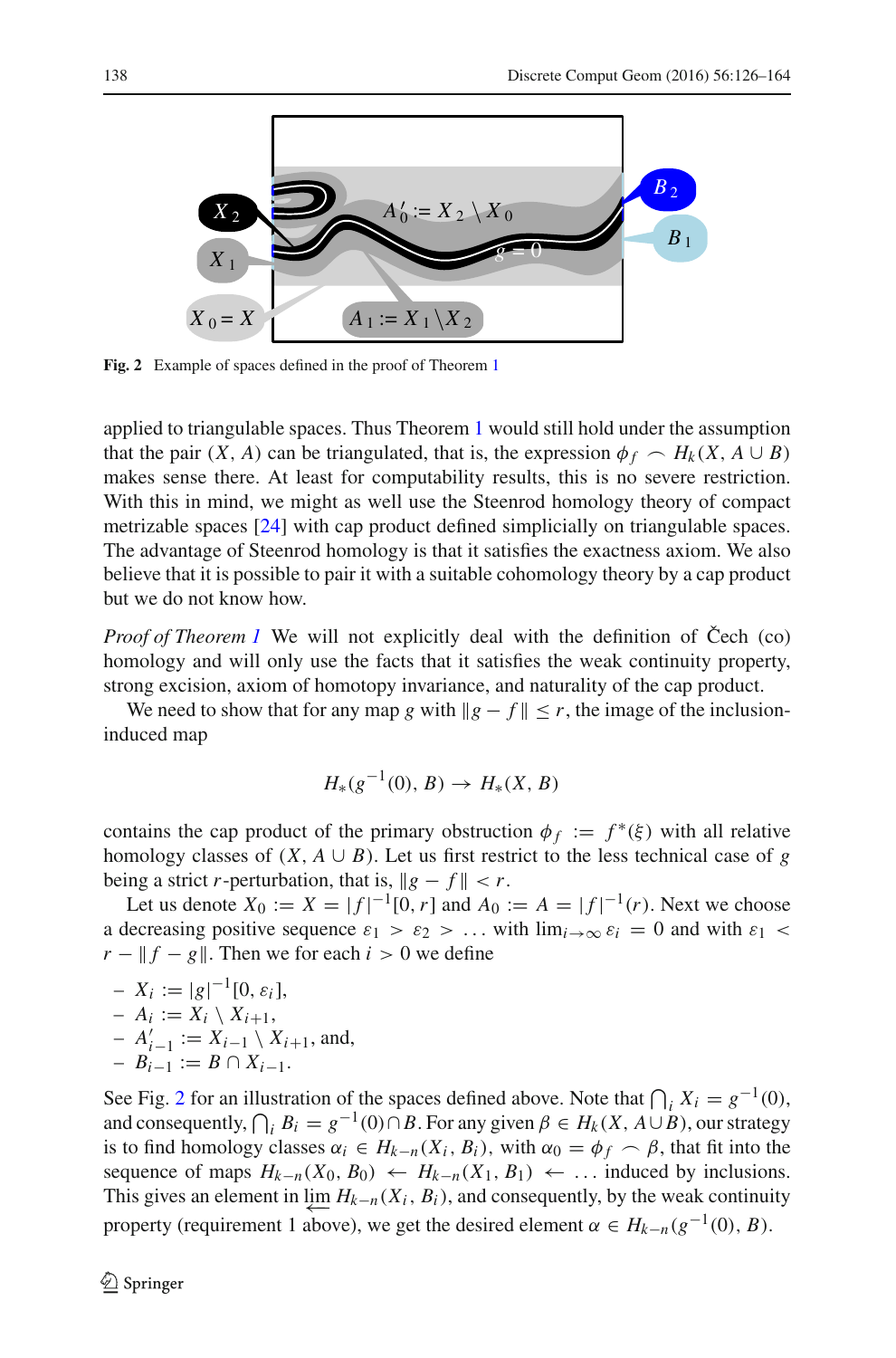$X_2$

$A_0' := X_2 \setminus X_0$

$B_2$

$B_1$

$g = 0$

$X_1$

$X_0 = X$

$A_1 := X_1 \setminus X_2$

**Fig. 2** Example of spaces defined in the proof of Theorem 1

applied to triangulable spaces. Thus Theorem 1 would still hold under the assumption that the pair $(X, A)$ can be triangulated, that is, the expression $\phi_f \frown H_k(X, A \cup B)$ makes sense there. At least for computability results, this is no severe restriction. With this in mind, we might as well use the Steenrod homology theory of compact metrizable spaces [24] with cap product defined simplicially on triangulable spaces. The advantage of Steenrod homology is that it satisfies the exactness axiom. We also believe that it is possible to pair it with a suitable cohomology theory by a cap product but we do not know how.

*Proof of Theorem 1* We will not explicitly deal with the definition of Čech (co)homology and will only use the facts that it satisfies the weak continuity property, strong excision, axiom of homotopy invariance, and naturality of the cap product.

We need to show that for any map $g$ with $\|g - f\| \leq r$, the image of the inclusion-induced map

$$H_*(g^{-1}(0), B) \to H_*(X, B)$$

contains the cap product of the primary obstruction $\phi_f := f^*(\xi)$ with all relative homology classes of $(X, A \cup B)$. Let us first restrict to the less technical case of $g$ being a strict $r$-perturbation, that is, $\|g - f\| < r$.

Let us denote $X_0 := X = |f|^{-1}[0, r]$ and $A_0 := A = |f|^{-1}(r)$. Next we choose a decreasing positive sequence $\varepsilon_1 > \varepsilon_2 > \ldots$ with $\lim_{i \to \infty} \varepsilon_i = 0$ and with $\varepsilon_1 < r - \|f - g\|$. Then we for each $i > 0$ we define

- $X_i := |g|^{-1}[0, \varepsilon_i]$,
- $A_i := X_i \setminus X_{i+1}$,
- $A'_{i-1} := X_{i-1} \setminus X_{i+1}$, and,
- $B_{i-1} := B \cap X_{i-1}$.

See Fig. 2 for an illustration of the spaces defined above. Note that $\bigcap_i X_i = g^{-1}(0)$, and consequently, $\bigcap_i B_i = g^{-1}(0) \cap B$. For any given $\beta \in H_k(X, A \cup B)$, our strategy is to find homology classes $\alpha_i \in H_{k-n}(X_i, B_i)$, with $\alpha_0 = \phi_f \frown \beta$, that fit into the sequence of maps $H_{k-n}(X_0, B_0) \leftarrow H_{k-n}(X_1, B_1) \leftarrow \ldots$ induced by inclusions. This gives an element in $\varprojlim H_{k-n}(X_i, B_i)$, and consequently, by the weak continuity property (requirement 1 above), we get the desired element $\alpha \in H_{k-n}(g^{-1}(0), B)$.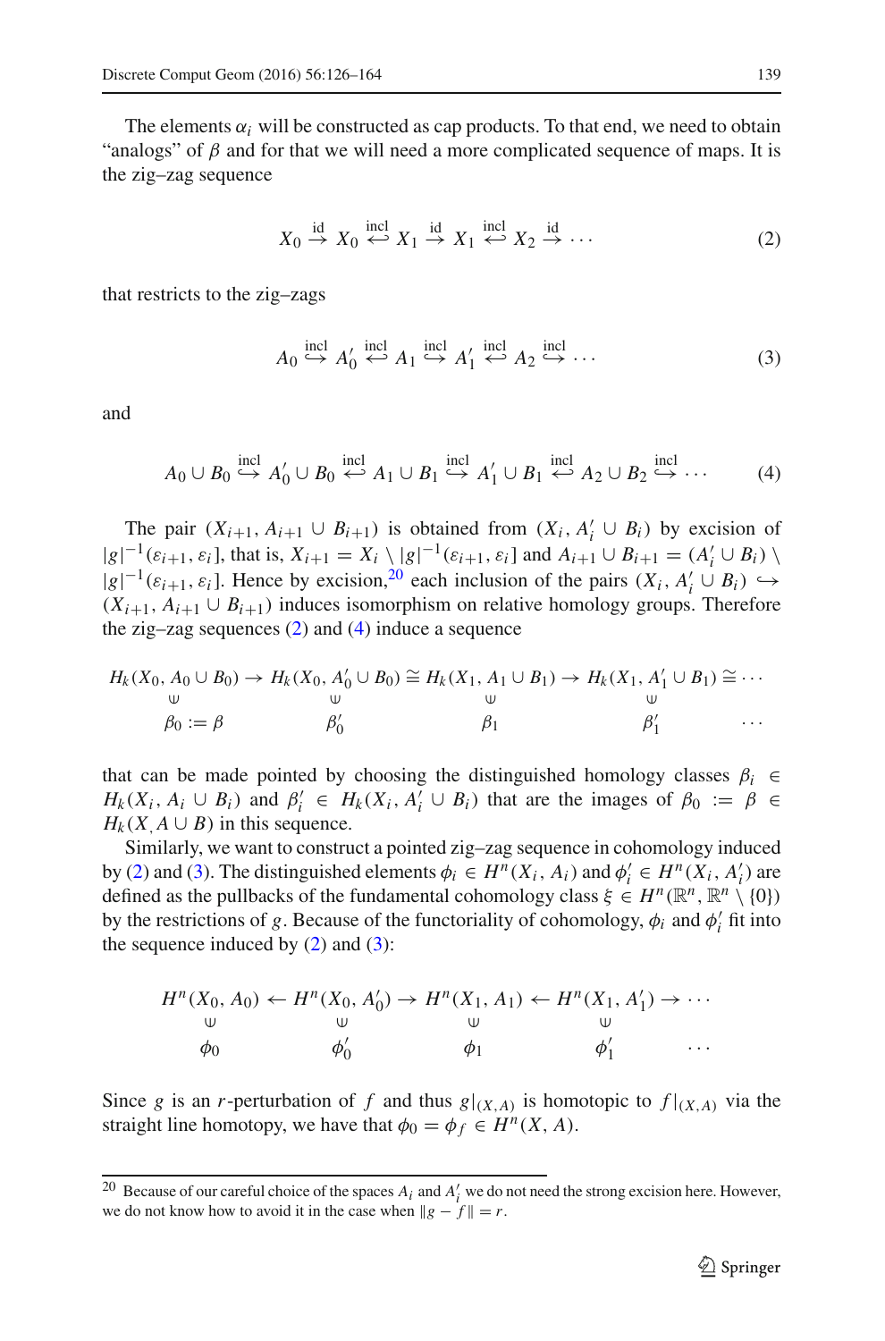The elements $\alpha_i$ will be constructed as cap products. To that end, we need to obtain "analogs" of $\beta$ and for that we will need a more complicated sequence of maps. It is the zig–zag sequence

$$X_0 \overset{\text{id}}{\to} X_0 \overset{\text{incl}}{\hookleftarrow} X_1 \overset{\text{id}}{\to} X_1 \overset{\text{incl}}{\hookleftarrow} X_2 \overset{\text{id}}{\to} \cdots \tag{2}$$

that restricts to the zig–zags

$$A_0 \overset{\text{incl}}{\hookrightarrow} A_0' \overset{\text{incl}}{\hookleftarrow} A_1 \overset{\text{incl}}{\hookrightarrow} A_1' \overset{\text{incl}}{\hookleftarrow} A_2 \overset{\text{incl}}{\hookrightarrow} \cdots \tag{3}$$

and

$$A_0 \cup B_0 \overset{\text{incl}}{\hookrightarrow} A_0' \cup B_0 \overset{\text{incl}}{\hookleftarrow} A_1 \cup B_1 \overset{\text{incl}}{\hookrightarrow} A_1' \cup B_1 \overset{\text{incl}}{\hookleftarrow} A_2 \cup B_2 \overset{\text{incl}}{\hookrightarrow} \cdots \tag{4}$$

The pair $(X_{i+1}, A_{i+1} \cup B_{i+1})$ is obtained from $(X_i, A_i' \cup B_i)$ by excision of $|g|^{-1}(\varepsilon_{i+1}, \varepsilon_i]$, that is, $X_{i+1} = X_i \setminus |g|^{-1}(\varepsilon_{i+1}, \varepsilon_i]$ and $A_{i+1} \cup B_{i+1} = (A_i' \cup B_i) \setminus |g|^{-1}(\varepsilon_{i+1}, \varepsilon_i]$. Hence by excision,[20] each inclusion of the pairs $(X_i, A_i' \cup B_i) \hookrightarrow (X_{i+1}, A_{i+1} \cup B_{i+1})$ induces isomorphism on relative homology groups. Therefore the zig–zag sequences (2) and (4) induce a sequence

$$\begin{array}{ccccccccc}
H_k(X_0, A_0 \cup B_0) & \to & H_k(X_0, A_0' \cup B_0) & \cong & H_k(X_1, A_1 \cup B_1) & \to & H_k(X_1, A_1' \cup B_1) & \cong & \cdots \\
\cup\!\!\shortmid & & \cup\!\!\shortmid & & \cup\!\!\shortmid & & \cup\!\!\shortmid & & \\
\beta_0 := \beta & & \beta_0' & & \beta_1 & & \beta_1' & & \cdots
\end{array}$$

that can be made pointed by choosing the distinguished homology classes $\beta_i \in H_k(X_i, A_i \cup B_i)$ and $\beta_i' \in H_k(X_i, A_i' \cup B_i)$ that are the images of $\beta_0 := \beta \in H_k(X, A \cup B)$ in this sequence.

Similarly, we want to construct a pointed zig–zag sequence in cohomology induced by (2) and (3). The distinguished elements $\phi_i \in H^n(X_i, A_i)$ and $\phi_i' \in H^n(X_i, A_i')$ are defined as the pullbacks of the fundamental cohomology class $\xi \in H^n(\mathbb{R}^n, \mathbb{R}^n \setminus \{0\})$ by the restrictions of $g$. Because of the functoriality of cohomology, $\phi_i$ and $\phi_i'$ fit into the sequence induced by (2) and (3):

$$\begin{array}{ccccccccc}
H^n(X_0, A_0) & \leftarrow & H^n(X_0, A_0') & \to & H^n(X_1, A_1) & \leftarrow & H^n(X_1, A_1') & \to & \cdots \\
\cup\!\!\shortmid & & \cup\!\!\shortmid & & \cup\!\!\shortmid & & \cup\!\!\shortmid & & \\
\phi_0 & & \phi_0' & & \phi_1 & & \phi_1' & & \cdots
\end{array}$$

Since $g$ is an $r$-perturbation of $f$ and thus $g|_{(X,A)}$ is homotopic to $f|_{(X,A)}$ via the straight line homotopy, we have that $\phi_0 = \phi_f \in H^n(X, A)$.

---

[20] Because of our careful choice of the spaces $A_i$ and $A_i'$ we do not need the strong excision here. However, we do not know how to avoid it in the case when $\|g - f\| = r$.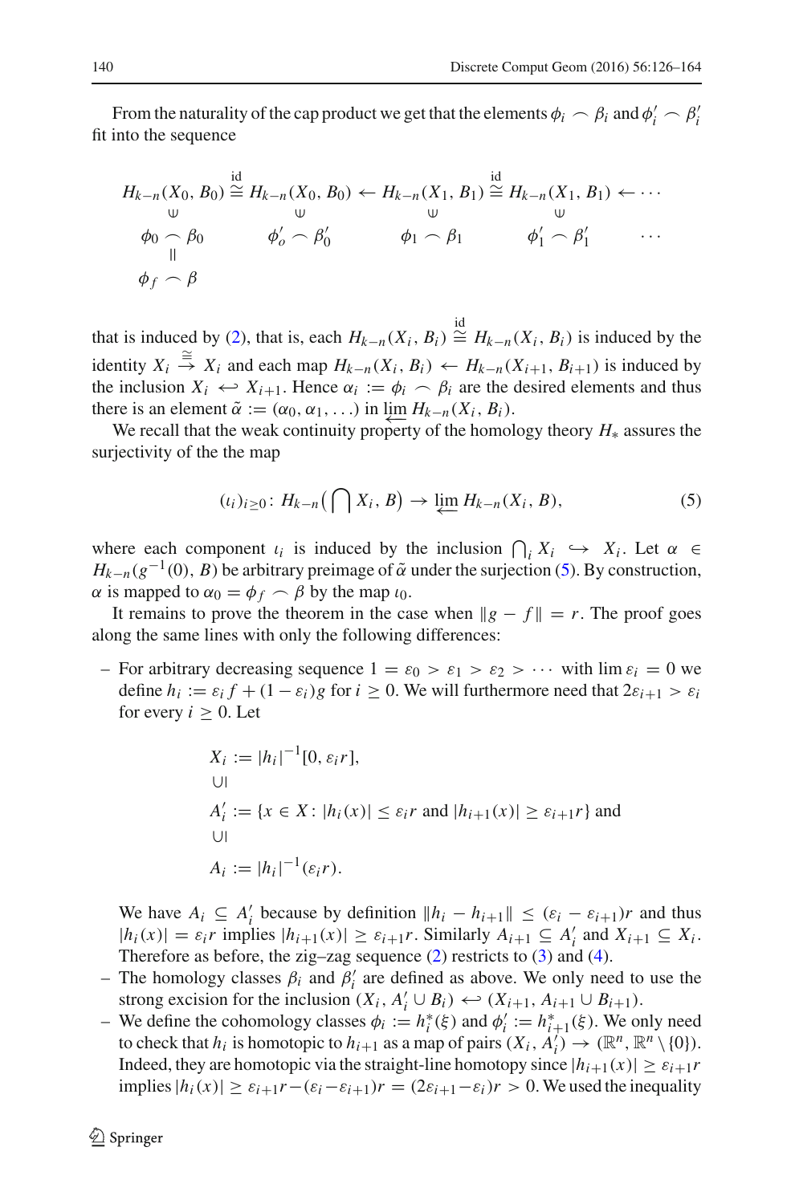From the naturality of the cap product we get that the elements $\phi_i \frown \beta_i$ and $\phi_i' \frown \beta_i'$ fit into the sequence

$$
\begin{array}{ccccccccc}
H_{k-n}(X_0, B_0) & \overset{\text{id}}{\cong} & H_{k-n}(X_0, B_0) & \leftarrow & H_{k-n}(X_1, B_1) & \overset{\text{id}}{\cong} & H_{k-n}(X_1, B_1) & \leftarrow & \cdots \\
\cup & & \cup & & \cup & & \cup & & \\
\phi_0 \frown \beta_0 & & \phi_o' \frown \beta_0' & & \phi_1 \frown \beta_1 & & \phi_1' \frown \beta_1' & & \cdots \\
\| & & & & & & & & \\
\phi_f \frown \beta & & & & & & & &
\end{array}
$$

that is induced by (2), that is, each $H_{k-n}(X_i, B_i) \overset{\text{id}}{\cong} H_{k-n}(X_i, B_i)$ is induced by the identity $X_i \overset{\cong}{\to} X_i$ and each map $H_{k-n}(X_i, B_i) \leftarrow H_{k-n}(X_{i+1}, B_{i+1})$ is induced by the inclusion $X_i \hookleftarrow X_{i+1}$. Hence $\alpha_i := \phi_i \frown \beta_i$ are the desired elements and thus there is an element $\tilde{\alpha} := (\alpha_0, \alpha_1, \dots)$ in $\varprojlim H_{k-n}(X_i, B_i)$.

We recall that the weak continuity property of the homology theory $H_*$ assures the surjectivity of the the map

$$
(\iota_i)_{i \geq 0} \colon H_{k-n}\Big(\bigcap X_i, B\Big) \to \varprojlim H_{k-n}(X_i, B), \tag{5}
$$

where each component $\iota_i$ is induced by the inclusion $\bigcap_i X_i \hookrightarrow X_i$. Let $\alpha \in H_{k-n}(g^{-1}(0), B)$ be arbitrary preimage of $\tilde{\alpha}$ under the surjection (5). By construction, $\alpha$ is mapped to $\alpha_0 = \phi_f \frown \beta$ by the map $\iota_0$.

It remains to prove the theorem in the case when $\|g - f\| = r$. The proof goes along the same lines with only the following differences:

- For arbitrary decreasing sequence $1 = \varepsilon_0 > \varepsilon_1 > \varepsilon_2 > \cdots$ with $\lim \varepsilon_i = 0$ we define $h_i := \varepsilon_i f + (1 - \varepsilon_i) g$ for $i \geq 0$. We will furthermore need that $2\varepsilon_{i+1} > \varepsilon_i$ for every $i \geq 0$. Let

$$
\begin{aligned}
& X_i := |h_i|^{-1}[0, \varepsilon_i r], \\
& \cup\!| \\
& A_i' := \{x \in X \colon |h_i(x)| \leq \varepsilon_i r \text{ and } |h_{i+1}(x)| \geq \varepsilon_{i+1} r\} \text{ and} \\
& \cup\!| \\
& A_i := |h_i|^{-1}(\varepsilon_i r).
\end{aligned}
$$

  We have $A_i \subseteq A_i'$ because by definition $\|h_i - h_{i+1}\| \leq (\varepsilon_i - \varepsilon_{i+1}) r$ and thus $|h_i(x)| = \varepsilon_i r$ implies $|h_{i+1}(x)| \geq \varepsilon_{i+1} r$. Similarly $A_{i+1} \subseteq A_i'$ and $X_{i+1} \subseteq X_i$. Therefore as before, the zig–zag sequence (2) restricts to (3) and (4).
- The homology classes $\beta_i$ and $\beta_i'$ are defined as above. We only need to use the strong excision for the inclusion $(X_i, A_i' \cup B_i) \hookleftarrow (X_{i+1}, A_{i+1} \cup B_{i+1})$.
- We define the cohomology classes $\phi_i := h_i^*(\xi)$ and $\phi_i' := h_{i+1}^*(\xi)$. We only need to check that $h_i$ is homotopic to $h_{i+1}$ as a map of pairs $(X_i, A_i') \to (\mathbb{R}^n, \mathbb{R}^n \setminus \{0\})$. Indeed, they are homotopic via the straight-line homotopy since $|h_{i+1}(x)| \geq \varepsilon_{i+1} r$ implies $|h_i(x)| \geq \varepsilon_{i+1} r - (\varepsilon_i - \varepsilon_{i+1}) r = (2\varepsilon_{i+1} - \varepsilon_i) r > 0$. We used the inequality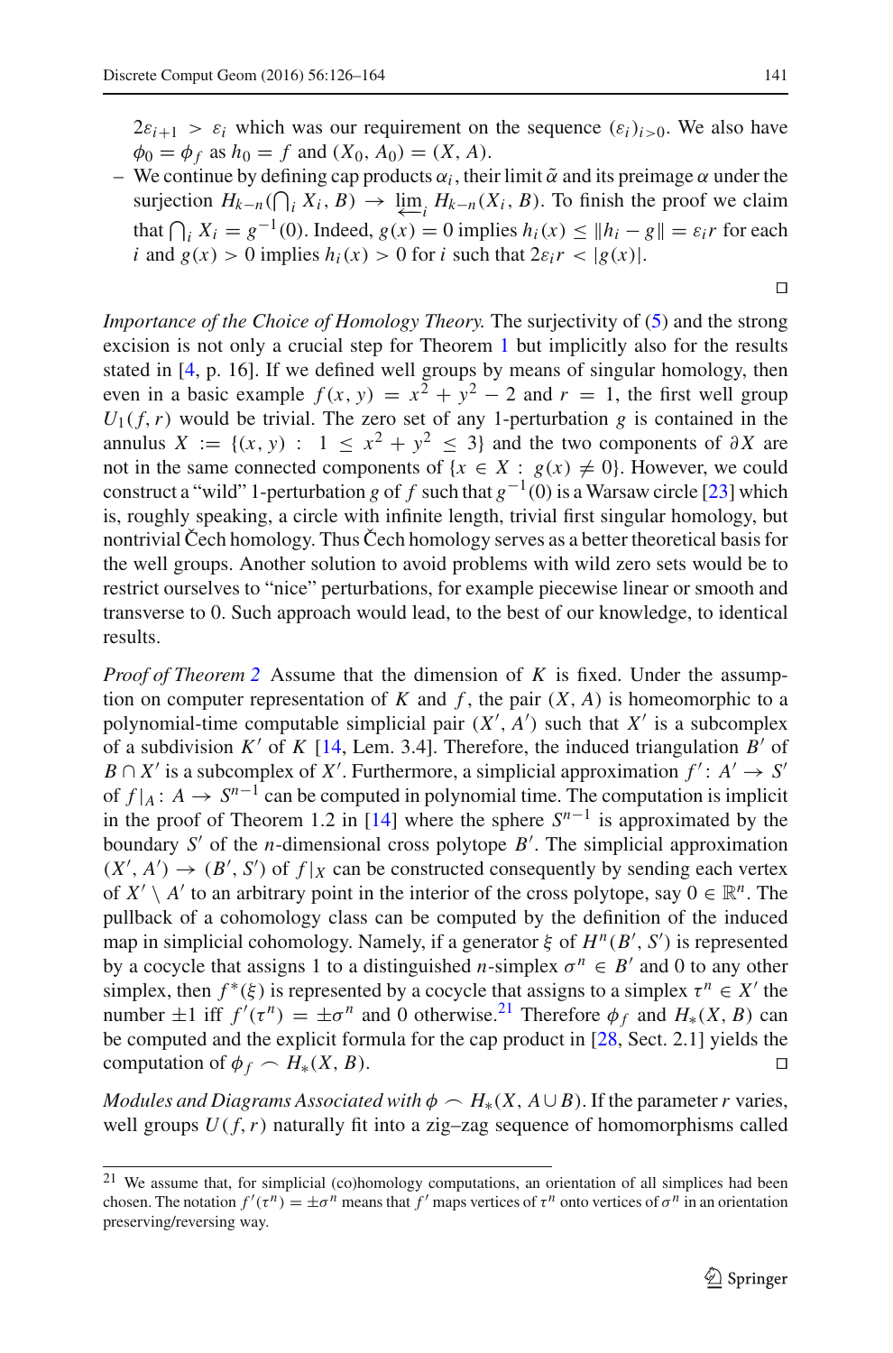$2\varepsilon_{i+1} > \varepsilon_i$ which was our requirement on the sequence $(\varepsilon_i)_{i>0}$. We also have $\phi_0 = \phi_f$ as $h_0 = f$ and $(X_0, A_0) = (X, A)$.

– We continue by defining cap products $\alpha_i$, their limit $\tilde{\alpha}$ and its preimage $\alpha$ under the surjection $H_{k-n}(\bigcap_i X_i, B) \to \varprojlim_i H_{k-n}(X_i, B)$. To finish the proof we claim that $\bigcap_i X_i = g^{-1}(0)$. Indeed, $g(x) = 0$ implies $h_i(x) \le \|h_i - g\| = \varepsilon_i r$ for each $i$ and $g(x) > 0$ implies $h_i(x) > 0$ for $i$ such that $2\varepsilon_i r < |g(x)|$.

□

*Importance of the Choice of Homology Theory.* The surjectivity of (5) and the strong excision is not only a crucial step for Theorem 1 but implicitly also for the results stated in [4, p. 16]. If we defined well groups by means of singular homology, then even in a basic example $f(x, y) = x^2 + y^2 - 2$ and $r = 1$, the first well group $U_1(f, r)$ would be trivial. The zero set of any 1-perturbation $g$ is contained in the annulus $X := \{(x, y) : 1 \le x^2 + y^2 \le 3\}$ and the two components of $\partial X$ are not in the same connected components of $\{x \in X : g(x) \ne 0\}$. However, we could construct a "wild" 1-perturbation $g$ of $f$ such that $g^{-1}(0)$ is a Warsaw circle [23] which is, roughly speaking, a circle with infinite length, trivial first singular homology, but nontrivial Čech homology. Thus Čech homology serves as a better theoretical basis for the well groups. Another solution to avoid problems with wild zero sets would be to restrict ourselves to "nice" perturbations, for example piecewise linear or smooth and transverse to 0. Such approach would lead, to the best of our knowledge, to identical results.

*Proof of Theorem 2* Assume that the dimension of $K$ is fixed. Under the assumption on computer representation of $K$ and $f$, the pair $(X, A)$ is homeomorphic to a polynomial-time computable simplicial pair $(X', A')$ such that $X'$ is a subcomplex of a subdivision $K'$ of $K$ [14, Lem. 3.4]. Therefore, the induced triangulation $B'$ of $B \cap X'$ is a subcomplex of $X'$. Furthermore, a simplicial approximation $f' : A' \to S'$ of $f|_A : A \to S^{n-1}$ can be computed in polynomial time. The computation is implicit in the proof of Theorem 1.2 in [14] where the sphere $S^{n-1}$ is approximated by the boundary $S'$ of the $n$-dimensional cross polytope $B'$. The simplicial approximation $(X', A') \to (B', S')$ of $f|_X$ can be constructed consequently by sending each vertex of $X' \setminus A'$ to an arbitrary point in the interior of the cross polytope, say $0 \in \mathbb{R}^n$. The pullback of a cohomology class can be computed by the definition of the induced map in simplicial cohomology. Namely, if a generator $\xi$ of $H^n(B', S')$ is represented by a cocycle that assigns 1 to a distinguished $n$-simplex $\sigma^n \in B'$ and 0 to any other simplex, then $f^*(\xi)$ is represented by a cocycle that assigns to a simplex $\tau^n \in X'$ the number $\pm 1$ iff $f'(\tau^n) = \pm\sigma^n$ and 0 otherwise.[21] Therefore $\phi_f$ and $H_*(X, B)$ can be computed and the explicit formula for the cap product in [28, Sect. 2.1] yields the computation of $\phi_f \frown H_*(X, B)$. □

*Modules and Diagrams Associated with $\phi \frown H_*(X, A \cup B)$.* If the parameter $r$ varies, well groups $U(f, r)$ naturally fit into a zig–zag sequence of homomorphisms called

[21] We assume that, for simplicial (co)homology computations, an orientation of all simplices had been chosen. The notation $f'(\tau^n) = \pm\sigma^n$ means that $f'$ maps vertices of $\tau^n$ onto vertices of $\sigma^n$ in an orientation preserving/reversing way.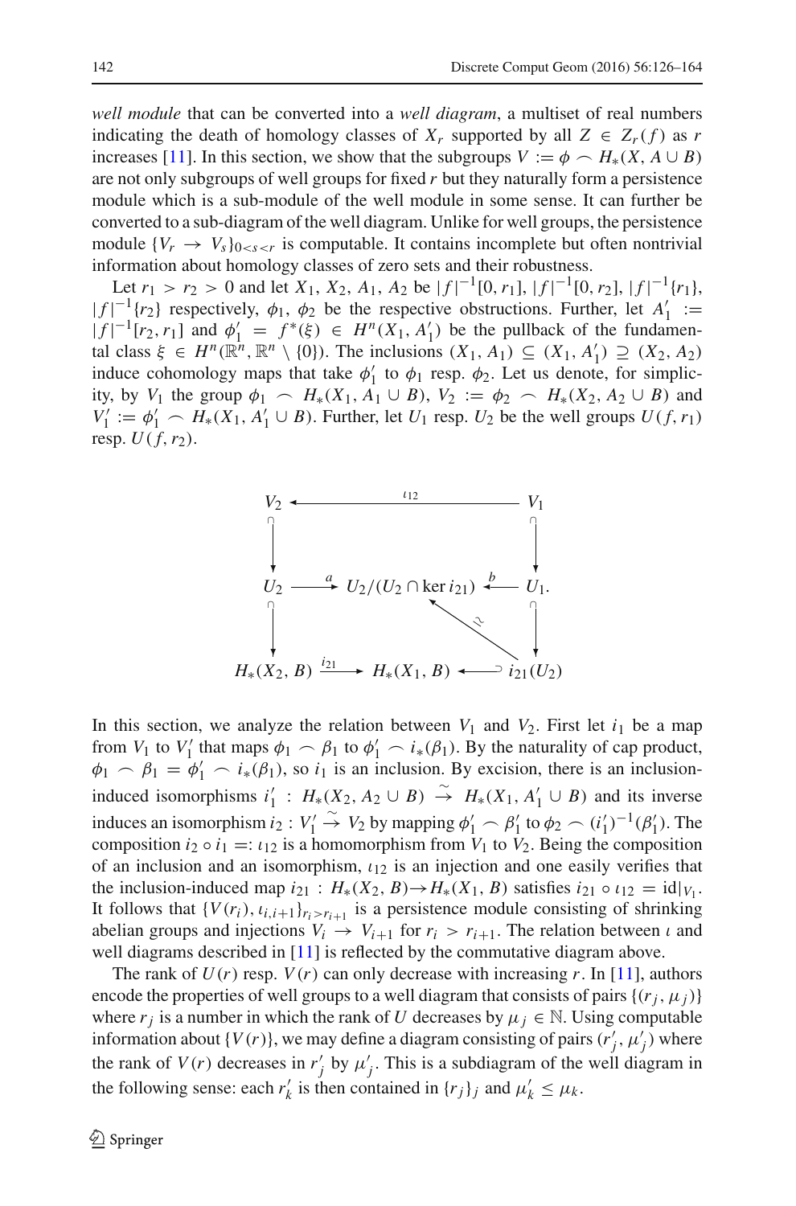*well module* that can be converted into a *well diagram*, a multiset of real numbers indicating the death of homology classes of $X_r$ supported by all $Z \in Z_r(f)$ as $r$ increases [11]. In this section, we show that the subgroups $V := \phi \frown H_*(X, A \cup B)$ are not only subgroups of well groups for fixed $r$ but they naturally form a persistence module which is a sub-module of the well module in some sense. It can further be converted to a sub-diagram of the well diagram. Unlike for well groups, the persistence module $\{V_r \to V_s\}_{0<s<r}$ is computable. It contains incomplete but often nontrivial information about homology classes of zero sets and their robustness.

Let $r_1 > r_2 > 0$ and let $X_1, X_2, A_1, A_2$ be $|f|^{-1}[0, r_1]$, $|f|^{-1}[0, r_2]$, $|f|^{-1}\{r_1\}$, $|f|^{-1}\{r_2\}$ respectively, $\phi_1$, $\phi_2$ be the respective obstructions. Further, let $A_1' := |f|^{-1}[r_2, r_1]$ and $\phi_1' = f^*(\xi) \in H^n(X_1, A_1')$ be the pullback of the fundamental class $\xi \in H^n(\mathbb{R}^n, \mathbb{R}^n \setminus \{0\})$. The inclusions $(X_1, A_1) \subseteq (X_1, A_1') \supseteq (X_2, A_2)$ induce cohomology maps that take $\phi_1'$ to $\phi_1$ resp. $\phi_2$. Let us denote, for simplicity, by $V_1$ the group $\phi_1 \frown H_*(X_1, A_1 \cup B)$, $V_2 := \phi_2 \frown H_*(X_2, A_2 \cup B)$ and $V_1' := \phi_1' \frown H_*(X_1, A_1' \cup B)$. Further, let $U_1$ resp. $U_2$ be the well groups $U(f, r_1)$ resp. $U(f, r_2)$.

$$
\begin{array}{ccccc}
V_2 & & \xleftarrow{\iota_{12}} & & V_1 \\
\cap\downarrow & & & & \downarrow\cap \\
U_2 & \xrightarrow{a} & U_2/(U_2 \cap \ker i_{21}) & \xleftarrow{b} & U_1. \\
\cap\downarrow & & \nwarrow\cong & & \downarrow\cap \\
H_*(X_2, B) & \xrightarrow{i_{21}} & H_*(X_1, B) & \hookleftarrow & i_{21}(U_2)
\end{array}
$$

In this section, we analyze the relation between $V_1$ and $V_2$. First let $i_1$ be a map from $V_1$ to $V_1'$ that maps $\phi_1 \frown \beta_1$ to $\phi_1' \frown i_*(\beta_1)$. By the naturality of cap product, $\phi_1 \frown \beta_1 = \phi_1' \frown i_*(\beta_1)$, so $i_1$ is an inclusion. By excision, there is an inclusion-induced isomorphisms $i_1' : H_*(X_2, A_2 \cup B) \xrightarrow{\sim} H_*(X_1, A_1' \cup B)$ and its inverse induces an isomorphism $i_2 : V_1' \xrightarrow{\sim} V_2$ by mapping $\phi_1' \frown \beta_1'$ to $\phi_2 \frown (i_1')^{-1}(\beta_1')$. The composition $i_2 \circ i_1 =: \iota_{12}$ is a homomorphism from $V_1$ to $V_2$. Being the composition of an inclusion and an isomorphism, $\iota_{12}$ is an injection and one easily verifies that the inclusion-induced map $i_{21} : H_*(X_2, B) \to H_*(X_1, B)$ satisfies $i_{21} \circ \iota_{12} = \mathrm{id}|_{V_1}$. It follows that $\{V(r_i), \iota_{i,i+1}\}_{r_i > r_{i+1}}$ is a persistence module consisting of shrinking abelian groups and injections $V_i \to V_{i+1}$ for $r_i > r_{i+1}$. The relation between $\iota$ and well diagrams described in [11] is reflected by the commutative diagram above.

The rank of $U(r)$ resp. $V(r)$ can only decrease with increasing $r$. In [11], authors encode the properties of well groups to a well diagram that consists of pairs $\{(r_j, \mu_j)\}$ where $r_j$ is a number in which the rank of $U$ decreases by $\mu_j \in \mathbb{N}$. Using computable information about $\{V(r)\}$, we may define a diagram consisting of pairs $(r_j', \mu_j')$ where the rank of $V(r)$ decreases in $r_j'$ by $\mu_j'$. This is a subdiagram of the well diagram in the following sense: each $r_k'$ is then contained in $\{r_j\}_j$ and $\mu_k' \leq \mu_k$.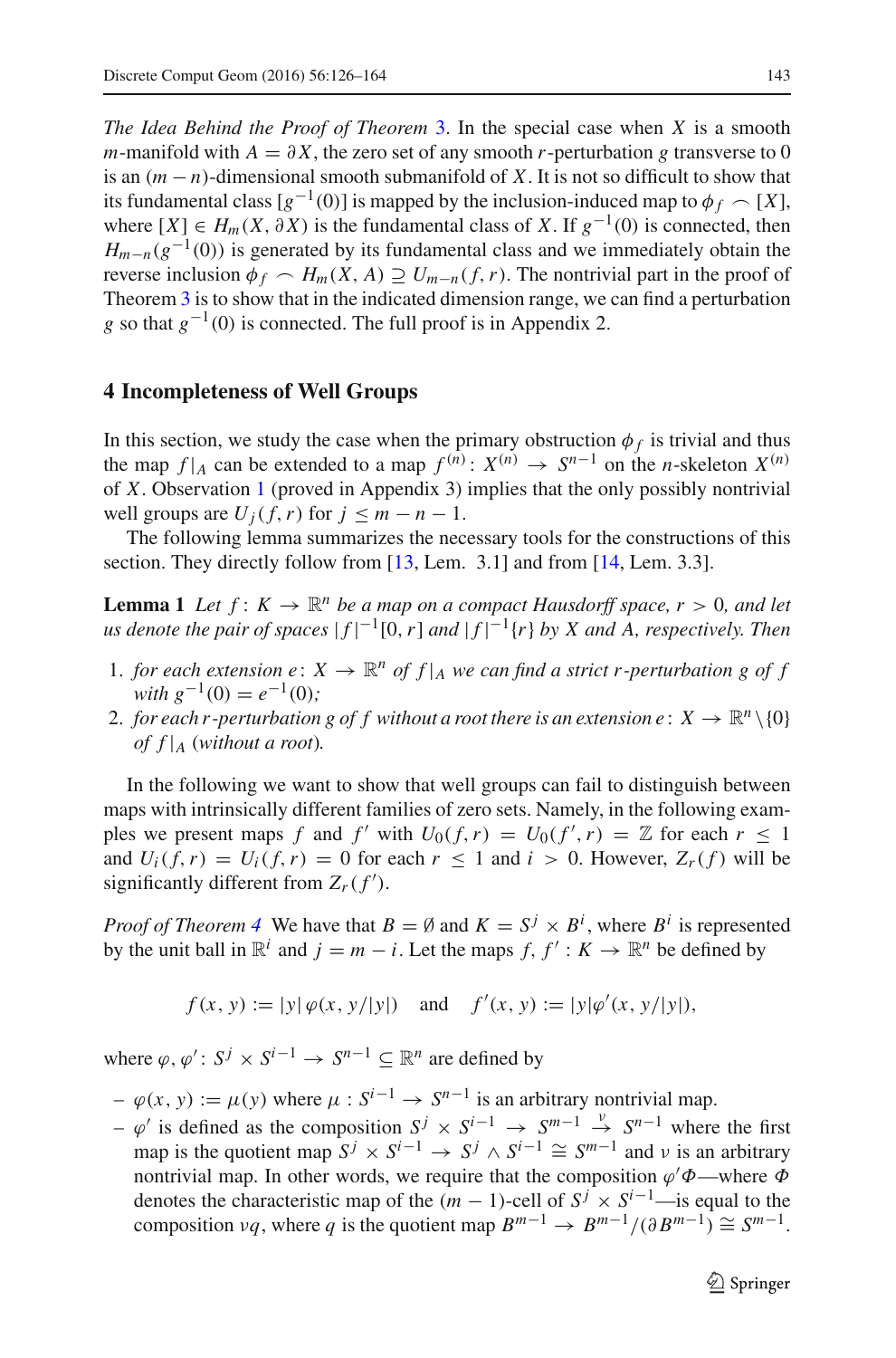*The Idea Behind the Proof of Theorem 3.* In the special case when $X$ is a smooth $m$-manifold with $A = \partial X$, the zero set of any smooth $r$-perturbation $g$ transverse to 0 is an $(m-n)$-dimensional smooth submanifold of $X$. It is not so difficult to show that its fundamental class $[g^{-1}(0)]$ is mapped by the inclusion-induced map to $\phi_f \frown [X]$, where $[X] \in H_m(X, \partial X)$ is the fundamental class of $X$. If $g^{-1}(0)$ is connected, then $H_{m-n}(g^{-1}(0))$ is generated by its fundamental class and we immediately obtain the reverse inclusion $\phi_f \frown H_m(X, A) \supseteq U_{m-n}(f, r)$. The nontrivial part in the proof of Theorem 3 is to show that in the indicated dimension range, we can find a perturbation $g$ so that $g^{-1}(0)$ is connected. The full proof is in Appendix 2.

## 4 Incompleteness of Well Groups

In this section, we study the case when the primary obstruction $\phi_f$ is trivial and thus the map $f|_A$ can be extended to a map $f^{(n)}\colon X^{(n)} \to S^{n-1}$ on the $n$-skeleton $X^{(n)}$ of $X$. Observation 1 (proved in Appendix 3) implies that the only possibly nontrivial well groups are $U_j(f, r)$ for $j \le m - n - 1$.

The following lemma summarizes the necessary tools for the constructions of this section. They directly follow from [13, Lem. 3.1] and from [14, Lem. 3.3].

**Lemma 1** *Let $f\colon K \to \mathbb{R}^n$ be a map on a compact Hausdorff space, $r > 0$, and let us denote the pair of spaces $|f|^{-1}[0, r]$ and $|f|^{-1}\{r\}$ by $X$ and $A$, respectively. Then*

1. *for each extension $e\colon X \to \mathbb{R}^n$ of $f|_A$ we can find a strict $r$-perturbation $g$ of $f$ with $g^{-1}(0) = e^{-1}(0)$;*
2. *for each $r$-perturbation $g$ of $f$ without a root there is an extension $e\colon X \to \mathbb{R}^n \setminus \{0\}$ of $f|_A$ (without a root).*

In the following we want to show that well groups can fail to distinguish between maps with intrinsically different families of zero sets. Namely, in the following examples we present maps $f$ and $f'$ with $U_0(f, r) = U_0(f', r) = \mathbb{Z}$ for each $r \le 1$ and $U_i(f, r) = U_i(f, r) = 0$ for each $r \le 1$ and $i > 0$. However, $Z_r(f)$ will be significantly different from $Z_r(f')$.

*Proof of Theorem 4* We have that $B = \emptyset$ and $K = S^j \times B^i$, where $B^i$ is represented by the unit ball in $\mathbb{R}^i$ and $j = m - i$. Let the maps $f, f'\colon K \to \mathbb{R}^n$ be defined by

$$f(x, y) := |y|\,\varphi(x, y/|y|) \quad \text{and} \quad f'(x, y) := |y|\varphi'(x, y/|y|),$$

where $\varphi, \varphi'\colon S^j \times S^{i-1} \to S^{n-1} \subseteq \mathbb{R}^n$ are defined by

- $\varphi(x, y) := \mu(y)$ where $\mu\colon S^{i-1} \to S^{n-1}$ is an arbitrary nontrivial map.
- $\varphi'$ is defined as the composition $S^j \times S^{i-1} \to S^{m-1} \xrightarrow{\nu} S^{n-1}$ where the first map is the quotient map $S^j \times S^{i-1} \to S^j \wedge S^{i-1} \cong S^{m-1}$ and $\nu$ is an arbitrary nontrivial map. In other words, we require that the composition $\varphi'\Phi$—where $\Phi$ denotes the characteristic map of the $(m-1)$-cell of $S^j \times S^{i-1}$—is equal to the composition $\nu q$, where $q$ is the quotient map $B^{m-1} \to B^{m-1}/(\partial B^{m-1}) \cong S^{m-1}$.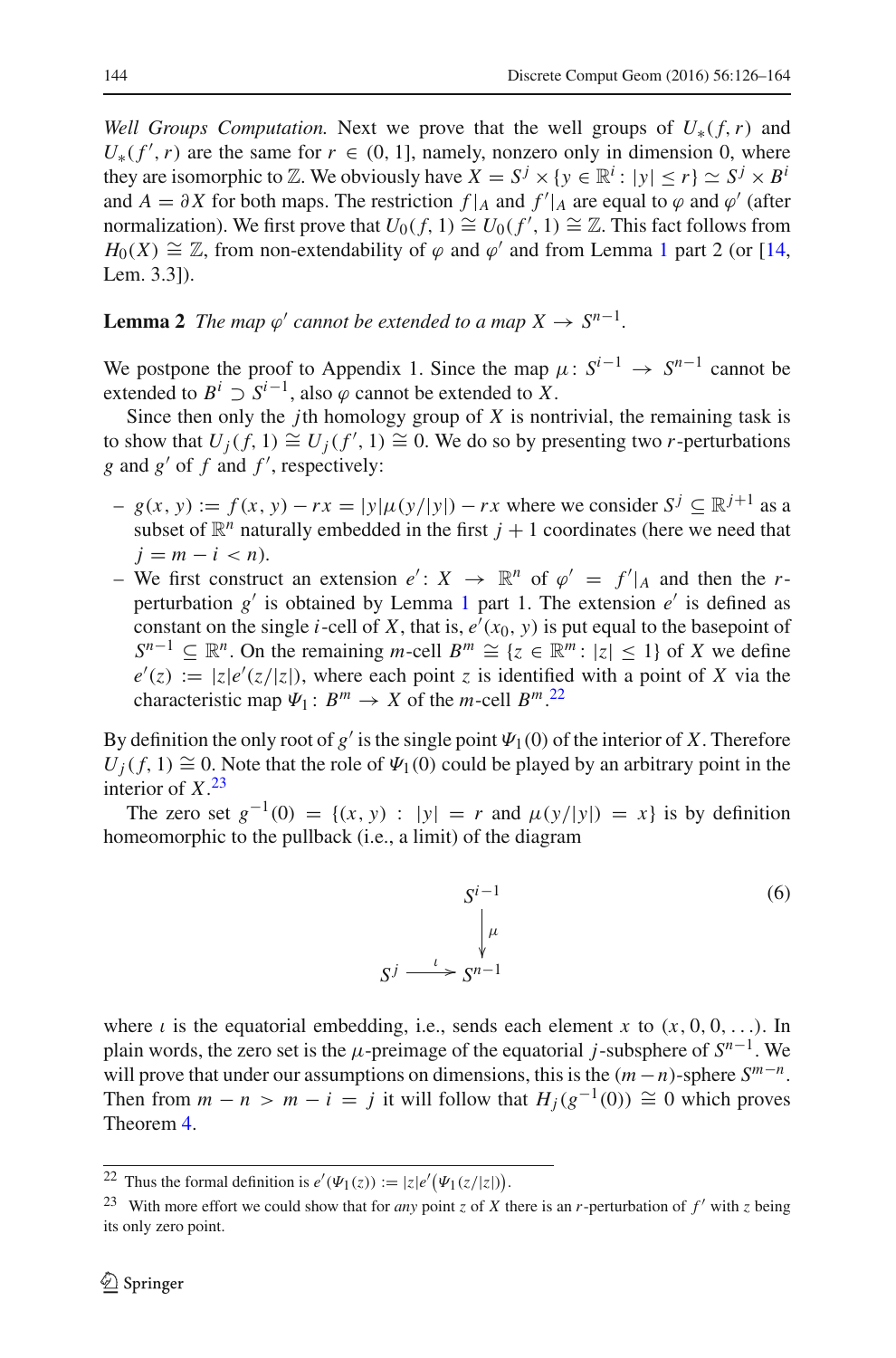*Well Groups Computation.* Next we prove that the well groups of $U_*(f, r)$ and $U_*(f', r)$ are the same for $r \in (0, 1]$, namely, nonzero only in dimension 0, where they are isomorphic to $\mathbb{Z}$. We obviously have $X = S^j \times \{y \in \mathbb{R}^i : |y| \le r\} \simeq S^j \times B^i$ and $A = \partial X$ for both maps. The restriction $f|_A$ and $f'|_A$ are equal to $\varphi$ and $\varphi'$ (after normalization). We first prove that $U_0(f, 1) \cong U_0(f', 1) \cong \mathbb{Z}$. This fact follows from $H_0(X) \cong \mathbb{Z}$, from non-extendability of $\varphi$ and $\varphi'$ and from Lemma 1 part 2 (or [14, Lem. 3.3]).

**Lemma 2** *The map $\varphi'$ cannot be extended to a map $X \to S^{n-1}$.*

We postpone the proof to Appendix 1. Since the map $\mu\colon S^{i-1} \to S^{n-1}$ cannot be extended to $B^i \supset S^{i-1}$, also $\varphi$ cannot be extended to $X$.

Since then only the $j$th homology group of $X$ is nontrivial, the remaining task is to show that $U_j(f, 1) \cong U_j(f', 1) \cong 0$. We do so by presenting two $r$-perturbations $g$ and $g'$ of $f$ and $f'$, respectively:

- $g(x, y) := f(x, y) - rx = |y|\mu(y/|y|) - rx$ where we consider $S^j \subseteq \mathbb{R}^{j+1}$ as a subset of $\mathbb{R}^n$ naturally embedded in the first $j + 1$ coordinates (here we need that $j = m - i < n$).
- We first construct an extension $e'\colon X \to \mathbb{R}^n$ of $\varphi' = f'|_A$ and then the $r$-perturbation $g'$ is obtained by Lemma 1 part 1. The extension $e'$ is defined as constant on the single $i$-cell of $X$, that is, $e'(x_0, y)$ is put equal to the basepoint of $S^{n-1} \subseteq \mathbb{R}^n$. On the remaining $m$-cell $B^m \cong \{z \in \mathbb{R}^m : |z| \le 1\}$ of $X$ we define $e'(z) := |z|e'(z/|z|)$, where each point $z$ is identified with a point of $X$ via the characteristic map $\Psi_1\colon B^m \to X$ of the $m$-cell $B^m$.[22]

By definition the only root of $g'$ is the single point $\Psi_1(0)$ of the interior of $X$. Therefore $U_j(f, 1) \cong 0$. Note that the role of $\Psi_1(0)$ could be played by an arbitrary point in the interior of $X$.[23]

The zero set $g^{-1}(0) = \{(x, y) : |y| = r \text{ and } \mu(y/|y|) = x\}$ is by definition homeomorphic to the pullback (i.e., a limit) of the diagram

$$\begin{array}{ccc} & & S^{i-1} \\ & & \big\downarrow \mu \\ S^j & \xrightarrow{\ \iota\ } & S^{n-1} \end{array} \tag{6}$$

where $\iota$ is the equatorial embedding, i.e., sends each element $x$ to $(x, 0, 0, \ldots)$. In plain words, the zero set is the $\mu$-preimage of the equatorial $j$-subsphere of $S^{n-1}$. We will prove that under our assumptions on dimensions, this is the $(m-n)$-sphere $S^{m-n}$. Then from $m - n > m - i = j$ it will follow that $H_j(g^{-1}(0)) \cong 0$ which proves Theorem 4.

[22] Thus the formal definition is $e'(\Psi_1(z)) := |z|e'\big(\Psi_1(z/|z|)\big)$.

[23] With more effort we could show that for *any* point $z$ of $X$ there is an $r$-perturbation of $f'$ with $z$ being its only zero point.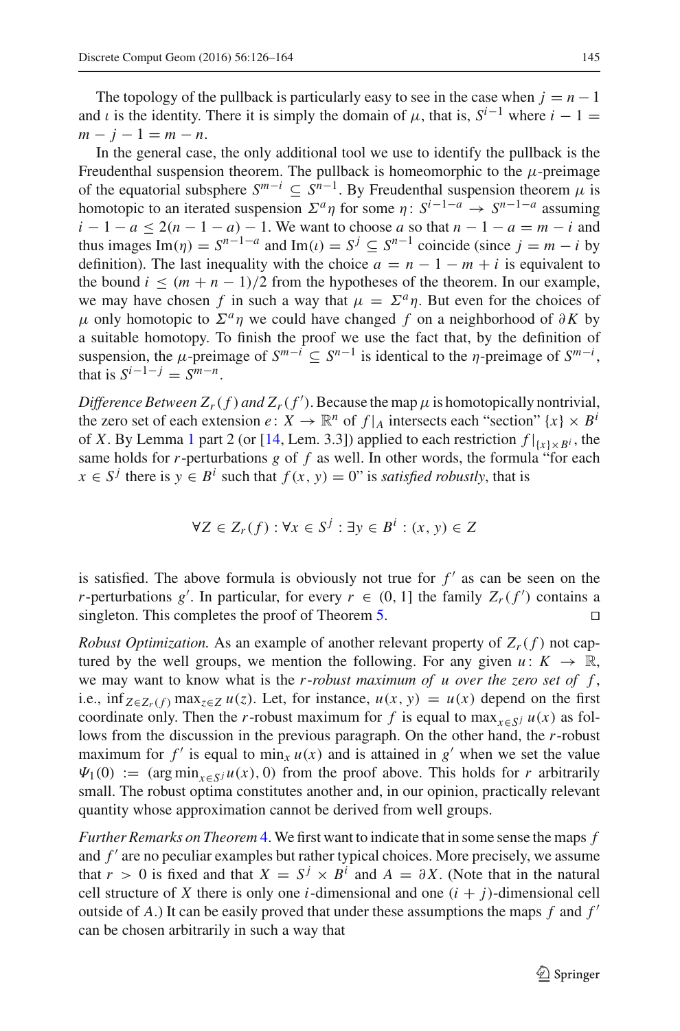The topology of the pullback is particularly easy to see in the case when $j = n - 1$ and $\iota$ is the identity. There it is simply the domain of $\mu$, that is, $S^{i-1}$ where $i - 1 = m - j - 1 = m - n$.

In the general case, the only additional tool we use to identify the pullback is the Freudenthal suspension theorem. The pullback is homeomorphic to the $\mu$-preimage of the equatorial subsphere $S^{m-i} \subseteq S^{n-1}$. By Freudenthal suspension theorem $\mu$ is homotopic to an iterated suspension $\Sigma^a \eta$ for some $\eta \colon S^{i-1-a} \to S^{n-1-a}$ assuming $i - 1 - a \leq 2(n - 1 - a) - 1$. We want to choose $a$ so that $n - 1 - a = m - i$ and thus images $\mathrm{Im}(\eta) = S^{n-1-a}$ and $\mathrm{Im}(\iota) = S^j \subseteq S^{n-1}$ coincide (since $j = m - i$ by definition). The last inequality with the choice $a = n - 1 - m + i$ is equivalent to the bound $i \leq (m + n - 1)/2$ from the hypotheses of the theorem. In our example, we may have chosen $f$ in such a way that $\mu = \Sigma^a \eta$. But even for the choices of $\mu$ only homotopic to $\Sigma^a \eta$ we could have changed $f$ on a neighborhood of $\partial K$ by a suitable homotopy. To finish the proof we use the fact that, by the definition of suspension, the $\mu$-preimage of $S^{m-i} \subseteq S^{n-1}$ is identical to the $\eta$-preimage of $S^{m-i}$, that is $S^{i-1-j} = S^{m-n}$.

*Difference Between $Z_r(f)$ and $Z_r(f')$.* Because the map $\mu$ is homotopically nontrivial, the zero set of each extension $e \colon X \to \mathbb{R}^n$ of $f|_A$ intersects each "section" $\{x\} \times B^i$ of $X$. By Lemma 1 part 2 (or [14, Lem. 3.3]) applied to each restriction $f|_{\{x\}\times B^i}$, the same holds for $r$-perturbations $g$ of $f$ as well. In other words, the formula "for each $x \in S^j$ there is $y \in B^i$ such that $f(x, y) = 0$" is *satisfied robustly*, that is

$$\forall Z \in Z_r(f) : \forall x \in S^j : \exists y \in B^i : (x, y) \in Z$$

is satisfied. The above formula is obviously not true for $f'$ as can be seen on the $r$-perturbations $g'$. In particular, for every $r \in (0, 1]$ the family $Z_r(f')$ contains a singleton. This completes the proof of Theorem 5. □

*Robust Optimization.* As an example of another relevant property of $Z_r(f)$ not captured by the well groups, we mention the following. For any given $u \colon K \to \mathbb{R}$, we may want to know what is the *$r$-robust maximum of $u$ over the zero set of $f$*, i.e., $\inf_{Z \in Z_r(f)} \max_{z \in Z} u(z)$. Let, for instance, $u(x, y) = u(x)$ depend on the first coordinate only. Then the $r$-robust maximum for $f$ is equal to $\max_{x \in S^j} u(x)$ as follows from the discussion in the previous paragraph. On the other hand, the $r$-robust maximum for $f'$ is equal to $\min_x u(x)$ and is attained in $g'$ when we set the value $\Psi_1(0) := (\arg\min_{x \in S^j} u(x), 0)$ from the proof above. This holds for $r$ arbitrarily small. The robust optima constitutes another and, in our opinion, practically relevant quantity whose approximation cannot be derived from well groups.

*Further Remarks on Theorem 4.* We first want to indicate that in some sense the maps $f$ and $f'$ are no peculiar examples but rather typical choices. More precisely, we assume that $r > 0$ is fixed and that $X = S^j \times B^i$ and $A = \partial X$. (Note that in the natural cell structure of $X$ there is only one $i$-dimensional and one $(i + j)$-dimensional cell outside of $A$.) It can be easily proved that under these assumptions the maps $f$ and $f'$ can be chosen arbitrarily in such a way that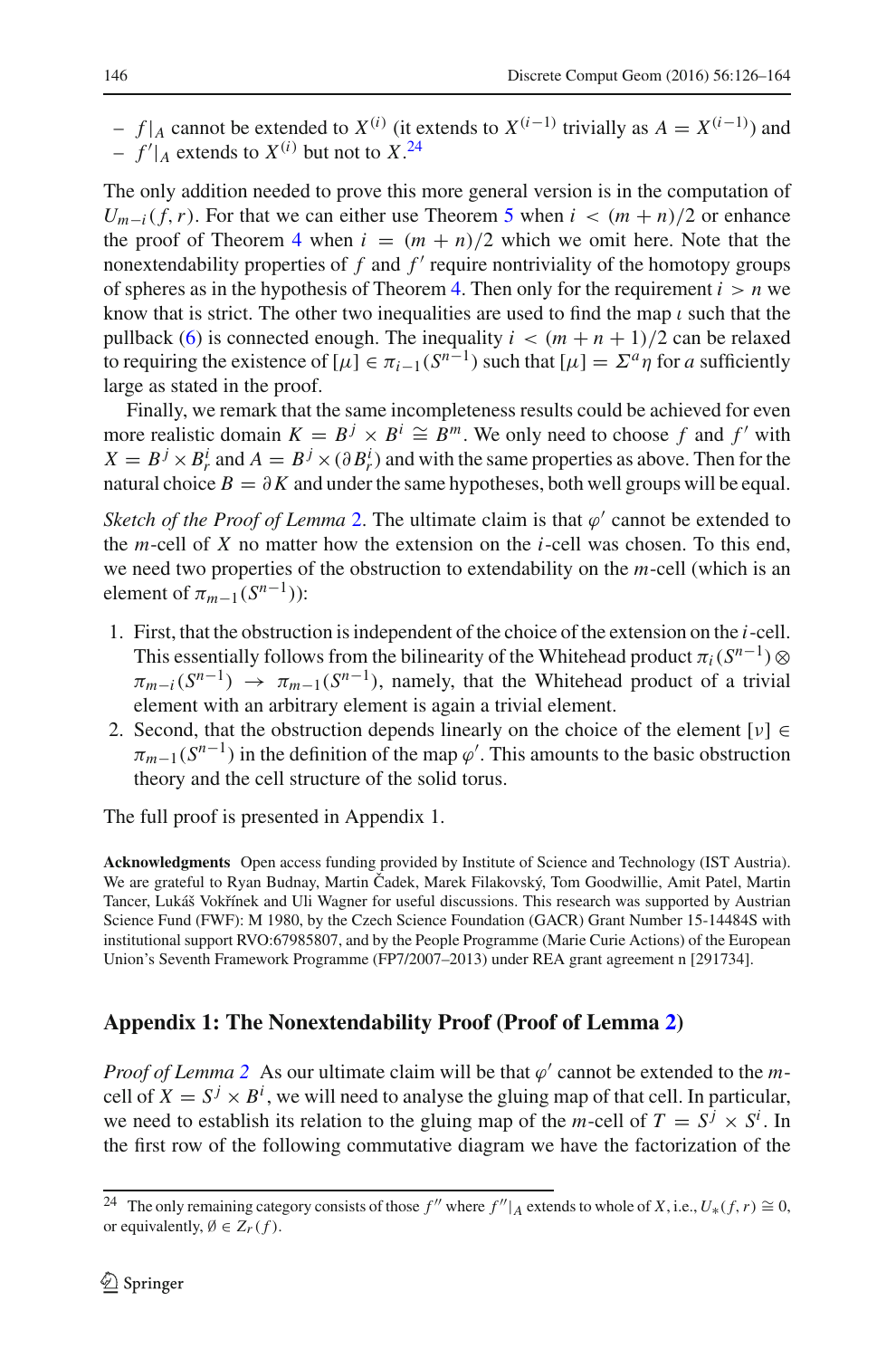- $f|_A$ cannot be extended to $X^{(i)}$ (it extends to $X^{(i-1)}$ trivially as $A = X^{(i-1)}$) and
- $f'|_A$ extends to $X^{(i)}$ but not to $X$.[24]

The only addition needed to prove this more general version is in the computation of $U_{m-i}(f, r)$. For that we can either use Theorem 5 when $i < (m+n)/2$ or enhance the proof of Theorem 4 when $i = (m+n)/2$ which we omit here. Note that the nonextendability properties of $f$ and $f'$ require nontriviality of the homotopy groups of spheres as in the hypothesis of Theorem 4. Then only for the requirement $i > n$ we know that is strict. The other two inequalities are used to find the map $\iota$ such that the pullback (6) is connected enough. The inequality $i < (m+n+1)/2$ can be relaxed to requiring the existence of $[\mu] \in \pi_{i-1}(S^{n-1})$ such that $[\mu] = \Sigma^a \eta$ for $a$ sufficiently large as stated in the proof.

Finally, we remark that the same incompleteness results could be achieved for even more realistic domain $K = B^j \times B^i \cong B^m$. We only need to choose $f$ and $f'$ with $X = B^j \times B^i_r$ and $A = B^j \times (\partial B^i_r)$ and with the same properties as above. Then for the natural choice $B = \partial K$ and under the same hypotheses, both well groups will be equal.

*Sketch of the Proof of Lemma 2.* The ultimate claim is that $\varphi'$ cannot be extended to the $m$-cell of $X$ no matter how the extension on the $i$-cell was chosen. To this end, we need two properties of the obstruction to extendability on the $m$-cell (which is an element of $\pi_{m-1}(S^{n-1})$):

1. First, that the obstruction is independent of the choice of the extension on the $i$-cell. This essentially follows from the bilinearity of the Whitehead product $\pi_i(S^{n-1}) \otimes \pi_{m-i}(S^{n-1}) \to \pi_{m-1}(S^{n-1})$, namely, that the Whitehead product of a trivial element with an arbitrary element is again a trivial element.
2. Second, that the obstruction depends linearly on the choice of the element $[\nu] \in \pi_{m-1}(S^{n-1})$ in the definition of the map $\varphi'$. This amounts to the basic obstruction theory and the cell structure of the solid torus.

The full proof is presented in Appendix 1.

**Acknowledgments** Open access funding provided by Institute of Science and Technology (IST Austria). We are grateful to Ryan Budnay, Martin Čadek, Marek Filakovský, Tom Goodwillie, Amit Patel, Martin Tancer, Lukáš Vokřínek and Uli Wagner for useful discussions. This research was supported by Austrian Science Fund (FWF): M 1980, by the Czech Science Foundation (GACR) Grant Number 15-14484S with institutional support RVO:67985807, and by the People Programme (Marie Curie Actions) of the European Union's Seventh Framework Programme (FP7/2007–2013) under REA grant agreement n [291734].

## Appendix 1: The Nonextendability Proof (Proof of Lemma 2)

*Proof of Lemma 2* As our ultimate claim will be that $\varphi'$ cannot be extended to the $m$-cell of $X = S^j \times B^i$, we will need to analyse the gluing map of that cell. In particular, we need to establish its relation to the gluing map of the $m$-cell of $T = S^j \times S^i$. In the first row of the following commutative diagram we have the factorization of the

[24] The only remaining category consists of those $f''$ where $f''|_A$ extends to whole of $X$, i.e., $U_*(f, r) \cong 0$, or equivalently, $\emptyset \in Z_r(f)$.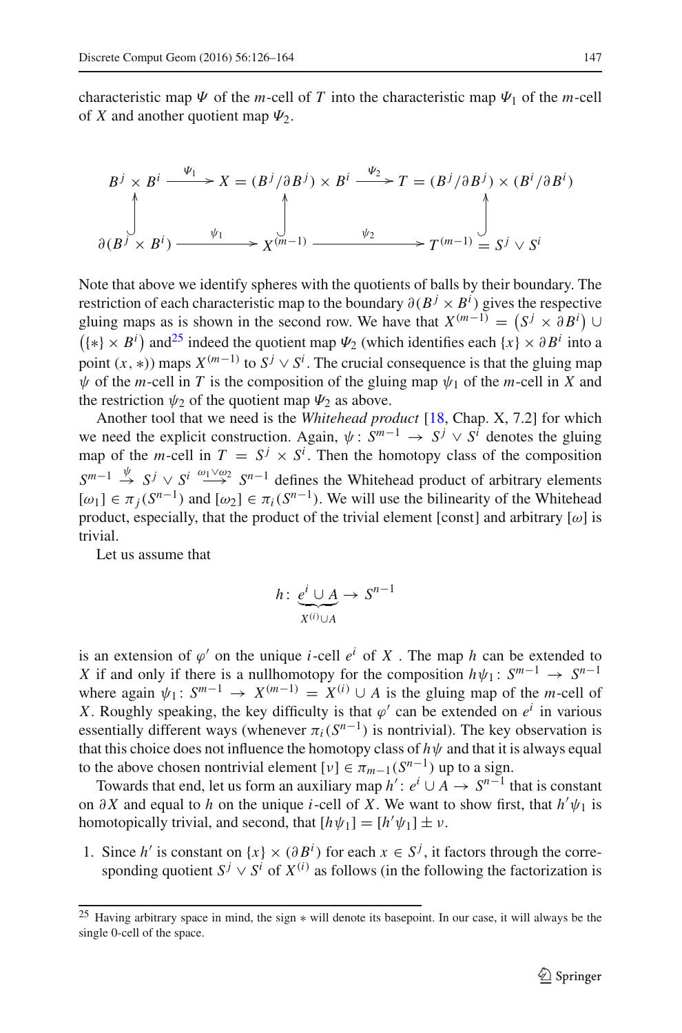characteristic map $\Psi$ of the $m$-cell of $T$ into the characteristic map $\Psi_1$ of the $m$-cell of $X$ and another quotient map $\Psi_2$.

$$
\begin{array}{ccccc}
B^j \times B^i & \xrightarrow{\Psi_1} & X = (B^j/\partial B^j) \times B^i & \xrightarrow{\Psi_2} & T = (B^j/\partial B^j) \times (B^i/\partial B^i) \\
\uparrow & & \uparrow & & \uparrow \\
\partial(B^j \times B^i) & \xrightarrow{\psi_1} & X^{(m-1)} & \xrightarrow{\psi_2} & T^{(m-1)} = S^j \vee S^i
\end{array}
$$

Note that above we identify spheres with the quotients of balls by their boundary. The restriction of each characteristic map to the boundary $\partial(B^j \times B^i)$ gives the respective gluing maps as is shown in the second row. We have that $X^{(m-1)} = \left(S^j \times \partial B^i\right) \cup \left(\{*\} \times B^i\right)$ and[25] indeed the quotient map $\Psi_2$ (which identifies each $\{x\} \times \partial B^i$ into a point $(x, *)$) maps $X^{(m-1)}$ to $S^j \vee S^i$. The crucial consequence is that the gluing map $\psi$ of the $m$-cell in $T$ is the composition of the gluing map $\psi_1$ of the $m$-cell in $X$ and the restriction $\psi_2$ of the quotient map $\Psi_2$ as above.

Another tool that we need is the *Whitehead product* [18, Chap. X, 7.2] for which we need the explicit construction. Again, $\psi \colon S^{m-1} \to S^j \vee S^i$ denotes the gluing map of the $m$-cell in $T = S^j \times S^i$. Then the homotopy class of the composition $S^{m-1} \xrightarrow{\psi} S^j \vee S^i \xrightarrow{\omega_1 \vee \omega_2} S^{n-1}$ defines the Whitehead product of arbitrary elements $[\omega_1] \in \pi_j(S^{n-1})$ and $[\omega_2] \in \pi_i(S^{n-1})$. We will use the bilinearity of the Whitehead product, especially, that the product of the trivial element [const] and arbitrary $[\omega]$ is trivial.

Let us assume that

$$h \colon \underbrace{e^i \cup A}_{X^{(i)} \cup A} \to S^{n-1}$$

is an extension of $\varphi'$ on the unique $i$-cell $e^i$ of $X$. The map $h$ can be extended to $X$ if and only if there is a nullhomotopy for the composition $h\psi_1 \colon S^{m-1} \to S^{n-1}$ where again $\psi_1 \colon S^{m-1} \to X^{(m-1)} = X^{(i)} \cup A$ is the gluing map of the $m$-cell of $X$. Roughly speaking, the key difficulty is that $\varphi'$ can be extended on $e^i$ in various essentially different ways (whenever $\pi_i(S^{n-1})$ is nontrivial). The key observation is that this choice does not influence the homotopy class of $h\psi$ and that it is always equal to the above chosen nontrivial element $[\nu] \in \pi_{m-1}(S^{n-1})$ up to a sign.

Towards that end, let us form an auxiliary map $h' \colon e^i \cup A \to S^{n-1}$ that is constant on $\partial X$ and equal to $h$ on the unique $i$-cell of $X$. We want to show first, that $h'\psi_1$ is homotopically trivial, and second, that $[h\psi_1] = [h'\psi_1] \pm \nu$.

1. Since $h'$ is constant on $\{x\} \times (\partial B^i)$ for each $x \in S^j$, it factors through the corresponding quotient $S^j \vee S^i$ of $X^{(i)}$ as follows (in the following the factorization is

[25] Having arbitrary space in mind, the sign $*$ will denote its basepoint. In our case, it will always be the single 0-cell of the space.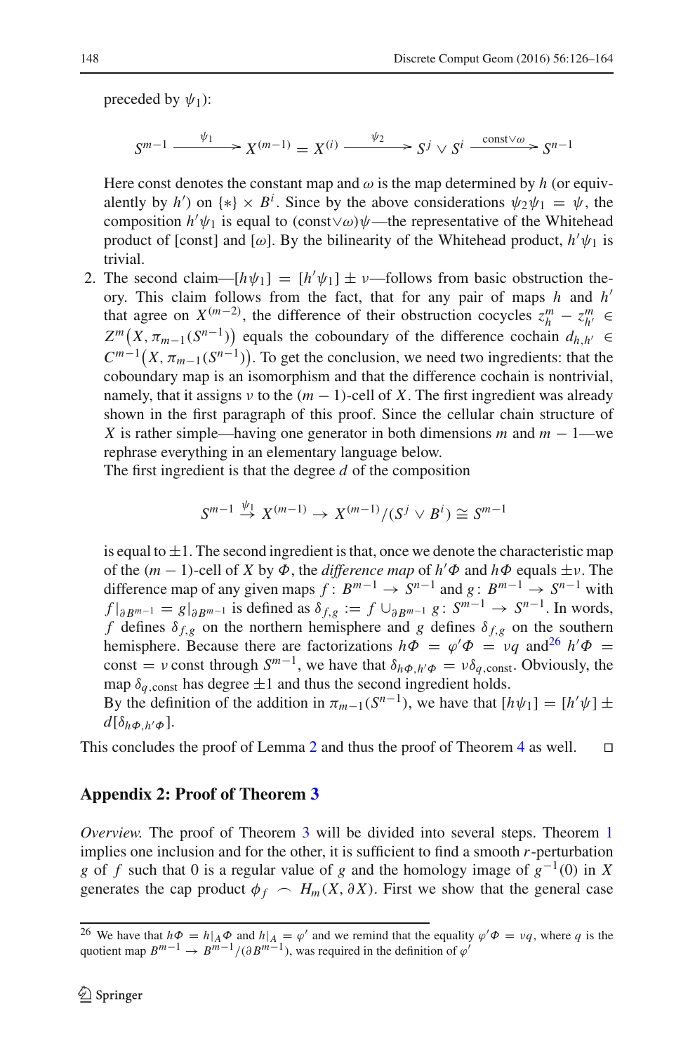preceded by $\psi_1$):

$$S^{m-1} \xrightarrow{\psi_1} X^{(m-1)} = X^{(i)} \xrightarrow{\psi_2} S^j \vee S^i \xrightarrow{\text{const}\vee\omega} S^{n-1}$$

Here const denotes the constant map and $\omega$ is the map determined by $h$ (or equivalently by $h'$) on $\{*\} \times B^i$. Since by the above considerations $\psi_2\psi_1 = \psi$, the composition $h'\psi_1$ is equal to $(\text{const}\vee\omega)\psi$—the representative of the Whitehead product of [const] and $[\omega]$. By the bilinearity of the Whitehead product, $h'\psi_1$ is trivial.

2. The second claim—$[h\psi_1] = [h'\psi_1] \pm \nu$—follows from basic obstruction theory. This claim follows from the fact, that for any pair of maps $h$ and $h'$ that agree on $X^{(m-2)}$, the difference of their obstruction cocycles $z^m_h - z^m_{h'} \in Z^m\big(X, \pi_{m-1}(S^{n-1})\big)$ equals the coboundary of the difference cochain $d_{h,h'} \in C^{m-1}\big(X, \pi_{m-1}(S^{n-1})\big)$. To get the conclusion, we need two ingredients: that the coboundary map is an isomorphism and that the difference cochain is nontrivial, namely, that it assigns $\nu$ to the $(m-1)$-cell of $X$. The first ingredient was already shown in the first paragraph of this proof. Since the cellular chain structure of $X$ is rather simple—having one generator in both dimensions $m$ and $m-1$—we rephrase everything in an elementary language below.

   The first ingredient is that the degree $d$ of the composition

$$S^{m-1} \xrightarrow{\psi_1} X^{(m-1)} \to X^{(m-1)}/(S^j \vee B^i) \cong S^{m-1}$$

   is equal to $\pm 1$. The second ingredient is that, once we denote the characteristic map of the $(m-1)$-cell of $X$ by $\Phi$, the *difference map* of $h'\Phi$ and $h\Phi$ equals $\pm\nu$. The difference map of any given maps $f: B^{m-1} \to S^{n-1}$ and $g: B^{m-1} \to S^{n-1}$ with $f|_{\partial B^{m-1}} = g|_{\partial B^{m-1}}$ is defined as $\delta_{f,g} := f \cup_{\partial B^{m-1}} g: S^{m-1} \to S^{n-1}$. In words, $f$ defines $\delta_{f,g}$ on the northern hemisphere and $g$ defines $\delta_{f,g}$ on the southern hemisphere. Because there are factorizations $h\Phi = \varphi'\Phi = \nu q$ and[26] $h'\Phi = \text{const} = \nu\,\text{const}$ through $S^{m-1}$, we have that $\delta_{h\Phi,h'\Phi} = \nu\delta_{q,\text{const}}$. Obviously, the map $\delta_{q,\text{const}}$ has degree $\pm 1$ and thus the second ingredient holds.

   By the definition of the addition in $\pi_{m-1}(S^{n-1})$, we have that $[h\psi_1] = [h'\psi] \pm d[\delta_{h\Phi,h'\Phi}]$.

This concludes the proof of Lemma 2 and thus the proof of Theorem 4 as well. □

## Appendix 2: Proof of Theorem 3

*Overview.* The proof of Theorem 3 will be divided into several steps. Theorem 1 implies one inclusion and for the other, it is sufficient to find a smooth $r$-perturbation $g$ of $f$ such that 0 is a regular value of $g$ and the homology image of $g^{-1}(0)$ in $X$ generates the cap product $\phi_f \frown H_m(X, \partial X)$. First we show that the general case

[26] We have that $h\Phi = h|_A\Phi$ and $h|_A = \varphi'$ and we remind that the equality $\varphi'\Phi = \nu q$, where $q$ is the quotient map $B^{m-1} \to B^{m-1}/(\partial B^{m-1})$, was required in the definition of $\varphi'$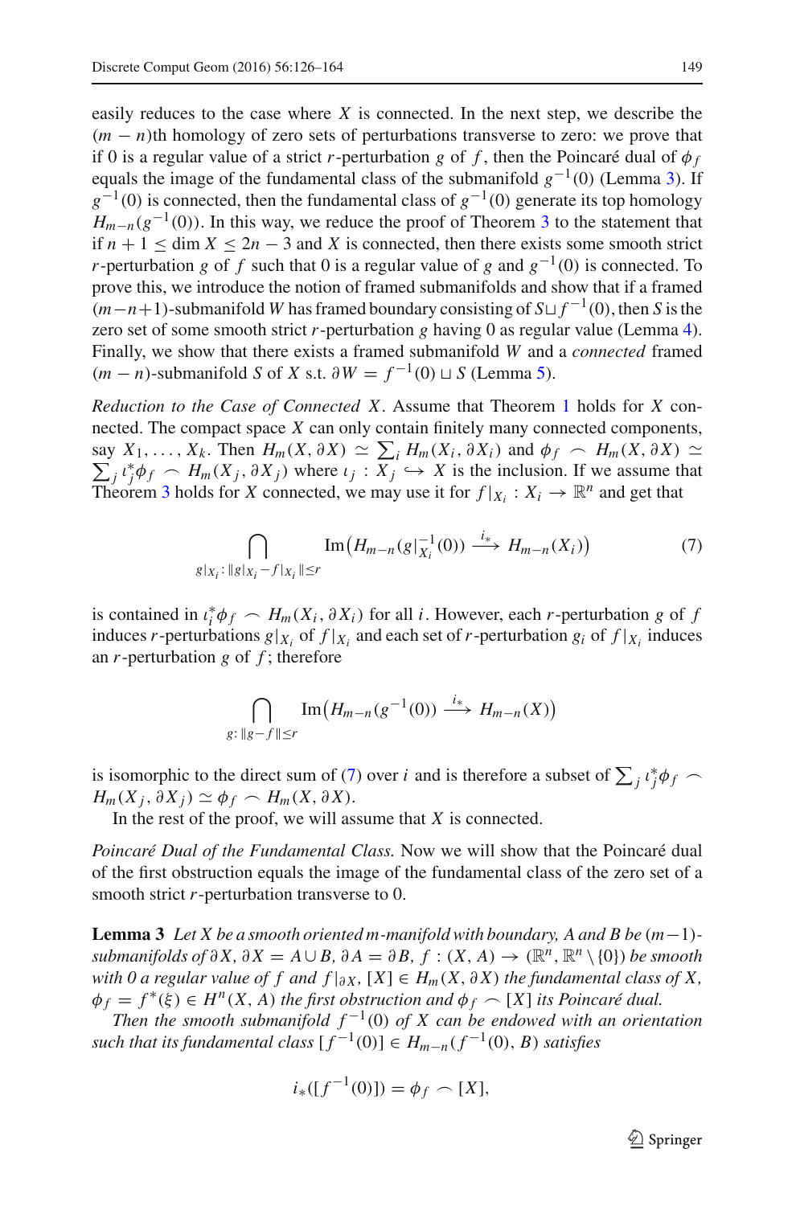easily reduces to the case where $X$ is connected. In the next step, we describe the $(m-n)$th homology of zero sets of perturbations transverse to zero: we prove that if 0 is a regular value of a strict $r$-perturbation $g$ of $f$, then the Poincaré dual of $\phi_f$ equals the image of the fundamental class of the submanifold $g^{-1}(0)$ (Lemma 3). If $g^{-1}(0)$ is connected, then the fundamental class of $g^{-1}(0)$ generate its top homology $H_{m-n}(g^{-1}(0))$. In this way, we reduce the proof of Theorem 3 to the statement that if $n+1 \le \dim X \le 2n-3$ and $X$ is connected, then there exists some smooth strict $r$-perturbation $g$ of $f$ such that 0 is a regular value of $g$ and $g^{-1}(0)$ is connected. To prove this, we introduce the notion of framed submanifolds and show that if a framed $(m-n+1)$-submanifold $W$ has framed boundary consisting of $S \sqcup f^{-1}(0)$, then $S$ is the zero set of some smooth strict $r$-perturbation $g$ having 0 as regular value (Lemma 4). Finally, we show that there exists a framed submanifold $W$ and a *connected* framed $(m-n)$-submanifold $S$ of $X$ s.t. $\partial W = f^{-1}(0) \sqcup S$ (Lemma 5).

*Reduction to the Case of Connected $X$.* Assume that Theorem 1 holds for $X$ connected. The compact space $X$ can only contain finitely many connected components, say $X_1, \ldots, X_k$. Then $H_m(X, \partial X) \simeq \sum_i H_m(X_i, \partial X_i)$ and $\phi_f \frown H_m(X, \partial X) \simeq \sum_j \iota_j^* \phi_f \frown H_m(X_j, \partial X_j)$ where $\iota_j : X_j \hookrightarrow X$ is the inclusion. If we assume that Theorem 3 holds for $X$ connected, we may use it for $f|_{X_i} : X_i \to \mathbb{R}^n$ and get that

$$\bigcap_{g|_{X_i}:\, \|g|_{X_i} - f|_{X_i}\| \le r} \mathrm{Im}\big(H_{m-n}(g|_{X_i}^{-1}(0)) \xrightarrow{i_*} H_{m-n}(X_i)\big) \tag{7}$$

is contained in $\iota_i^* \phi_f \frown H_m(X_i, \partial X_i)$ for all $i$. However, each $r$-perturbation $g$ of $f$ induces $r$-perturbations $g|_{X_i}$ of $f|_{X_i}$ and each set of $r$-perturbation $g_i$ of $f|_{X_i}$ induces an $r$-perturbation $g$ of $f$; therefore

$$\bigcap_{g:\, \|g-f\| \le r} \mathrm{Im}\big(H_{m-n}(g^{-1}(0)) \xrightarrow{i_*} H_{m-n}(X)\big)$$

is isomorphic to the direct sum of (7) over $i$ and is therefore a subset of $\sum_j \iota_j^* \phi_f \frown H_m(X_j, \partial X_j) \simeq \phi_f \frown H_m(X, \partial X)$.

In the rest of the proof, we will assume that $X$ is connected.

*Poincaré Dual of the Fundamental Class.* Now we will show that the Poincaré dual of the first obstruction equals the image of the fundamental class of the zero set of a smooth strict $r$-perturbation transverse to 0.

**Lemma 3** *Let $X$ be a smooth oriented m-manifold with boundary, $A$ and $B$ be $(m-1)$-submanifolds of $\partial X$, $\partial X = A \cup B$, $\partial A = \partial B$, $f : (X, A) \to (\mathbb{R}^n, \mathbb{R}^n \setminus \{0\})$ be smooth with 0 a regular value of $f$ and $f|_{\partial X}$, $[X] \in H_m(X, \partial X)$ the fundamental class of $X$, $\phi_f = f^*(\xi) \in H^n(X, A)$ the first obstruction and $\phi_f \frown [X]$ its Poincaré dual.*

*Then the smooth submanifold $f^{-1}(0)$ of $X$ can be endowed with an orientation such that its fundamental class $[f^{-1}(0)] \in H_{m-n}(f^{-1}(0), B)$ satisfies*

$$i_*([f^{-1}(0)]) = \phi_f \frown [X],$$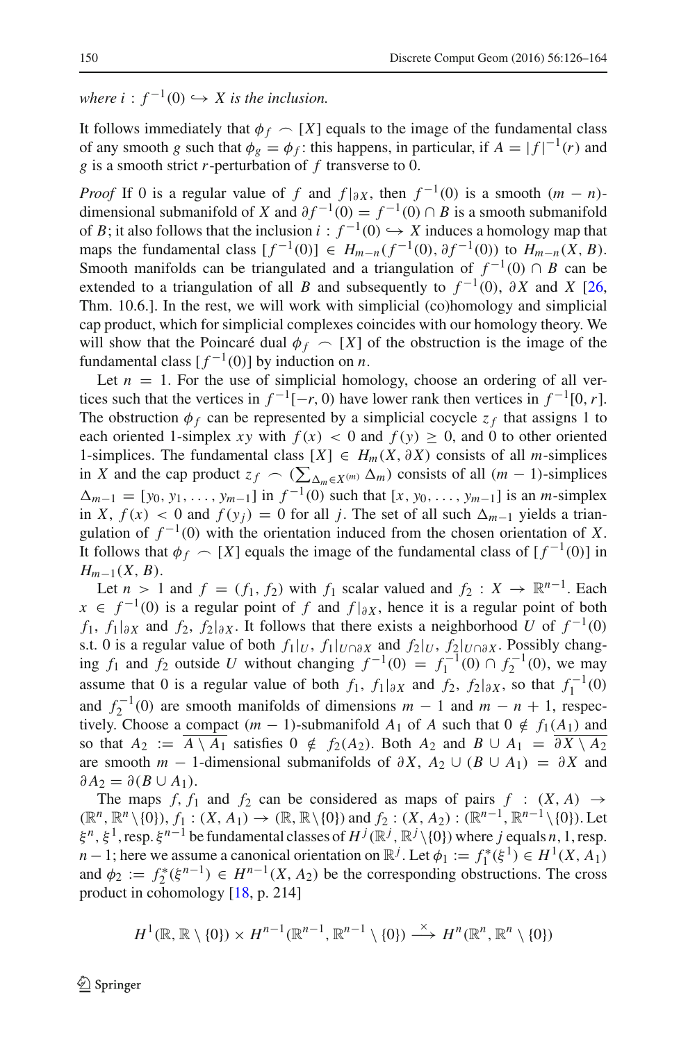*where $i : f^{-1}(0) \hookrightarrow X$ is the inclusion.*

It follows immediately that $\phi_f \frown [X]$ equals to the image of the fundamental class of any smooth $g$ such that $\phi_g = \phi_f$: this happens, in particular, if $A = |f|^{-1}(r)$ and $g$ is a smooth strict $r$-perturbation of $f$ transverse to 0.

*Proof* If 0 is a regular value of $f$ and $f|_{\partial X}$, then $f^{-1}(0)$ is a smooth $(m-n)$-dimensional submanifold of $X$ and $\partial f^{-1}(0) = f^{-1}(0) \cap B$ is a smooth submanifold of $B$; it also follows that the inclusion $i : f^{-1}(0) \hookrightarrow X$ induces a homology map that maps the fundamental class $[f^{-1}(0)] \in H_{m-n}(f^{-1}(0), \partial f^{-1}(0))$ to $H_{m-n}(X, B)$. Smooth manifolds can be triangulated and a triangulation of $f^{-1}(0) \cap B$ can be extended to a triangulation of all $B$ and subsequently to $f^{-1}(0)$, $\partial X$ and $X$ [26, Thm. 10.6.]. In the rest, we will work with simplicial (co)homology and simplicial cap product, which for simplicial complexes coincides with our homology theory. We will show that the Poincaré dual $\phi_f \frown [X]$ of the obstruction is the image of the fundamental class $[f^{-1}(0)]$ by induction on $n$.

Let $n = 1$. For the use of simplicial homology, choose an ordering of all vertices such that the vertices in $f^{-1}[-r, 0)$ have lower rank then vertices in $f^{-1}[0, r]$. The obstruction $\phi_f$ can be represented by a simplicial cocycle $z_f$ that assigns 1 to each oriented 1-simplex $xy$ with $f(x) < 0$ and $f(y) \geq 0$, and 0 to other oriented 1-simplices. The fundamental class $[X] \in H_m(X, \partial X)$ consists of all $m$-simplices in $X$ and the cap product $z_f \frown (\sum_{\Delta_m \in X^{(m)}} \Delta_m)$ consists of all $(m-1)$-simplices $\Delta_{m-1} = [y_0, y_1, \ldots, y_{m-1}]$ in $f^{-1}(0)$ such that $[x, y_0, \ldots, y_{m-1}]$ is an $m$-simplex in $X$, $f(x) < 0$ and $f(y_j) = 0$ for all $j$. The set of all such $\Delta_{m-1}$ yields a triangulation of $f^{-1}(0)$ with the orientation induced from the chosen orientation of $X$. It follows that $\phi_f \frown [X]$ equals the image of the fundamental class of $[f^{-1}(0)]$ in $H_{m-1}(X, B)$.

Let $n > 1$ and $f = (f_1, f_2)$ with $f_1$ scalar valued and $f_2 : X \to \mathbb{R}^{n-1}$. Each $x \in f^{-1}(0)$ is a regular point of $f$ and $f|_{\partial X}$, hence it is a regular point of both $f_1$, $f_1|_{\partial X}$ and $f_2$, $f_2|_{\partial X}$. It follows that there exists a neighborhood $U$ of $f^{-1}(0)$ s.t. 0 is a regular value of both $f_1|_U$, $f_1|_{U \cap \partial X}$ and $f_2|_U$, $f_2|_{U \cap \partial X}$. Possibly changing $f_1$ and $f_2$ outside $U$ without changing $f^{-1}(0) = f_1^{-1}(0) \cap f_2^{-1}(0)$, we may assume that 0 is a regular value of both $f_1$, $f_1|_{\partial X}$ and $f_2$, $f_2|_{\partial X}$, so that $f_1^{-1}(0)$ and $f_2^{-1}(0)$ are smooth manifolds of dimensions $m-1$ and $m-n+1$, respectively. Choose a compact $(m-1)$-submanifold $A_1$ of $A$ such that $0 \notin f_1(A_1)$ and so that $A_2 := \overline{A \setminus A_1}$ satisfies $0 \notin f_2(A_2)$. Both $A_2$ and $B \cup A_1 = \overline{\partial X \setminus A_2}$ are smooth $m-1$-dimensional submanifolds of $\partial X$, $A_2 \cup (B \cup A_1) = \partial X$ and $\partial A_2 = \partial(B \cup A_1)$.

The maps $f$, $f_1$ and $f_2$ can be considered as maps of pairs $f : (X, A) \to (\mathbb{R}^n, \mathbb{R}^n \setminus \{0\})$, $f_1 : (X, A_1) \to (\mathbb{R}, \mathbb{R} \setminus \{0\})$ and $f_2 : (X, A_2) : (\mathbb{R}^{n-1}, \mathbb{R}^{n-1} \setminus \{0\})$. Let $\xi^n$, $\xi^1$, resp. $\xi^{n-1}$ be fundamental classes of $H^j(\mathbb{R}^j, \mathbb{R}^j \setminus \{0\})$ where $j$ equals $n$, 1, resp. $n-1$; here we assume a canonical orientation on $\mathbb{R}^j$. Let $\phi_1 := f_1^*(\xi^1) \in H^1(X, A_1)$ and $\phi_2 := f_2^*(\xi^{n-1}) \in H^{n-1}(X, A_2)$ be the corresponding obstructions. The cross product in cohomology [18, p. 214]

$$H^1(\mathbb{R}, \mathbb{R} \setminus \{0\}) \times H^{n-1}(\mathbb{R}^{n-1}, \mathbb{R}^{n-1} \setminus \{0\}) \xrightarrow{\times} H^n(\mathbb{R}^n, \mathbb{R}^n \setminus \{0\})$$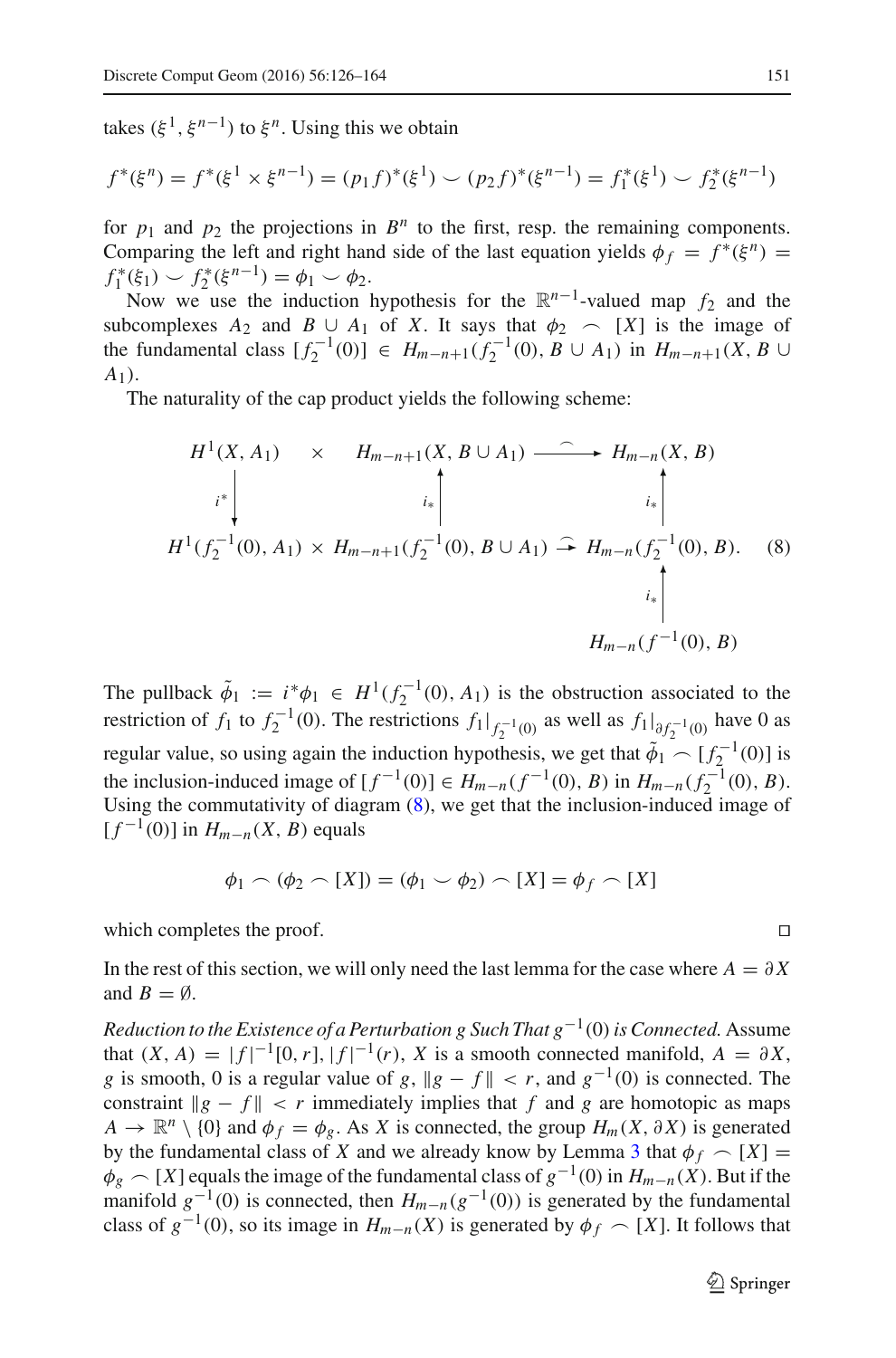takes $(\xi^1, \xi^{n-1})$ to $\xi^n$. Using this we obtain

$$f^*(\xi^n) = f^*(\xi^1 \times \xi^{n-1}) = (p_1 f)^*(\xi^1) \smile (p_2 f)^*(\xi^{n-1}) = f_1^*(\xi^1) \smile f_2^*(\xi^{n-1})$$

for $p_1$ and $p_2$ the projections in $B^n$ to the first, resp. the remaining components. Comparing the left and right hand side of the last equation yields $\phi_f = f^*(\xi^n) = f_1^*(\xi_1) \smile f_2^*(\xi^{n-1}) = \phi_1 \smile \phi_2$.

Now we use the induction hypothesis for the $\mathbb{R}^{n-1}$-valued map $f_2$ and the subcomplexes $A_2$ and $B \cup A_1$ of $X$. It says that $\phi_2 \frown [X]$ is the image of the fundamental class $[f_2^{-1}(0)] \in H_{m-n+1}(f_2^{-1}(0), B \cup A_1)$ in $H_{m-n+1}(X, B \cup A_1)$.

The naturality of the cap product yields the following scheme:

$$\begin{array}{ccccc}
H^1(X, A_1) & \times & H_{m-n+1}(X, B \cup A_1) & \xrightarrow{\frown} & H_{m-n}(X, B) \\
\downarrow{\scriptstyle i^*} & & \uparrow{\scriptstyle i_*} & & \uparrow{\scriptstyle i_*} \\
H^1(f_2^{-1}(0), A_1) & \times & H_{m-n+1}(f_2^{-1}(0), B \cup A_1) & \xrightarrow{\frown} & H_{m-n}(f_2^{-1}(0), B). \\
 & & & & \uparrow{\scriptstyle i_*} \\
 & & & & H_{m-n}(f^{-1}(0), B)
\end{array} \tag{8}$$

The pullback $\tilde{\phi}_1 := i^*\phi_1 \in H^1(f_2^{-1}(0), A_1)$ is the obstruction associated to the restriction of $f_1$ to $f_2^{-1}(0)$. The restrictions $f_1|_{f_2^{-1}(0)}$ as well as $f_1|_{\partial f_2^{-1}(0)}$ have 0 as regular value, so using again the induction hypothesis, we get that $\tilde{\phi}_1 \frown [f_2^{-1}(0)]$ is the inclusion-induced image of $[f^{-1}(0)] \in H_{m-n}(f^{-1}(0), B)$ in $H_{m-n}(f_2^{-1}(0), B)$. Using the commutativity of diagram (8), we get that the inclusion-induced image of $[f^{-1}(0)]$ in $H_{m-n}(X, B)$ equals

$$\phi_1 \frown (\phi_2 \frown [X]) = (\phi_1 \smile \phi_2) \frown [X] = \phi_f \frown [X]$$

which completes the proof. □

In the rest of this section, we will only need the last lemma for the case where $A = \partial X$ and $B = \emptyset$.

*Reduction to the Existence of a Perturbation g Such That $g^{-1}(0)$ is Connected.* Assume that $(X, A) = |f|^{-1}[0, r], |f|^{-1}(r)$, $X$ is a smooth connected manifold, $A = \partial X$, $g$ is smooth, 0 is a regular value of $g$, $\|g - f\| < r$, and $g^{-1}(0)$ is connected. The constraint $\|g - f\| < r$ immediately implies that $f$ and $g$ are homotopic as maps $A \to \mathbb{R}^n \setminus \{0\}$ and $\phi_f = \phi_g$. As $X$ is connected, the group $H_m(X, \partial X)$ is generated by the fundamental class of $X$ and we already know by Lemma 3 that $\phi_f \frown [X] = \phi_g \frown [X]$ equals the image of the fundamental class of $g^{-1}(0)$ in $H_{m-n}(X)$. But if the manifold $g^{-1}(0)$ is connected, then $H_{m-n}(g^{-1}(0))$ is generated by the fundamental class of $g^{-1}(0)$, so its image in $H_{m-n}(X)$ is generated by $\phi_f \frown [X]$. It follows that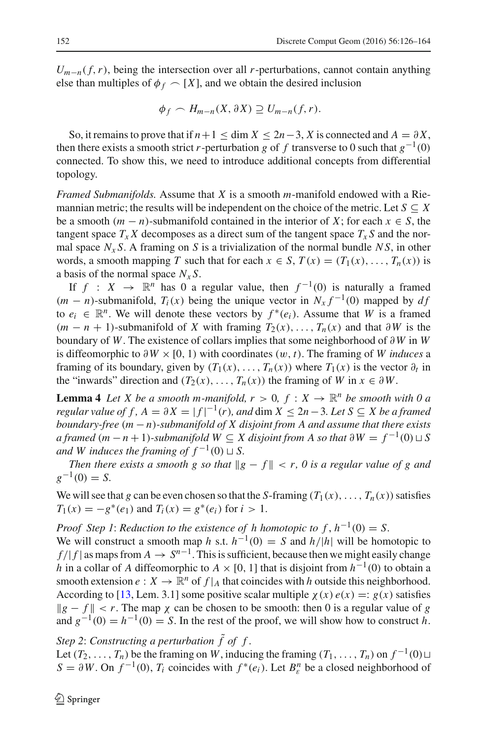$U_{m-n}(f, r)$, being the intersection over all $r$-perturbations, cannot contain anything else than multiples of $\phi_f \frown [X]$, and we obtain the desired inclusion

$$\phi_f \frown H_{m-n}(X, \partial X) \supseteq U_{m-n}(f, r).$$

So, it remains to prove that if $n+1 \leq \dim X \leq 2n-3$, $X$ is connected and $A = \partial X$, then there exists a smooth strict $r$-perturbation $g$ of $f$ transverse to 0 such that $g^{-1}(0)$ connected. To show this, we need to introduce additional concepts from differential topology.

*Framed Submanifolds.* Assume that $X$ is a smooth $m$-manifold endowed with a Riemannian metric; the results will be independent on the choice of the metric. Let $S \subseteq X$ be a smooth $(m-n)$-submanifold contained in the interior of $X$; for each $x \in S$, the tangent space $T_x X$ decomposes as a direct sum of the tangent space $T_x S$ and the normal space $N_x S$. A framing on $S$ is a trivialization of the normal bundle $NS$, in other words, a smooth mapping $T$ such that for each $x \in S$, $T(x) = (T_1(x), \ldots, T_n(x))$ is a basis of the normal space $N_x S$.

If $f : X \to \mathbb{R}^n$ has 0 a regular value, then $f^{-1}(0)$ is naturally a framed $(m-n)$-submanifold, $T_i(x)$ being the unique vector in $N_x f^{-1}(0)$ mapped by $df$ to $e_i \in \mathbb{R}^n$. We will denote these vectors by $f^*(e_i)$. Assume that $W$ is a framed $(m-n+1)$-submanifold of $X$ with framing $T_2(x), \ldots, T_n(x)$ and that $\partial W$ is the boundary of $W$. The existence of collars implies that some neighborhood of $\partial W$ in $W$ is diffeomorphic to $\partial W \times [0, 1)$ with coordinates $(w, t)$. The framing of $W$ *induces* a framing of its boundary, given by $(T_1(x), \ldots, T_n(x))$ where $T_1(x)$ is the vector $\partial_t$ in the "inwards" direction and $(T_2(x), \ldots, T_n(x))$ the framing of $W$ in $x \in \partial W$.

**Lemma 4** *Let $X$ be a smooth $m$-manifold, $r > 0$, $f : X \to \mathbb{R}^n$ be smooth with 0 a regular value of $f$, $A = \partial X = |f|^{-1}(r)$, and $\dim X \leq 2n-3$. Let $S \subseteq X$ be a framed boundary-free $(m-n)$-submanifold of $X$ disjoint from $A$ and assume that there exists a framed $(m-n+1)$-submanifold $W \subseteq X$ disjoint from $A$ so that $\partial W = f^{-1}(0) \sqcup S$ and $W$ induces the framing of $f^{-1}(0) \sqcup S$.*

*Then there exists a smooth $g$ so that $\|g - f\| < r$, 0 is a regular value of $g$ and $g^{-1}(0) = S$.*

We will see that $g$ can be even chosen so that the $S$-framing $(T_1(x), \ldots, T_n(x))$ satisfies $T_1(x) = -g^*(e_1)$ and $T_i(x) = g^*(e_i)$ for $i > 1$.

*Proof Step 1*: *Reduction to the existence of $h$ homotopic to $f$, $h^{-1}(0) = S$.*
We will construct a smooth map $h$ s.t. $h^{-1}(0) = S$ and $h/|h|$ will be homotopic to $f/|f|$ as maps from $A \to S^{n-1}$. This is sufficient, because then we might easily change $h$ in a collar of $A$ diffeomorphic to $A \times [0, 1]$ that is disjoint from $h^{-1}(0)$ to obtain a smooth extension $e : X \to \mathbb{R}^n$ of $f|_A$ that coincides with $h$ outside this neighborhood. According to [13, Lem. 3.1] some positive scalar multiple $\chi(x)\, e(x) =: g(x)$ satisfies $\|g - f\| < r$. The map $\chi$ can be chosen to be smooth: then 0 is a regular value of $g$ and $g^{-1}(0) = h^{-1}(0) = S$. In the rest of the proof, we will show how to construct $h$.

*Step 2*: *Constructing a perturbation $\tilde{f}$ of $f$.*
Let $(T_2, \ldots, T_n)$ be the framing on $W$, inducing the framing $(T_1, \ldots, T_n)$ on $f^{-1}(0) \sqcup S = \partial W$. On $f^{-1}(0)$, $T_i$ coincides with $f^*(e_i)$. Let $B^n_\varepsilon$ be a closed neighborhood of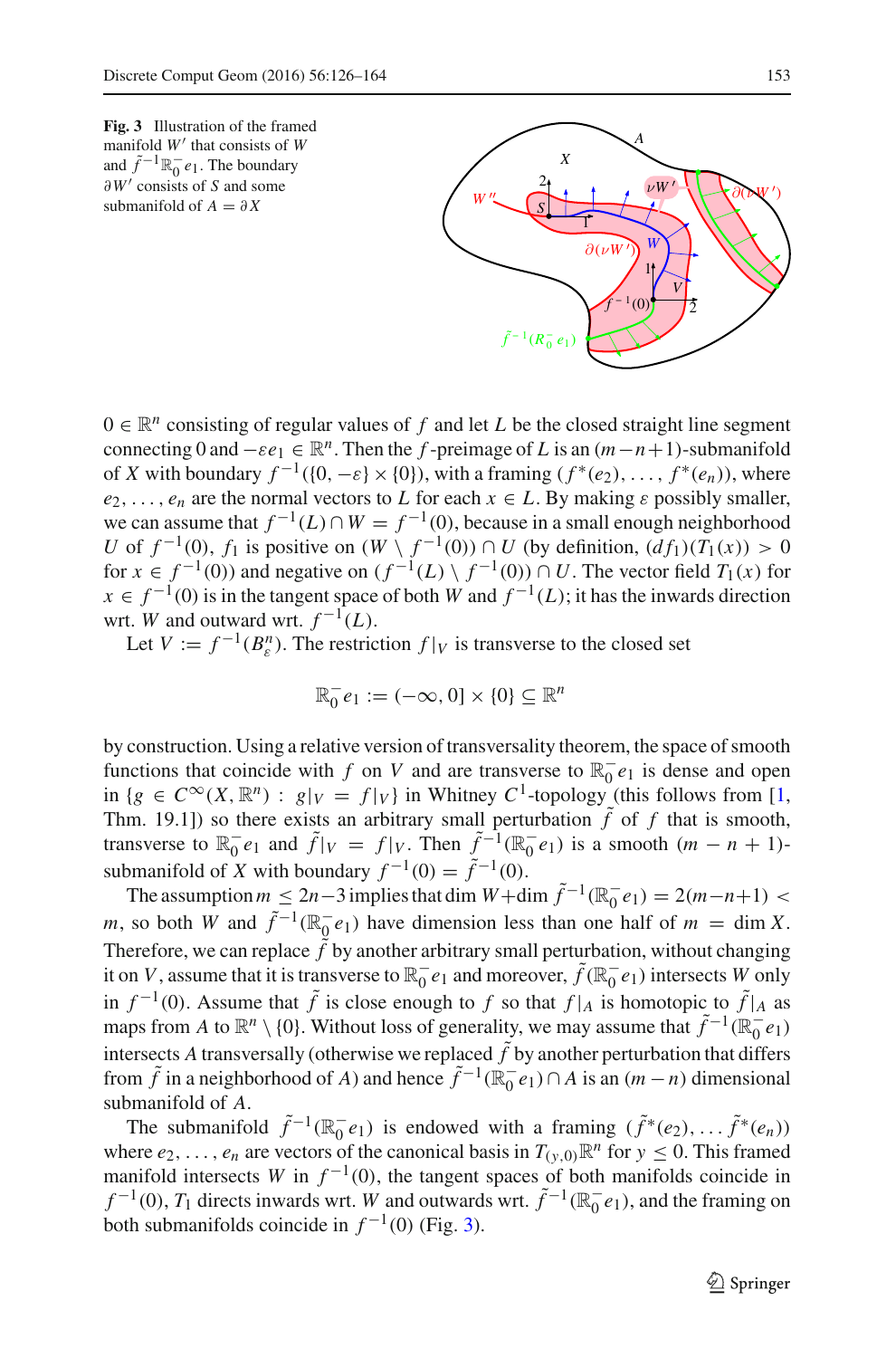**Fig. 3** Illustration of the framed manifold $W'$ that consists of $W$ and $\tilde{f}^{-1}\mathbb{R}_0^- e_1$. The boundary $\partial W'$ consists of $S$ and some submanifold of $A = \partial X$

$A$

$X$

$W''$

$S$

$\nu W'$

$\partial(\nu W')$

$\partial(\nu W')$

$W$

$V$

$f^{-1}(0)$

$\tilde{f}^{-1}(R_0^- e_1)$

1

2

1

2

$0 \in \mathbb{R}^n$ consisting of regular values of $f$ and let $L$ be the closed straight line segment connecting 0 and $-\varepsilon e_1 \in \mathbb{R}^n$. Then the $f$-preimage of $L$ is an $(m-n+1)$-submanifold of $X$ with boundary $f^{-1}(\{0, -\varepsilon\} \times \{0\})$, with a framing $(f^*(e_2), \ldots, f^*(e_n))$, where $e_2, \ldots, e_n$ are the normal vectors to $L$ for each $x \in L$. By making $\varepsilon$ possibly smaller, we can assume that $f^{-1}(L) \cap W = f^{-1}(0)$, because in a small enough neighborhood $U$ of $f^{-1}(0)$, $f_1$ is positive on $(W \setminus f^{-1}(0)) \cap U$ (by definition, $(df_1)(T_1(x)) > 0$ for $x \in f^{-1}(0)$) and negative on $(f^{-1}(L) \setminus f^{-1}(0)) \cap U$. The vector field $T_1(x)$ for $x \in f^{-1}(0)$ is in the tangent space of both $W$ and $f^{-1}(L)$; it has the inwards direction wrt. $W$ and outward wrt. $f^{-1}(L)$.

Let $V := f^{-1}(B_\varepsilon^n)$. The restriction $f|_V$ is transverse to the closed set

$$\mathbb{R}_0^- e_1 := (-\infty, 0] \times \{0\} \subseteq \mathbb{R}^n$$

by construction. Using a relative version of transversality theorem, the space of smooth functions that coincide with $f$ on $V$ and are transverse to $\mathbb{R}_0^- e_1$ is dense and open in $\{g \in C^\infty(X, \mathbb{R}^n) : g|_V = f|_V\}$ in Whitney $C^1$-topology (this follows from [1, Thm. 19.1]) so there exists an arbitrary small perturbation $\tilde{f}$ of $f$ that is smooth, transverse to $\mathbb{R}_0^- e_1$ and $\tilde{f}|_V = f|_V$. Then $\tilde{f}^{-1}(\mathbb{R}_0^- e_1)$ is a smooth $(m-n+1)$-submanifold of $X$ with boundary $f^{-1}(0) = \tilde{f}^{-1}(0)$.

The assumption $m \leq 2n-3$ implies that $\dim W + \dim \tilde{f}^{-1}(\mathbb{R}_0^- e_1) = 2(m-n+1) < m$, so both $W$ and $\tilde{f}^{-1}(\mathbb{R}_0^- e_1)$ have dimension less than one half of $m = \dim X$. Therefore, we can replace $\tilde{f}$ by another arbitrary small perturbation, without changing it on $V$, assume that it is transverse to $\mathbb{R}_0^- e_1$ and moreover, $\tilde{f}(\mathbb{R}_0^- e_1)$ intersects $W$ only in $f^{-1}(0)$. Assume that $\tilde{f}$ is close enough to $f$ so that $f|_A$ is homotopic to $\tilde{f}|_A$ as maps from $A$ to $\mathbb{R}^n \setminus \{0\}$. Without loss of generality, we may assume that $\tilde{f}^{-1}(\mathbb{R}_0^- e_1)$ intersects $A$ transversally (otherwise we replaced $\tilde{f}$ by another perturbation that differs from $\tilde{f}$ in a neighborhood of $A$) and hence $\tilde{f}^{-1}(\mathbb{R}_0^- e_1) \cap A$ is an $(m-n)$ dimensional submanifold of $A$.

The submanifold $\tilde{f}^{-1}(\mathbb{R}_0^- e_1)$ is endowed with a framing $(\tilde{f}^*(e_2), \ldots \tilde{f}^*(e_n))$ where $e_2, \ldots, e_n$ are vectors of the canonical basis in $T_{(y,0)}\mathbb{R}^n$ for $y \leq 0$. This framed manifold intersects $W$ in $f^{-1}(0)$, the tangent spaces of both manifolds coincide in $f^{-1}(0)$, $T_1$ directs inwards wrt. $W$ and outwards wrt. $\tilde{f}^{-1}(\mathbb{R}_0^- e_1)$, and the framing on both submanifolds coincide in $f^{-1}(0)$ (Fig. 3).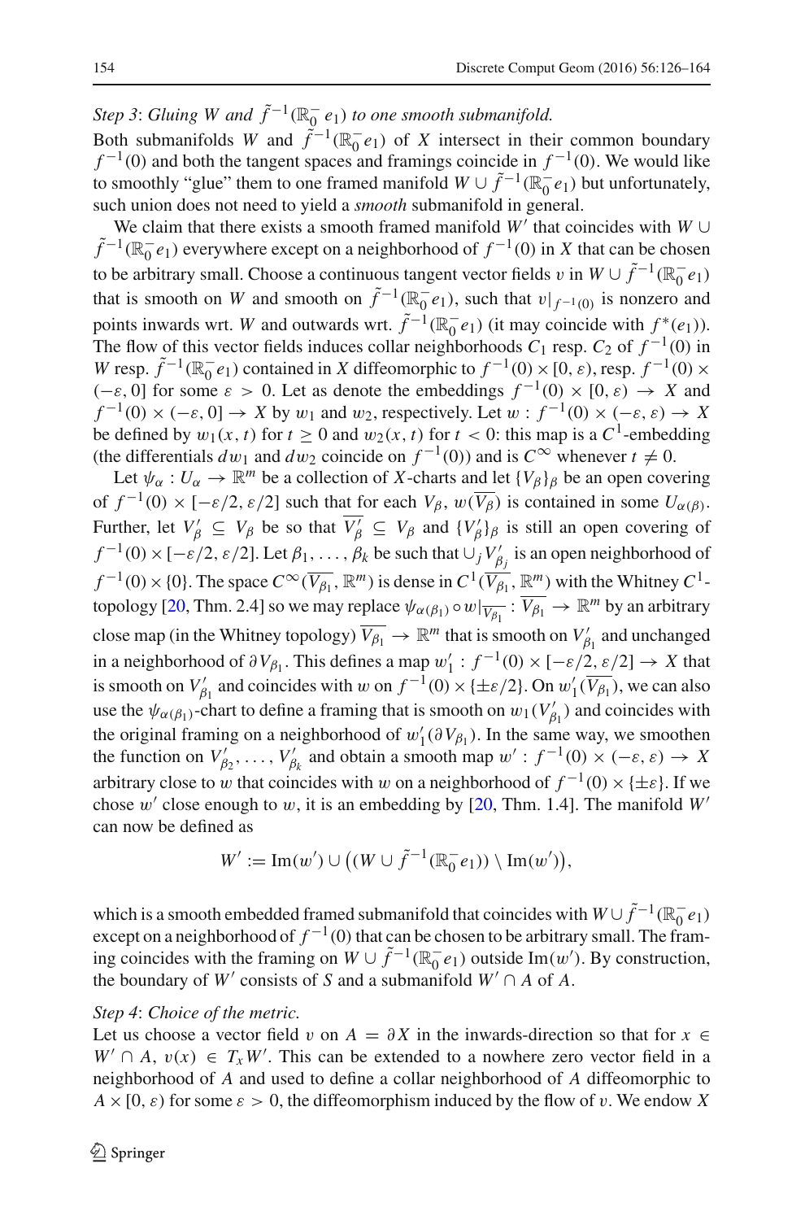*Step 3*: *Gluing* $W$ *and* $\tilde{f}^{-1}(\mathbb{R}_0^- e_1)$ *to one smooth submanifold.*

Both submanifolds $W$ and $\tilde{f}^{-1}(\mathbb{R}_0^- e_1)$ of $X$ intersect in their common boundary $f^{-1}(0)$ and both the tangent spaces and framings coincide in $f^{-1}(0)$. We would like to smoothly "glue" them to one framed manifold $W \cup \tilde{f}^{-1}(\mathbb{R}_0^- e_1)$ but unfortunately, such union does not need to yield a *smooth* submanifold in general.

We claim that there exists a smooth framed manifold $W'$ that coincides with $W \cup \tilde{f}^{-1}(\mathbb{R}_0^- e_1)$ everywhere except on a neighborhood of $f^{-1}(0)$ in $X$ that can be chosen to be arbitrary small. Choose a continuous tangent vector fields $v$ in $W \cup \tilde{f}^{-1}(\mathbb{R}_0^- e_1)$ that is smooth on $W$ and smooth on $\tilde{f}^{-1}(\mathbb{R}_0^- e_1)$, such that $v|_{f^{-1}(0)}$ is nonzero and points inwards wrt. $W$ and outwards wrt. $\tilde{f}^{-1}(\mathbb{R}_0^- e_1)$ (it may coincide with $f^*(e_1)$). The flow of this vector fields induces collar neighborhoods $C_1$ resp. $C_2$ of $f^{-1}(0)$ in $W$ resp. $\tilde{f}^{-1}(\mathbb{R}_0^- e_1)$ contained in $X$ diffeomorphic to $f^{-1}(0) \times [0, \varepsilon)$, resp. $f^{-1}(0) \times (-\varepsilon, 0]$ for some $\varepsilon > 0$. Let as denote the embeddings $f^{-1}(0) \times [0, \varepsilon) \to X$ and $f^{-1}(0) \times (-\varepsilon, 0] \to X$ by $w_1$ and $w_2$, respectively. Let $w : f^{-1}(0) \times (-\varepsilon, \varepsilon) \to X$ be defined by $w_1(x, t)$ for $t \geq 0$ and $w_2(x, t)$ for $t < 0$: this map is a $C^1$-embedding (the differentials $dw_1$ and $dw_2$ coincide on $f^{-1}(0)$) and is $C^\infty$ whenever $t \neq 0$.

Let $\psi_\alpha : U_\alpha \to \mathbb{R}^m$ be a collection of $X$-charts and let $\{V_\beta\}_\beta$ be an open covering of $f^{-1}(0) \times [-\varepsilon/2, \varepsilon/2]$ such that for each $V_\beta$, $w(\overline{V_\beta})$ is contained in some $U_{\alpha(\beta)}$. Further, let $V'_\beta \subseteq V_\beta$ be so that $\overline{V'_\beta} \subseteq V_\beta$ and $\{V'_\beta\}_\beta$ is still an open covering of $f^{-1}(0) \times [-\varepsilon/2, \varepsilon/2]$. Let $\beta_1, \ldots, \beta_k$ be such that $\cup_j V'_{\beta_j}$ is an open neighborhood of $f^{-1}(0) \times \{0\}$. The space $C^\infty(\overline{V_{\beta_1}}, \mathbb{R}^m)$ is dense in $C^1(\overline{V_{\beta_1}}, \mathbb{R}^m)$ with the Whitney $C^1$-topology [20, Thm. 2.4] so we may replace $\psi_{\alpha(\beta_1)} \circ w|_{\overline{V_{\beta_1}}} : \overline{V_{\beta_1}} \to \mathbb{R}^m$ by an arbitrary close map (in the Whitney topology) $\overline{V_{\beta_1}} \to \mathbb{R}^m$ that is smooth on $V'_{\beta_1}$ and unchanged in a neighborhood of $\partial V_{\beta_1}$. This defines a map $w'_1 : f^{-1}(0) \times [-\varepsilon/2, \varepsilon/2] \to X$ that is smooth on $V'_{\beta_1}$ and coincides with $w$ on $f^{-1}(0) \times \{\pm\varepsilon/2\}$. On $w'_1(\overline{V_{\beta_1}})$, we can also use the $\psi_{\alpha(\beta_1)}$-chart to define a framing that is smooth on $w_1(V'_{\beta_1})$ and coincides with the original framing on a neighborhood of $w'_1(\partial V_{\beta_1})$. In the same way, we smoothen the function on $V'_{\beta_2}, \ldots, V'_{\beta_k}$ and obtain a smooth map $w' : f^{-1}(0) \times (-\varepsilon, \varepsilon) \to X$ arbitrary close to $w$ that coincides with $w$ on a neighborhood of $f^{-1}(0) \times \{\pm\varepsilon\}$. If we chose $w'$ close enough to $w$, it is an embedding by [20, Thm. 1.4]. The manifold $W'$ can now be defined as

$$W' := \mathrm{Im}(w') \cup \big((W \cup \tilde{f}^{-1}(\mathbb{R}_0^- e_1)) \setminus \mathrm{Im}(w')\big),$$

which is a smooth embedded framed submanifold that coincides with $W \cup \tilde{f}^{-1}(\mathbb{R}_0^- e_1)$ except on a neighborhood of $f^{-1}(0)$ that can be chosen to be arbitrary small. The framing coincides with the framing on $W \cup \tilde{f}^{-1}(\mathbb{R}_0^- e_1)$ outside $\mathrm{Im}(w')$. By construction, the boundary of $W'$ consists of $S$ and a submanifold $W' \cap A$ of $A$.

*Step 4*: *Choice of the metric.*

Let us choose a vector field $v$ on $A = \partial X$ in the inwards-direction so that for $x \in W' \cap A$, $v(x) \in T_x W'$. This can be extended to a nowhere zero vector field in a neighborhood of $A$ and used to define a collar neighborhood of $A$ diffeomorphic to $A \times [0, \varepsilon)$ for some $\varepsilon > 0$, the diffeomorphism induced by the flow of $v$. We endow $X$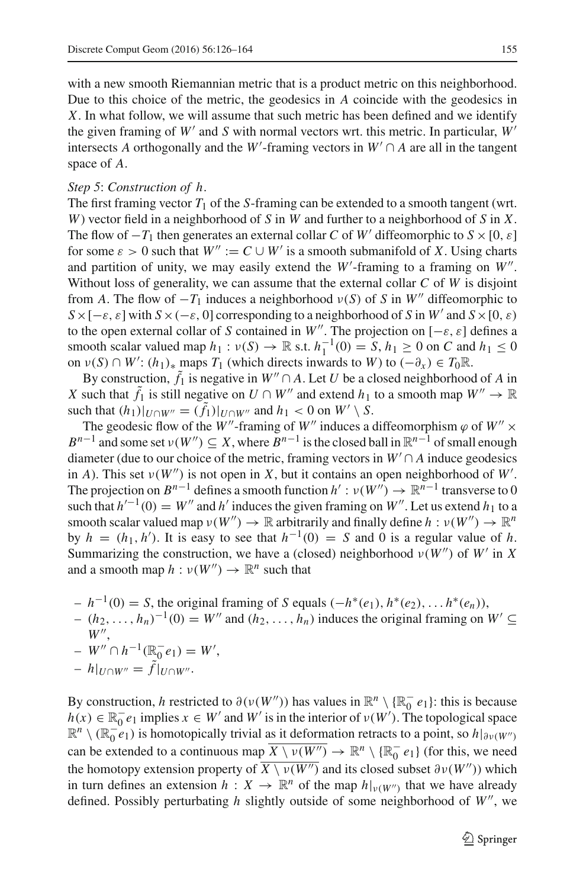with a new smooth Riemannian metric that is a product metric on this neighborhood. Due to this choice of the metric, the geodesics in $A$ coincide with the geodesics in $X$. In what follow, we will assume that such metric has been defined and we identify the given framing of $W'$ and $S$ with normal vectors wrt. this metric. In particular, $W'$ intersects $A$ orthogonally and the $W'$-framing vectors in $W' \cap A$ are all in the tangent space of $A$.

*Step 5*: *Construction of $h$*.

The first framing vector $T_1$ of the $S$-framing can be extended to a smooth tangent (wrt. $W$) vector field in a neighborhood of $S$ in $W$ and further to a neighborhood of $S$ in $X$. The flow of $-T_1$ then generates an external collar $C$ of $W'$ diffeomorphic to $S \times [0, \varepsilon]$ for some $\varepsilon > 0$ such that $W'' := C \cup W'$ is a smooth submanifold of $X$. Using charts and partition of unity, we may easily extend the $W'$-framing to a framing on $W''$. Without loss of generality, we can assume that the external collar $C$ of $W$ is disjoint from $A$. The flow of $-T_1$ induces a neighborhood $\nu(S)$ of $S$ in $W''$ diffeomorphic to $S \times [-\varepsilon, \varepsilon]$ with $S \times (-\varepsilon, 0]$ corresponding to a neighborhood of $S$ in $W'$ and $S \times [0, \varepsilon)$ to the open external collar of $S$ contained in $W''$. The projection on $[-\varepsilon, \varepsilon]$ defines a smooth scalar valued map $h_1 : \nu(S) \to \mathbb{R}$ s.t. $h_1^{-1}(0) = S$, $h_1 \geq 0$ on $C$ and $h_1 \leq 0$ on $\nu(S) \cap W'$: $(h_1)_*$ maps $T_1$ (which directs inwards to $W$) to $(-\partial_x) \in T_0\mathbb{R}$.

By construction, $\tilde{f}_1$ is negative in $W'' \cap A$. Let $U$ be a closed neighborhood of $A$ in $X$ such that $\tilde{f}_1$ is still negative on $U \cap W''$ and extend $h_1$ to a smooth map $W'' \to \mathbb{R}$ such that $(h_1)|_{U \cap W''} = (\tilde{f}_1)|_{U \cap W''}$ and $h_1 < 0$ on $W' \setminus S$.

The geodesic flow of the $W''$-framing of $W''$ induces a diffeomorphism $\varphi$ of $W'' \times B^{n-1}$ and some set $\nu(W'') \subseteq X$, where $B^{n-1}$ is the closed ball in $\mathbb{R}^{n-1}$ of small enough diameter (due to our choice of the metric, framing vectors in $W' \cap A$ induce geodesics in $A$). This set $\nu(W'')$ is not open in $X$, but it contains an open neighborhood of $W'$. The projection on $B^{n-1}$ defines a smooth function $h' : \nu(W'') \to \mathbb{R}^{n-1}$ transverse to 0 such that $h'^{-1}(0) = W''$ and $h'$ induces the given framing on $W''$. Let us extend $h_1$ to a smooth scalar valued map $\nu(W'') \to \mathbb{R}$ arbitrarily and finally define $h : \nu(W'') \to \mathbb{R}^n$ by $h = (h_1, h')$. It is easy to see that $h^{-1}(0) = S$ and 0 is a regular value of $h$. Summarizing the construction, we have a (closed) neighborhood $\nu(W'')$ of $W'$ in $X$ and a smooth map $h : \nu(W'') \to \mathbb{R}^n$ such that

- $h^{-1}(0) = S$, the original framing of $S$ equals $(-h^*(e_1), h^*(e_2), \ldots h^*(e_n))$,
- $(h_2, \ldots, h_n)^{-1}(0) = W''$ and $(h_2, \ldots, h_n)$ induces the original framing on $W' \subseteq W''$,
- $W'' \cap h^{-1}(\mathbb{R}_0^- e_1) = W'$,
- $h|_{U \cap W''} = \tilde{f}|_{U \cap W''}$.

By construction, $h$ restricted to $\partial(\nu(W''))$ has values in $\mathbb{R}^n \setminus \{\mathbb{R}_0^- e_1\}$: this is because $h(x) \in \mathbb{R}_0^- e_1$ implies $x \in W'$ and $W'$ is in the interior of $\nu(W')$. The topological space $\mathbb{R}^n \setminus (\mathbb{R}_0^- e_1)$ is homotopically trivial as it deformation retracts to a point, so $h|_{\partial\nu(W'')}$ can be extended to a continuous map $\overline{X \setminus \nu(W'')} \to \mathbb{R}^n \setminus \{\mathbb{R}_0^- e_1\}$ (for this, we need the homotopy extension property of $\overline{X \setminus \nu(W'')}$ and its closed subset $\partial\nu(W'')$) which in turn defines an extension $h : X \to \mathbb{R}^n$ of the map $h|_{\nu(W'')}$ that we have already defined. Possibly perturbating $h$ slightly outside of some neighborhood of $W''$, we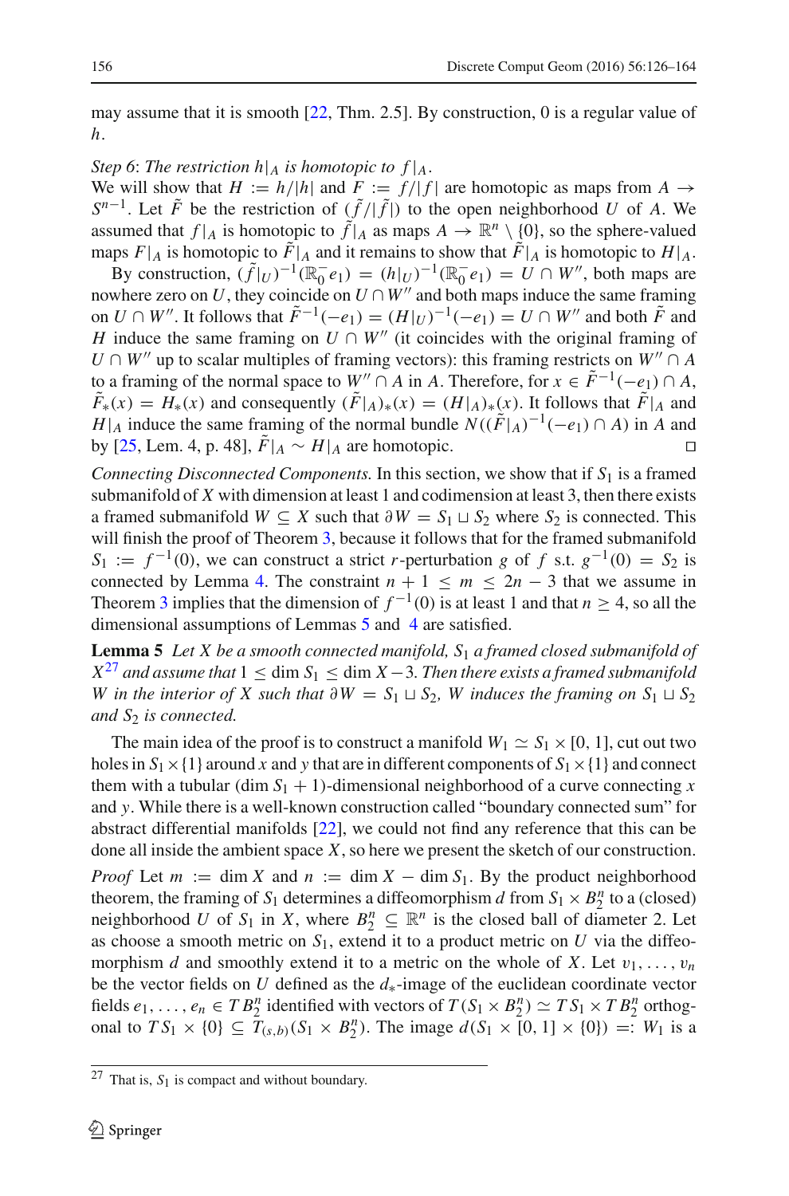may assume that it is smooth [22, Thm. 2.5]. By construction, 0 is a regular value of $h$.

*Step 6*: *The restriction $h|_A$ is homotopic to $f|_A$.*
We will show that $H := h/|h|$ and $F := f/|f|$ are homotopic as maps from $A \to S^{n-1}$. Let $\tilde{F}$ be the restriction of $(\tilde{f}/|\tilde{f}|)$ to the open neighborhood $U$ of $A$. We assumed that $f|_A$ is homotopic to $\tilde{f}|_A$ as maps $A \to \mathbb{R}^n \setminus \{0\}$, so the sphere-valued maps $F|_A$ is homotopic to $\tilde{F}|_A$ and it remains to show that $\tilde{F}|_A$ is homotopic to $H|_A$.

By construction, $(\tilde{f}|_U)^{-1}(\mathbb{R}_0^- e_1) = (h|_U)^{-1}(\mathbb{R}_0^- e_1) = U \cap W''$, both maps are nowhere zero on $U$, they coincide on $U \cap W''$ and both maps induce the same framing on $U \cap W''$. It follows that $\tilde{F}^{-1}(-e_1) = (H|_U)^{-1}(-e_1) = U \cap W''$ and both $\tilde{F}$ and $H$ induce the same framing on $U \cap W''$ (it coincides with the original framing of $U \cap W''$ up to scalar multiples of framing vectors): this framing restricts on $W'' \cap A$ to a framing of the normal space to $W'' \cap A$ in $A$. Therefore, for $x \in \tilde{F}^{-1}(-e_1) \cap A$, $\tilde{F}_*(x) = H_*(x)$ and consequently $(\tilde{F}|_A)_*(x) = (H|_A)_*(x)$. It follows that $\tilde{F}|_A$ and $H|_A$ induce the same framing of the normal bundle $N((\tilde{F}|_A)^{-1}(-e_1) \cap A)$ in $A$ and by [25, Lem. 4, p. 48], $\tilde{F}|_A \sim H|_A$ are homotopic. □

*Connecting Disconnected Components.* In this section, we show that if $S_1$ is a framed submanifold of $X$ with dimension at least 1 and codimension at least 3, then there exists a framed submanifold $W \subseteq X$ such that $\partial W = S_1 \sqcup S_2$ where $S_2$ is connected. This will finish the proof of Theorem 3, because it follows that for the framed submanifold $S_1 := f^{-1}(0)$, we can construct a strict $r$-perturbation $g$ of $f$ s.t. $g^{-1}(0) = S_2$ is connected by Lemma 4. The constraint $n + 1 \leq m \leq 2n - 3$ that we assume in Theorem 3 implies that the dimension of $f^{-1}(0)$ is at least 1 and that $n \geq 4$, so all the dimensional assumptions of Lemmas 5 and 4 are satisfied.

**Lemma 5** *Let $X$ be a smooth connected manifold, $S_1$ a framed closed submanifold of $X$*[27] *and assume that $1 \leq \dim S_1 \leq \dim X - 3$. Then there exists a framed submanifold $W$ in the interior of $X$ such that $\partial W = S_1 \sqcup S_2$, $W$ induces the framing on $S_1 \sqcup S_2$ and $S_2$ is connected.*

The main idea of the proof is to construct a manifold $W_1 \simeq S_1 \times [0, 1]$, cut out two holes in $S_1 \times \{1\}$ around $x$ and $y$ that are in different components of $S_1 \times \{1\}$ and connect them with a tubular $(\dim S_1 + 1)$-dimensional neighborhood of a curve connecting $x$ and $y$. While there is a well-known construction called "boundary connected sum" for abstract differential manifolds [22], we could not find any reference that this can be done all inside the ambient space $X$, so here we present the sketch of our construction.

*Proof* Let $m := \dim X$ and $n := \dim X - \dim S_1$. By the product neighborhood theorem, the framing of $S_1$ determines a diffeomorphism $d$ from $S_1 \times B_2^n$ to a (closed) neighborhood $U$ of $S_1$ in $X$, where $B_2^n \subseteq \mathbb{R}^n$ is the closed ball of diameter 2. Let as choose a smooth metric on $S_1$, extend it to a product metric on $U$ via the diffeomorphism $d$ and smoothly extend it to a metric on the whole of $X$. Let $v_1, \ldots, v_n$ be the vector fields on $U$ defined as the $d_*$-image of the euclidean coordinate vector fields $e_1, \ldots, e_n \in T B_2^n$ identified with vectors of $T(S_1 \times B_2^n) \simeq T S_1 \times T B_2^n$ orthogonal to $T S_1 \times \{0\} \subseteq T_{(s,b)}(S_1 \times B_2^n)$. The image $d(S_1 \times [0, 1] \times \{0\}) =: W_1$ is a

[27] That is, $S_1$ is compact and without boundary.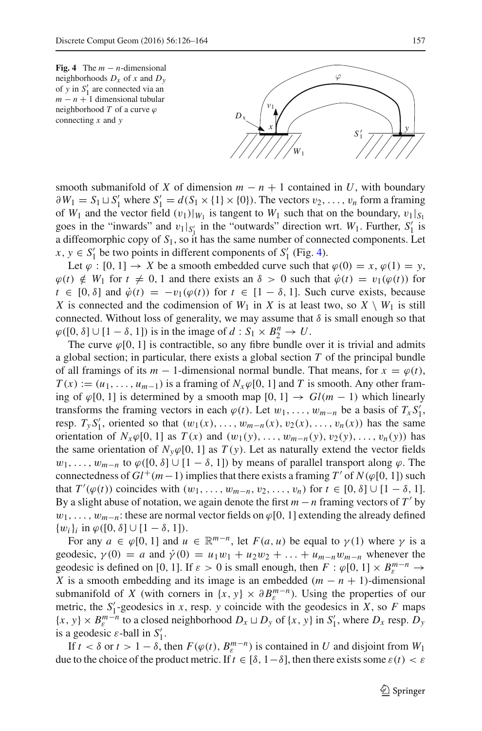**Fig. 4** The $m-n$-dimensional neighborhoods $D_x$ of $x$ and $D_y$ of $y$ in $S_1'$ are connected via an $m-n+1$ dimensional tubular neighborhood $T$ of a curve $\varphi$ connecting $x$ and $y$

$\varphi$

$v_1$

$D_x$

$x$

$y$

$S_1'$

$W_1$

smooth submanifold of $X$ of dimension $m-n+1$ contained in $U$, with boundary $\partial W_1 = S_1 \sqcup S_1'$ where $S_1' = d(S_1 \times \{1\} \times \{0\})$. The vectors $v_2, \ldots, v_n$ form a framing of $W_1$ and the vector field $(v_1)|_{W_1}$ is tangent to $W_1$ such that on the boundary, $v_1|_{S_1}$ goes in the "inwards" and $v_1|_{S_1'}$ in the "outwards" direction wrt. $W_1$. Further, $S_1'$ is a diffeomorphic copy of $S_1$, so it has the same number of connected components. Let $x, y \in S_1'$ be two points in different components of $S_1'$ (Fig. 4).

Let $\varphi : [0,1] \to X$ be a smooth embedded curve such that $\varphi(0) = x$, $\varphi(1) = y$, $\varphi(t) \notin W_1$ for $t \neq 0, 1$ and there exists an $\delta > 0$ such that $\dot{\varphi}(t) = v_1(\varphi(t))$ for $t \in [0, \delta]$ and $\dot{\varphi}(t) = -v_1(\varphi(t))$ for $t \in [1-\delta, 1]$. Such curve exists, because $X$ is connected and the codimension of $W_1$ in $X$ is at least two, so $X \setminus W_1$ is still connected. Without loss of generality, we may assume that $\delta$ is small enough so that $\varphi([0,\delta] \cup [1-\delta, 1])$ is in the image of $d : S_1 \times B_2^n \to U$.

The curve $\varphi[0,1]$ is contractible, so any fibre bundle over it is trivial and admits a global section; in particular, there exists a global section $T$ of the principal bundle of all framings of its $m-1$-dimensional normal bundle. That means, for $x = \varphi(t)$, $T(x) := (u_1, \ldots, u_{m-1})$ is a framing of $N_x\varphi[0,1]$ and $T$ is smooth. Any other framing of $\varphi[0,1]$ is determined by a smooth map $[0,1] \to Gl(m-1)$ which linearly transforms the framing vectors in each $\varphi(t)$. Let $w_1, \ldots, w_{m-n}$ be a basis of $T_xS_1'$, resp. $T_yS_1'$, oriented so that $(w_1(x), \ldots, w_{m-n}(x), v_2(x), \ldots, v_n(x))$ has the same orientation of $N_x\varphi[0,1]$ as $T(x)$ and $(w_1(y), \ldots, w_{m-n}(y), v_2(y), \ldots, v_n(y))$ has the same orientation of $N_y\varphi[0,1]$ as $T(y)$. Let as naturally extend the vector fields $w_1, \ldots, w_{m-n}$ to $\varphi([0,\delta] \cup [1-\delta, 1])$ by means of parallel transport along $\varphi$. The connectedness of $Gl^+(m-1)$ implies that there exists a framing $T'$ of $N(\varphi[0,1])$ such that $T'(\varphi(t))$ coincides with $(w_1, \ldots, w_{m-n}, v_2, \ldots, v_n)$ for $t \in [0,\delta] \cup [1-\delta, 1]$. By a slight abuse of notation, we again denote the first $m-n$ framing vectors of $T'$ by $w_1, \ldots, w_{m-n}$: these are normal vector fields on $\varphi[0,1]$ extending the already defined $\{w_i\}_i$ in $\varphi([0,\delta] \cup [1-\delta, 1])$.

For any $a \in \varphi[0,1]$ and $u \in \mathbb{R}^{m-n}$, let $F(a,u)$ be equal to $\gamma(1)$ where $\gamma$ is a geodesic, $\gamma(0) = a$ and $\dot{\gamma}(0) = u_1w_1 + u_2w_2 + \ldots + u_{m-n}w_{m-n}$ whenever the geodesic is defined on $[0,1]$. If $\varepsilon > 0$ is small enough, then $F : \varphi[0,1] \times B_\varepsilon^{m-n} \to X$ is a smooth embedding and its image is an embedded $(m-n+1)$-dimensional submanifold of $X$ (with corners in $\{x, y\} \times \partial B_\varepsilon^{m-n}$). Using the properties of our metric, the $S_1'$-geodesics in $x$, resp. $y$ coincide with the geodesics in $X$, so $F$ maps $\{x, y\} \times B_\varepsilon^{m-n}$ to a closed neighborhood $D_x \sqcup D_y$ of $\{x, y\}$ in $S_1'$, where $D_x$ resp. $D_y$ is a geodesic $\varepsilon$-ball in $S_1'$.

If $t < \delta$ or $t > 1-\delta$, then $F(\varphi(t), B_\varepsilon^{m-n})$ is contained in $U$ and disjoint from $W_1$ due to the choice of the product metric. If $t \in [\delta, 1-\delta]$, then there exists some $\varepsilon(t) < \varepsilon$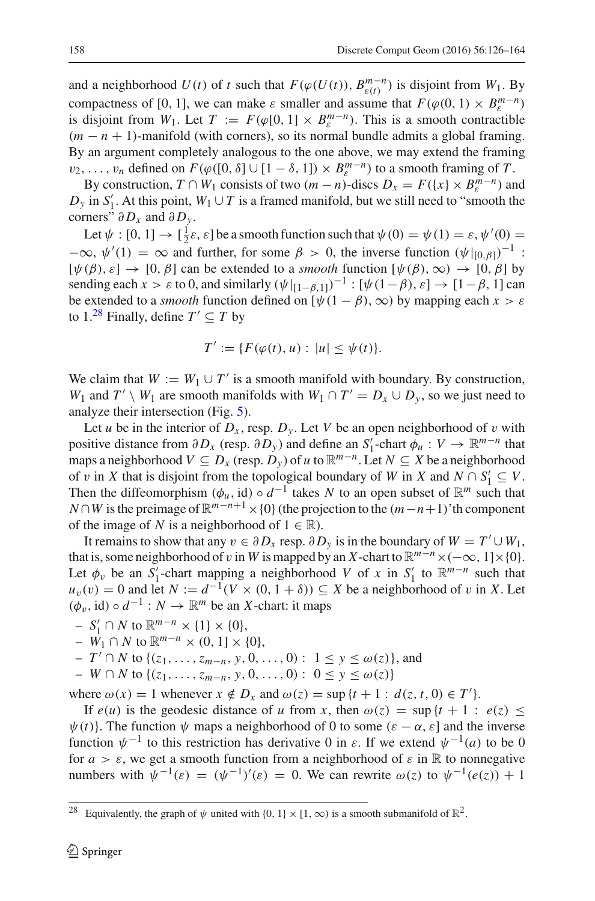and a neighborhood $U(t)$ of $t$ such that $F(\varphi(U(t)), B^{m-n}_{\varepsilon(t)})$ is disjoint from $W_1$. By compactness of $[0, 1]$, we can make $\varepsilon$ smaller and assume that $F(\varphi(0, 1) \times B^{m-n}_{\varepsilon})$ is disjoint from $W_1$. Let $T := F(\varphi[0, 1] \times B^{m-n}_{\varepsilon})$. This is a smooth contractible $(m - n + 1)$-manifold (with corners), so its normal bundle admits a global framing. By an argument completely analogous to the one above, we may extend the framing $v_2, \ldots, v_n$ defined on $F(\varphi([0, \delta] \cup [1 - \delta, 1]) \times B^{m-n}_{\varepsilon})$ to a smooth framing of $T$.

By construction, $T \cap W_1$ consists of two $(m - n)$-discs $D_x = F(\{x\} \times B^{m-n}_{\varepsilon})$ and $D_y$ in $S'_1$. At this point, $W_1 \cup T$ is a framed manifold, but we still need to "smooth the corners" $\partial D_x$ and $\partial D_y$.

Let $\psi : [0, 1] \to [\frac{1}{2}\varepsilon, \varepsilon]$ be a smooth function such that $\psi(0) = \psi(1) = \varepsilon$, $\psi'(0) = -\infty$, $\psi'(1) = \infty$ and further, for some $\beta > 0$, the inverse function $(\psi|_{[0,\beta]})^{-1} : [\psi(\beta), \varepsilon] \to [0, \beta]$ can be extended to a *smooth* function $[\psi(\beta), \infty) \to [0, \beta]$ by sending each $x > \varepsilon$ to 0, and similarly $(\psi|_{[1-\beta,1]})^{-1} : [\psi(1-\beta), \varepsilon] \to [1-\beta, 1]$ can be extended to a *smooth* function defined on $[\psi(1 - \beta), \infty)$ by mapping each $x > \varepsilon$ to 1.[28] Finally, define $T' \subseteq T$ by

$$T' := \{F(\varphi(t), u) : |u| \leq \psi(t)\}.$$

We claim that $W := W_1 \cup T'$ is a smooth manifold with boundary. By construction, $W_1$ and $T' \setminus W_1$ are smooth manifolds with $W_1 \cap T' = D_x \cup D_y$, so we just need to analyze their intersection (Fig. 5).

Let $u$ be in the interior of $D_x$, resp. $D_y$. Let $V$ be an open neighborhood of $v$ with positive distance from $\partial D_x$ (resp. $\partial D_y$) and define an $S'_1$-chart $\phi_u : V \to \mathbb{R}^{m-n}$ that maps a neighborhood $V \subseteq D_x$ (resp. $D_y$) of $u$ to $\mathbb{R}^{m-n}$. Let $N \subseteq X$ be a neighborhood of $v$ in $X$ that is disjoint from the topological boundary of $W$ in $X$ and $N \cap S'_1 \subseteq V$. Then the diffeomorphism $(\phi_u, \mathrm{id}) \circ d^{-1}$ takes $N$ to an open subset of $\mathbb{R}^m$ such that $N \cap W$ is the preimage of $\mathbb{R}^{m-n+1} \times \{0\}$ (the projection to the $(m-n+1)$'th component of the image of $N$ is a neighborhood of $1 \in \mathbb{R}$).

It remains to show that any $v \in \partial D_x$ resp. $\partial D_y$ is in the boundary of $W = T' \cup W_1$, that is, some neighborhood of $v$ in $W$ is mapped by an $X$-chart to $\mathbb{R}^{m-n} \times (-\infty, 1] \times \{0\}$. Let $\phi_v$ be an $S'_1$-chart mapping a neighborhood $V$ of $x$ in $S'_1$ to $\mathbb{R}^{m-n}$ such that $u_v(v) = 0$ and let $N := d^{-1}(V \times (0, 1 + \delta)) \subseteq X$ be a neighborhood of $v$ in $X$. Let $(\phi_v, \mathrm{id}) \circ d^{-1} : N \to \mathbb{R}^m$ be an $X$-chart: it maps

- $S'_1 \cap N$ to $\mathbb{R}^{m-n} \times \{1\} \times \{0\}$,
- $W_1 \cap N$ to $\mathbb{R}^{m-n} \times (0, 1] \times \{0\}$,
- $T' \cap N$ to $\{(z_1, \ldots, z_{m-n}, y, 0, \ldots, 0) : 1 \leq y \leq \omega(z)\}$, and
- $W \cap N$ to $\{(z_1, \ldots, z_{m-n}, y, 0, \ldots, 0) : 0 \leq y \leq \omega(z)\}$

where $\omega(x) = 1$ whenever $x \notin D_x$ and $\omega(z) = \sup\{t + 1 : d(z, t, 0) \in T'\}$.

If $e(u)$ is the geodesic distance of $u$ from $x$, then $\omega(z) = \sup\{t + 1 : e(z) \leq \psi(t)\}$. The function $\psi$ maps a neighborhood of 0 to some $(\varepsilon - \alpha, \varepsilon]$ and the inverse function $\psi^{-1}$ to this restriction has derivative 0 in $\varepsilon$. If we extend $\psi^{-1}(a)$ to be 0 for $a > \varepsilon$, we get a smooth function from a neighborhood of $\varepsilon$ in $\mathbb{R}$ to nonnegative numbers with $\psi^{-1}(\varepsilon) = (\psi^{-1})'(\varepsilon) = 0$. We can rewrite $\omega(z)$ to $\psi^{-1}(e(z)) + 1$

[28] Equivalently, the graph of $\psi$ united with $\{0, 1\} \times [1, \infty)$ is a smooth submanifold of $\mathbb{R}^2$.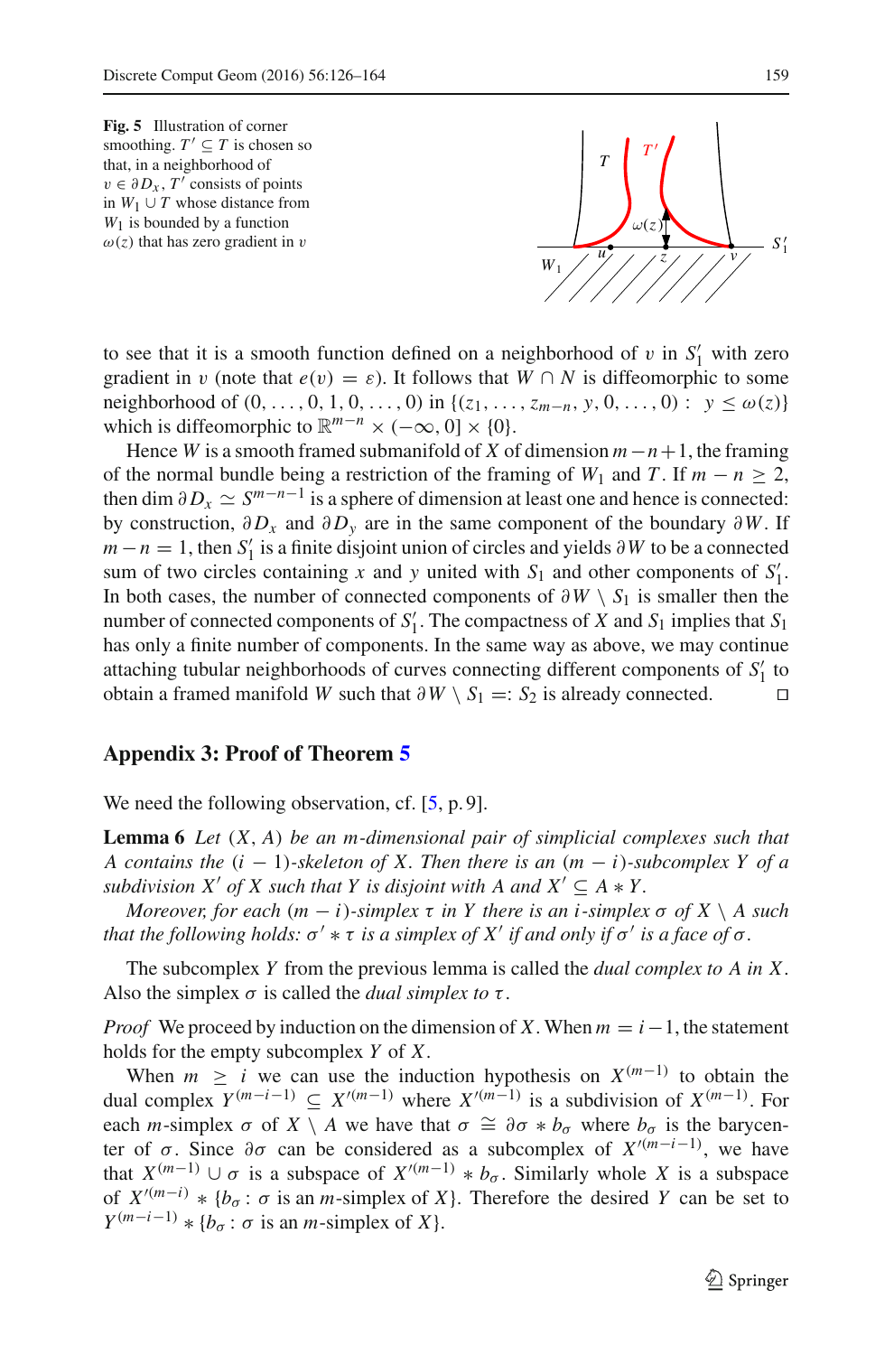**Fig. 5** Illustration of corner smoothing. $T' \subseteq T$ is chosen so that, in a neighborhood of $v \in \partial D_x$, $T'$ consists of points in $W_1 \cup T$ whose distance from $W_1$ is bounded by a function $\omega(z)$ that has zero gradient in $v$

$T$

$T'$

$\omega(z)$

$S_1'$

$W_1$

$u$

$z$

$v$

to see that it is a smooth function defined on a neighborhood of $v$ in $S_1'$ with zero gradient in $v$ (note that $e(v) = \varepsilon$). It follows that $W \cap N$ is diffeomorphic to some neighborhood of $(0, \ldots, 0, 1, 0, \ldots, 0)$ in $\{(z_1, \ldots, z_{m-n}, y, 0, \ldots, 0) : \; y \leq \omega(z)\}$ which is diffeomorphic to $\mathbb{R}^{m-n} \times (-\infty, 0] \times \{0\}$.

Hence $W$ is a smooth framed submanifold of $X$ of dimension $m-n+1$, the framing of the normal bundle being a restriction of the framing of $W_1$ and $T$. If $m - n \geq 2$, then $\dim \partial D_x \simeq S^{m-n-1}$ is a sphere of dimension at least one and hence is connected: by construction, $\partial D_x$ and $\partial D_y$ are in the same component of the boundary $\partial W$. If $m - n = 1$, then $S_1'$ is a finite disjoint union of circles and yields $\partial W$ to be a connected sum of two circles containing $x$ and $y$ united with $S_1$ and other components of $S_1'$. In both cases, the number of connected components of $\partial W \setminus S_1$ is smaller then the number of connected components of $S_1'$. The compactness of $X$ and $S_1$ implies that $S_1$ has only a finite number of components. In the same way as above, we may continue attaching tubular neighborhoods of curves connecting different components of $S_1'$ to obtain a framed manifold $W$ such that $\partial W \setminus S_1 =: S_2$ is already connected. $\square$

## Appendix 3: Proof of Theorem 5

We need the following observation, cf. [5, p. 9].

**Lemma 6** *Let $(X, A)$ be an $m$-dimensional pair of simplicial complexes such that $A$ contains the $(i-1)$-skeleton of $X$. Then there is an $(m-i)$-subcomplex $Y$ of a subdivision $X'$ of $X$ such that $Y$ is disjoint with $A$ and $X' \subseteq A * Y$.*

*Moreover, for each $(m-i)$-simplex $\tau$ in $Y$ there is an $i$-simplex $\sigma$ of $X \setminus A$ such that the following holds: $\sigma' * \tau$ is a simplex of $X'$ if and only if $\sigma'$ is a face of $\sigma$.*

The subcomplex $Y$ from the previous lemma is called the *dual complex to $A$ in $X$*. Also the simplex $\sigma$ is called the *dual simplex to $\tau$*.

*Proof* We proceed by induction on the dimension of $X$. When $m = i-1$, the statement holds for the empty subcomplex $Y$ of $X$.

When $m \geq i$ we can use the induction hypothesis on $X^{(m-1)}$ to obtain the dual complex $Y^{(m-i-1)} \subseteq X'^{(m-1)}$ where $X'^{(m-1)}$ is a subdivision of $X^{(m-1)}$. For each $m$-simplex $\sigma$ of $X \setminus A$ we have that $\sigma \cong \partial\sigma * b_\sigma$ where $b_\sigma$ is the barycenter of $\sigma$. Since $\partial\sigma$ can be considered as a subcomplex of $X'^{(m-i-1)}$, we have that $X^{(m-1)} \cup \sigma$ is a subspace of $X'^{(m-1)} * b_\sigma$. Similarly whole $X$ is a subspace of $X'^{(m-i)} * \{b_\sigma : \sigma \text{ is an } m\text{-simplex of } X\}$. Therefore the desired $Y$ can be set to $Y^{(m-i-1)} * \{b_\sigma : \sigma \text{ is an } m\text{-simplex of } X\}$.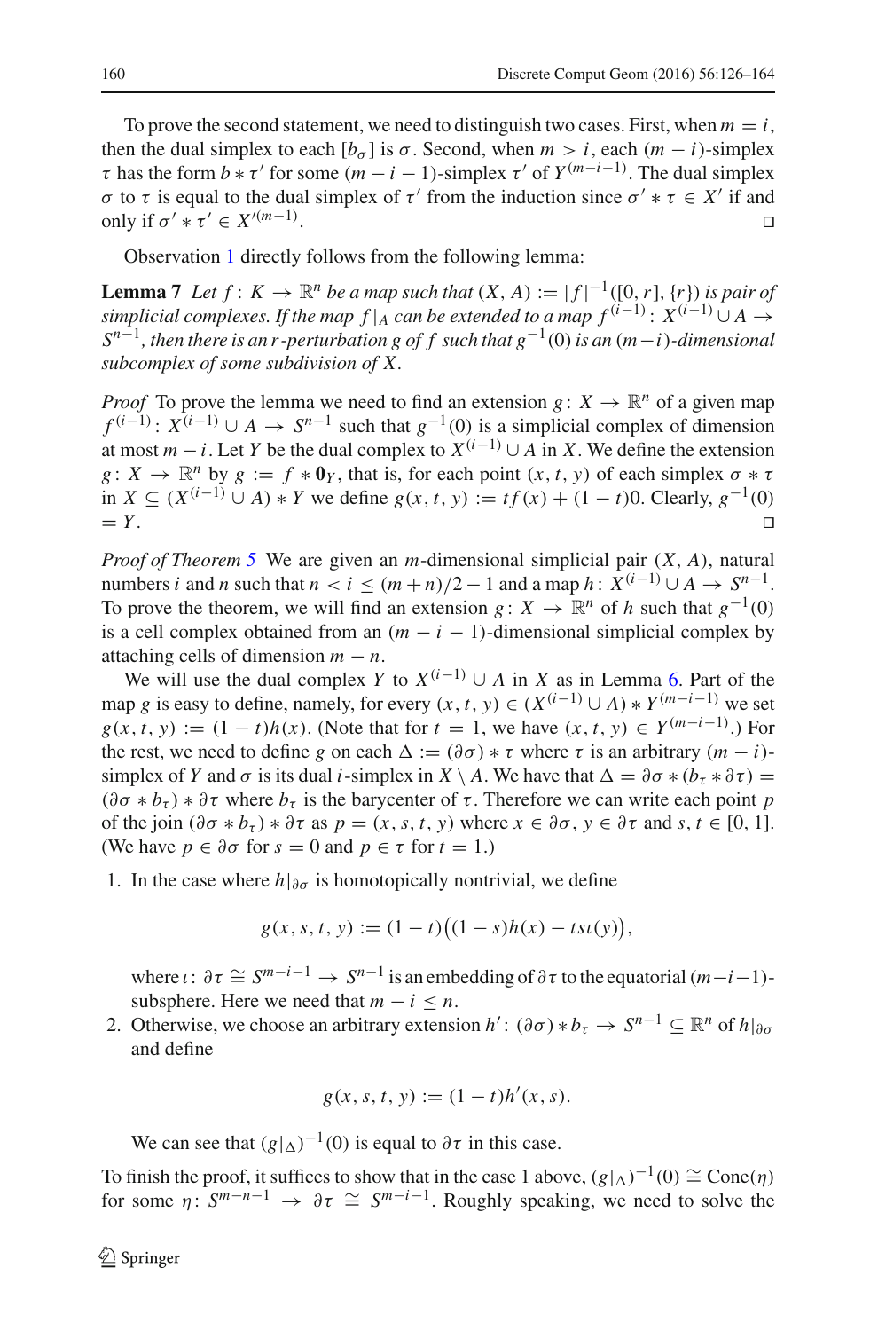To prove the second statement, we need to distinguish two cases. First, when $m = i$, then the dual simplex to each $[b_\sigma]$ is $\sigma$. Second, when $m > i$, each $(m-i)$-simplex $\tau$ has the form $b * \tau'$ for some $(m-i-1)$-simplex $\tau'$ of $Y^{(m-i-1)}$. The dual simplex $\sigma$ to $\tau$ is equal to the dual simplex of $\tau'$ from the induction since $\sigma' * \tau \in X'$ if and only if $\sigma' * \tau' \in X'^{(m-1)}$. ◻

Observation 1 directly follows from the following lemma:

**Lemma 7** *Let $f\colon K \to \mathbb{R}^n$ be a map such that $(X, A) := |f|^{-1}([0, r], \{r\})$ is pair of simplicial complexes. If the map $f|_A$ can be extended to a map $f^{(i-1)}\colon X^{(i-1)} \cup A \to S^{n-1}$, then there is an $r$-perturbation $g$ of $f$ such that $g^{-1}(0)$ is an $(m-i)$-dimensional subcomplex of some subdivision of $X$.*

*Proof* To prove the lemma we need to find an extension $g\colon X \to \mathbb{R}^n$ of a given map $f^{(i-1)}\colon X^{(i-1)} \cup A \to S^{n-1}$ such that $g^{-1}(0)$ is a simplicial complex of dimension at most $m - i$. Let $Y$ be the dual complex to $X^{(i-1)} \cup A$ in $X$. We define the extension $g\colon X \to \mathbb{R}^n$ by $g := f * \mathbf{0}_Y$, that is, for each point $(x, t, y)$ of each simplex $\sigma * \tau$ in $X \subseteq (X^{(i-1)} \cup A) * Y$ we define $g(x, t, y) := tf(x) + (1-t)0$. Clearly, $g^{-1}(0) = Y$. ◻

*Proof of Theorem 5* We are given an $m$-dimensional simplicial pair $(X, A)$, natural numbers $i$ and $n$ such that $n < i \le (m+n)/2 - 1$ and a map $h\colon X^{(i-1)} \cup A \to S^{n-1}$. To prove the theorem, we will find an extension $g\colon X \to \mathbb{R}^n$ of $h$ such that $g^{-1}(0)$ is a cell complex obtained from an $(m-i-1)$-dimensional simplicial complex by attaching cells of dimension $m - n$.

We will use the dual complex $Y$ to $X^{(i-1)} \cup A$ in $X$ as in Lemma 6. Part of the map $g$ is easy to define, namely, for every $(x, t, y) \in (X^{(i-1)} \cup A) * Y^{(m-i-1)}$ we set $g(x, t, y) := (1-t)h(x)$. (Note that for $t = 1$, we have $(x, t, y) \in Y^{(m-i-1)}$.) For the rest, we need to define $g$ on each $\Delta := (\partial\sigma) * \tau$ where $\tau$ is an arbitrary $(m-i)$-simplex of $Y$ and $\sigma$ is its dual $i$-simplex in $X \setminus A$. We have that $\Delta = \partial\sigma * (b_\tau * \partial\tau) = (\partial\sigma * b_\tau) * \partial\tau$ where $b_\tau$ is the barycenter of $\tau$. Therefore we can write each point $p$ of the join $(\partial\sigma * b_\tau) * \partial\tau$ as $p = (x, s, t, y)$ where $x \in \partial\sigma$, $y \in \partial\tau$ and $s, t \in [0, 1]$. (We have $p \in \partial\sigma$ for $s = 0$ and $p \in \tau$ for $t = 1$.)

1. In the case where $h|_{\partial\sigma}$ is homotopically nontrivial, we define

$$g(x, s, t, y) := (1-t)\big((1-s)h(x) - ts\iota(y)\big),$$

where $\iota\colon \partial\tau \cong S^{m-i-1} \to S^{n-1}$ is an embedding of $\partial\tau$ to the equatorial $(m-i-1)$-subsphere. Here we need that $m - i \le n$.

2. Otherwise, we choose an arbitrary extension $h'\colon (\partial\sigma) * b_\tau \to S^{n-1} \subseteq \mathbb{R}^n$ of $h|_{\partial\sigma}$ and define

$$g(x, s, t, y) := (1-t)h'(x, s).$$

We can see that $(g|_\Delta)^{-1}(0)$ is equal to $\partial\tau$ in this case.

To finish the proof, it suffices to show that in the case 1 above, $(g|_\Delta)^{-1}(0) \cong \mathrm{Cone}(\eta)$ for some $\eta\colon S^{m-n-1} \to \partial\tau \cong S^{m-i-1}$. Roughly speaking, we need to solve the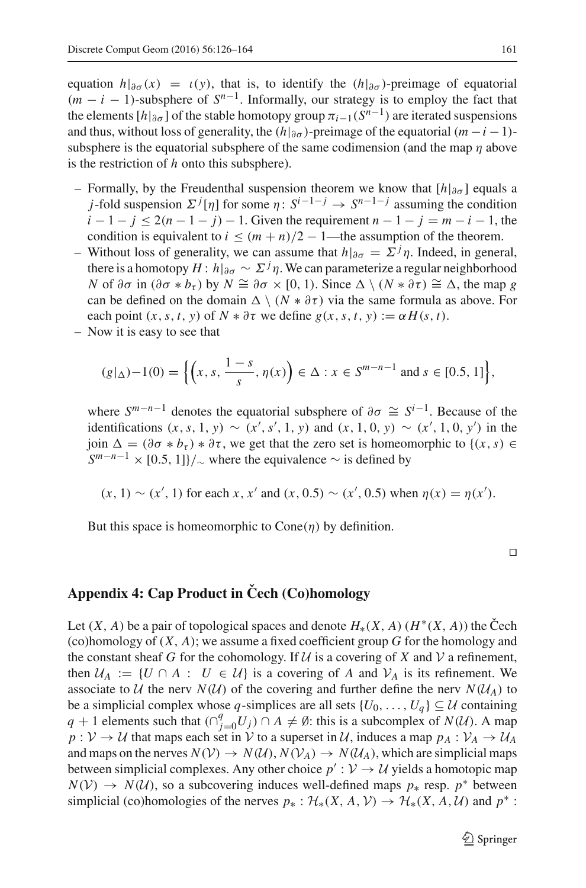equation $h|_{\partial\sigma}(x) = \iota(y)$, that is, to identify the $(h|_{\partial\sigma})$-preimage of equatorial $(m-i-1)$-subsphere of $S^{n-1}$. Informally, our strategy is to employ the fact that the elements $[h|_{\partial\sigma}]$ of the stable homotopy group $\pi_{i-1}(S^{n-1})$ are iterated suspensions and thus, without loss of generality, the $(h|_{\partial\sigma})$-preimage of the equatorial $(m-i-1)$-subsphere is the equatorial subsphere of the same codimension (and the map $\eta$ above is the restriction of $h$ onto this subsphere).

- Formally, by the Freudenthal suspension theorem we know that $[h|_{\partial\sigma}]$ equals a $j$-fold suspension $\Sigma^j[\eta]$ for some $\eta\colon S^{i-1-j} \to S^{n-1-j}$ assuming the condition $i-1-j \le 2(n-1-j)-1$. Given the requirement $n-1-j = m-i-1$, the condition is equivalent to $i \le (m+n)/2 - 1$—the assumption of the theorem.
- Without loss of generality, we can assume that $h|_{\partial\sigma} = \Sigma^j\eta$. Indeed, in general, there is a homotopy $H\colon h|_{\partial\sigma} \sim \Sigma^j\eta$. We can parameterize a regular neighborhood $N$ of $\partial\sigma$ in $(\partial\sigma * b_\tau)$ by $N \cong \partial\sigma \times [0,1)$. Since $\Delta \setminus (N * \partial\tau) \cong \Delta$, the map $g$ can be defined on the domain $\Delta \setminus (N * \partial\tau)$ via the same formula as above. For each point $(x, s, t, y)$ of $N * \partial\tau$ we define $g(x, s, t, y) := \alpha H(s, t)$.
- Now it is easy to see that

$$(g|_\Delta)-1(0) = \left\{\left(x, s, \frac{1-s}{s}, \eta(x)\right) \in \Delta : x \in S^{m-n-1} \text{ and } s \in [0.5, 1]\right\},$$

where $S^{m-n-1}$ denotes the equatorial subsphere of $\partial\sigma \cong S^{i-1}$. Because of the identifications $(x, s, 1, y) \sim (x', s', 1, y)$ and $(x, 1, 0, y) \sim (x', 1, 0, y')$ in the join $\Delta = (\partial\sigma * b_\tau) * \partial\tau$, we get that the zero set is homeomorphic to $\{(x, s) \in S^{m-n-1} \times [0.5, 1]\}/_\sim$ where the equivalence $\sim$ is defined by

$(x, 1) \sim (x', 1)$ for each $x, x'$ and $(x, 0.5) \sim (x', 0.5)$ when $\eta(x) = \eta(x')$.

But this space is homeomorphic to $\mathrm{Cone}(\eta)$ by definition.

□

## Appendix 4: Cap Product in Čech (Co)homology

Let $(X, A)$ be a pair of topological spaces and denote $H_*(X, A)$ ($H^*(X, A)$) the Čech (co)homology of $(X, A)$; we assume a fixed coefficient group $G$ for the homology and the constant sheaf $G$ for the cohomology. If $\mathcal{U}$ is a covering of $X$ and $\mathcal{V}$ a refinement, then $\mathcal{U}_A := \{U \cap A : U \in \mathcal{U}\}$ is a covering of $A$ and $\mathcal{V}_A$ is its refinement. We associate to $\mathcal{U}$ the nerv $N(\mathcal{U})$ of the covering and further define the nerv $N(\mathcal{U}_A)$ to be a simplicial complex whose $q$-simplices are all sets $\{U_0, \ldots, U_q\} \subseteq \mathcal{U}$ containing $q+1$ elements such that $(\cap_{j=0}^q U_j) \cap A \neq \emptyset$: this is a subcomplex of $N(\mathcal{U})$. A map $p : \mathcal{V} \to \mathcal{U}$ that maps each set in $\mathcal{V}$ to a superset in $\mathcal{U}$, induces a map $p_A : \mathcal{V}_A \to \mathcal{U}_A$ and maps on the nerves $N(\mathcal{V}) \to N(\mathcal{U})$, $N(\mathcal{V}_A) \to N(\mathcal{U}_A)$, which are simplicial maps between simplicial complexes. Any other choice $p' : \mathcal{V} \to \mathcal{U}$ yields a homotopic map $N(\mathcal{V}) \to N(\mathcal{U})$, so a subcovering induces well-defined maps $p_*$ resp. $p^*$ between simplicial (co)homologies of the nerves $p_* : \mathcal{H}_*(X, A, \mathcal{V}) \to \mathcal{H}_*(X, A, \mathcal{U})$ and $p^*$ :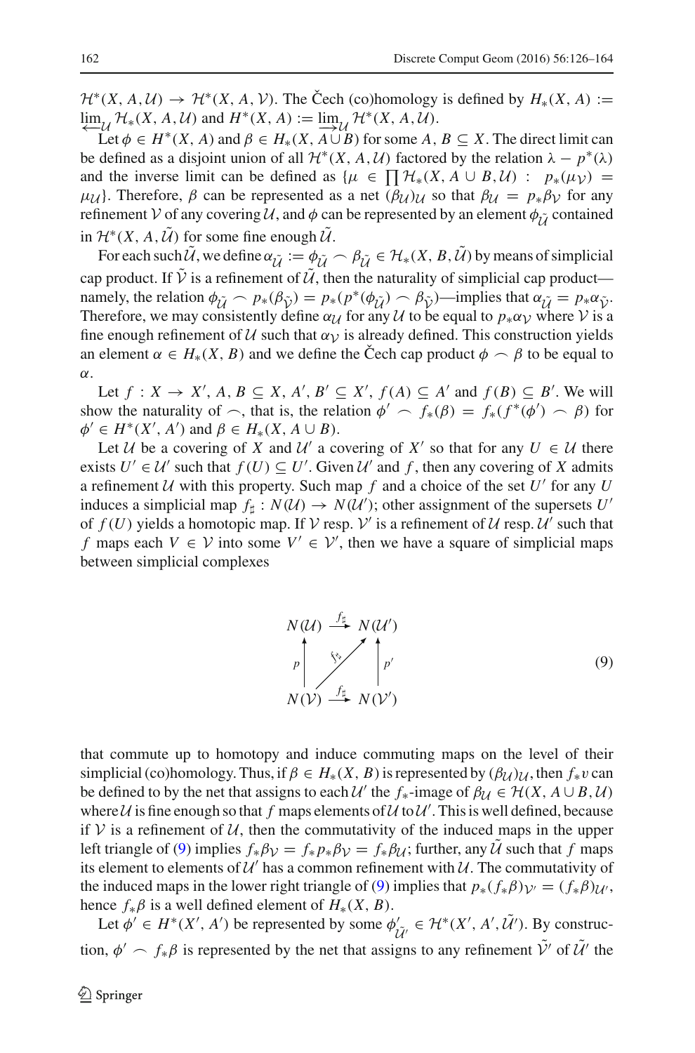$\mathcal{H}^*(X, A, \mathcal{U}) \to \mathcal{H}^*(X, A, \mathcal{V})$. The Čech (co)homology is defined by $H_*(X, A) := \varprojlim_{\mathcal{U}} \mathcal{H}_*(X, A, \mathcal{U})$ and $H^*(X, A) := \varinjlim_{\mathcal{U}} \mathcal{H}^*(X, A, \mathcal{U})$.

Let $\phi \in H^*(X, A)$ and $\beta \in H_*(X, A \cup B)$ for some $A, B \subseteq X$. The direct limit can be defined as a disjoint union of all $\mathcal{H}^*(X, A, \mathcal{U})$ factored by the relation $\lambda - p^*(\lambda)$ and the inverse limit can be defined as $\{\mu \in \prod \mathcal{H}_*(X, A \cup B, \mathcal{U}) : p_*(\mu_{\mathcal{V}}) = \mu_{\mathcal{U}}\}$. Therefore, $\beta$ can be represented as a net $(\beta_{\mathcal{U}})_{\mathcal{U}}$ so that $\beta_{\mathcal{U}} = p_* \beta_{\mathcal{V}}$ for any refinement $\mathcal{V}$ of any covering $\mathcal{U}$, and $\phi$ can be represented by an element $\phi_{\tilde{\mathcal{U}}}$ contained in $\mathcal{H}^*(X, A, \tilde{\mathcal{U}})$ for some fine enough $\tilde{\mathcal{U}}$.

For each such $\tilde{\mathcal{U}}$, we define $\alpha_{\tilde{\mathcal{U}}} := \phi_{\tilde{\mathcal{U}}} \frown \beta_{\tilde{\mathcal{U}}} \in \mathcal{H}_*(X, B, \tilde{\mathcal{U}})$ by means of simplicial cap product. If $\tilde{\mathcal{V}}$ is a refinement of $\tilde{\mathcal{U}}$, then the naturality of simplicial cap product—namely, the relation $\phi_{\tilde{\mathcal{U}}} \frown p_*(\beta_{\tilde{\mathcal{V}}}) = p_*(p^*(\phi_{\tilde{\mathcal{U}}}) \frown \beta_{\tilde{\mathcal{V}}})$—implies that $\alpha_{\tilde{\mathcal{U}}} = p_* \alpha_{\tilde{\mathcal{V}}}$. Therefore, we may consistently define $\alpha_{\mathcal{U}}$ for any $\mathcal{U}$ to be equal to $p_* \alpha_{\mathcal{V}}$ where $\mathcal{V}$ is a fine enough refinement of $\mathcal{U}$ such that $\alpha_{\mathcal{V}}$ is already defined. This construction yields an element $\alpha \in H_*(X, B)$ and we define the Čech cap product $\phi \frown \beta$ to be equal to $\alpha$.

Let $f : X \to X'$, $A, B \subseteq X$, $A', B' \subseteq X'$, $f(A) \subseteq A'$ and $f(B) \subseteq B'$. We will show the naturality of $\frown$, that is, the relation $\phi' \frown f_*(\beta) = f_*(f^*(\phi') \frown \beta)$ for $\phi' \in H^*(X', A')$ and $\beta \in H_*(X, A \cup B)$.

Let $\mathcal{U}$ be a covering of $X$ and $\mathcal{U}'$ a covering of $X'$ so that for any $U \in \mathcal{U}$ there exists $U' \in \mathcal{U}'$ such that $f(U) \subseteq U'$. Given $\mathcal{U}'$ and $f$, then any covering of $X$ admits a refinement $\mathcal{U}$ with this property. Such map $f$ and a choice of the set $U'$ for any $U$ induces a simplicial map $f_\sharp : N(\mathcal{U}) \to N(\mathcal{U}')$; other assignment of the supersets $U'$ of $f(U)$ yields a homotopic map. If $\mathcal{V}$ resp. $\mathcal{V}'$ is a refinement of $\mathcal{U}$ resp. $\mathcal{U}'$ such that $f$ maps each $V \in \mathcal{V}$ into some $V' \in \mathcal{V}'$, then we have a square of simplicial maps between simplicial complexes

$$
\begin{array}{ccc}
N(\mathcal{U}) & \xrightarrow{f_\sharp} & N(\mathcal{U}') \\
\uparrow p & \nearrow f_\sharp & \uparrow p' \\
N(\mathcal{V}) & \xrightarrow{f_\sharp} & N(\mathcal{V}')
\end{array}
\tag{9}
$$

that commute up to homotopy and induce commuting maps on the level of their simplicial (co)homology. Thus, if $\beta \in H_*(X, B)$ is represented by $(\beta_{\mathcal{U}})_{\mathcal{U}}$, then $f_* v$ can be defined to by the net that assigns to each $\mathcal{U}'$ the $f_*$-image of $\beta_{\mathcal{U}} \in \mathcal{H}(X, A \cup B, \mathcal{U})$ where $\mathcal{U}$ is fine enough so that $f$ maps elements of $\mathcal{U}$ to $\mathcal{U}'$. This is well defined, because if $\mathcal{V}$ is a refinement of $\mathcal{U}$, then the commutativity of the induced maps in the upper left triangle of (9) implies $f_* \beta_{\mathcal{V}} = f_* p_* \beta_{\mathcal{V}} = f_* \beta_{\mathcal{U}}$; further, any $\tilde{\mathcal{U}}$ such that $f$ maps its element to elements of $\mathcal{U}'$ has a common refinement with $\mathcal{U}$. The commutativity of the induced maps in the lower right triangle of (9) implies that $p_*(f_*\beta)_{\mathcal{V}'} = (f_*\beta)_{\mathcal{U}'}$, hence $f_*\beta$ is a well defined element of $H_*(X, B)$.

Let $\phi' \in H^*(X', A')$ be represented by some $\phi'_{\tilde{\mathcal{U}}'} \in \mathcal{H}^*(X', A', \tilde{\mathcal{U}}')$. By construction, $\phi' \frown f_*\beta$ is represented by the net that assigns to any refinement $\tilde{\mathcal{V}}'$ of $\tilde{\mathcal{U}}'$ the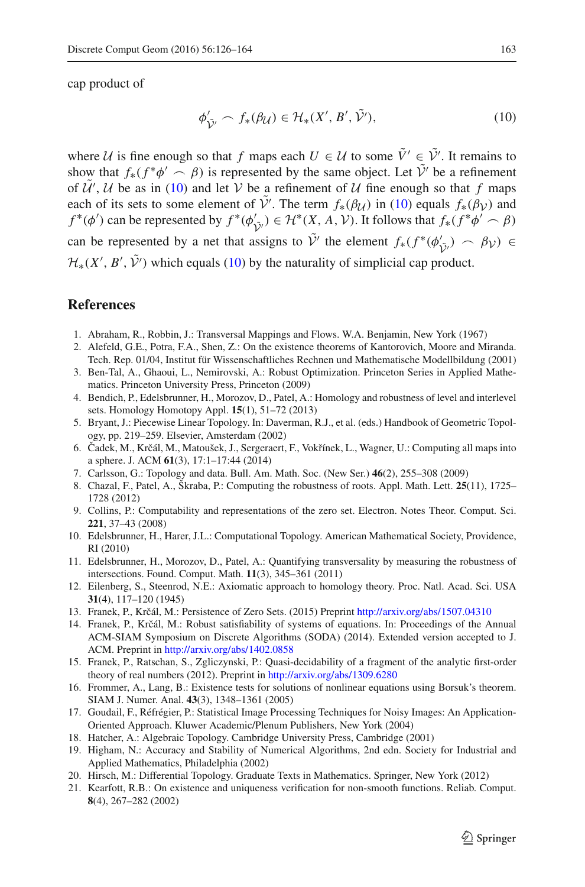cap product of

$$\phi'_{\tilde{\mathcal{V}}'} \frown f_*(\beta_{\mathcal{U}}) \in \mathcal{H}_*(X', B', \tilde{\mathcal{V}}'), \tag{10}$$

where $\mathcal{U}$ is fine enough so that $f$ maps each $U \in \mathcal{U}$ to some $\tilde{V}' \in \tilde{\mathcal{V}}'$. It remains to show that $f_*(f^*\phi' \frown \beta)$ is represented by the same object. Let $\tilde{\mathcal{V}}'$ be a refinement of $\tilde{\mathcal{U}}'$, $\mathcal{U}$ be as in (10) and let $\mathcal{V}$ be a refinement of $\mathcal{U}$ fine enough so that $f$ maps each of its sets to some element of $\tilde{\mathcal{V}}'$. The term $f_*(\beta_{\mathcal{U}})$ in (10) equals $f_*(\beta_{\mathcal{V}})$ and $f^*(\phi')$ can be represented by $f^*(\phi'_{\tilde{\mathcal{V}}'}) \in \mathcal{H}^*(X, A, \mathcal{V})$. It follows that $f_*(f^*\phi' \frown \beta)$ can be represented by a net that assigns to $\tilde{\mathcal{V}}'$ the element $f_*(f^*(\phi'_{\tilde{\mathcal{V}}'}) \frown \beta_{\mathcal{V}}) \in \mathcal{H}_*(X', B', \tilde{\mathcal{V}}')$ which equals (10) by the naturality of simplicial cap product.

## References

1. Abraham, R., Robbin, J.: Transversal Mappings and Flows. W.A. Benjamin, New York (1967)
2. Alefeld, G.E., Potra, F.A., Shen, Z.: On the existence theorems of Kantorovich, Moore and Miranda. Tech. Rep. 01/04, Institut für Wissenschaftliches Rechnen und Mathematische Modellbildung (2001)
3. Ben-Tal, A., Ghaoui, L., Nemirovski, A.: Robust Optimization. Princeton Series in Applied Mathematics. Princeton University Press, Princeton (2009)
4. Bendich, P., Edelsbrunner, H., Morozov, D., Patel, A.: Homology and robustness of level and interlevel sets. Homology Homotopy Appl. **15**(1), 51–72 (2013)
5. Bryant, J.: Piecewise Linear Topology. In: Daverman, R.J., et al. (eds.) Handbook of Geometric Topology, pp. 219–259. Elsevier, Amsterdam (2002)
6. Čadek, M., Krčál, M., Matoušek, J., Sergeraert, F., Vokřínek, L., Wagner, U.: Computing all maps into a sphere. J. ACM **61**(3), 17:1–17:44 (2014)
7. Carlsson, G.: Topology and data. Bull. Am. Math. Soc. (New Ser.) **46**(2), 255–308 (2009)
8. Chazal, F., Patel, A., Škraba, P.: Computing the robustness of roots. Appl. Math. Lett. **25**(11), 1725–1728 (2012)
9. Collins, P.: Computability and representations of the zero set. Electron. Notes Theor. Comput. Sci. **221**, 37–43 (2008)
10. Edelsbrunner, H., Harer, J.L.: Computational Topology. American Mathematical Society, Providence, RI (2010)
11. Edelsbrunner, H., Morozov, D., Patel, A.: Quantifying transversality by measuring the robustness of intersections. Found. Comput. Math. **11**(3), 345–361 (2011)
12. Eilenberg, S., Steenrod, N.E.: Axiomatic approach to homology theory. Proc. Natl. Acad. Sci. USA **31**(4), 117–120 (1945)
13. Franek, P., Krčál, M.: Persistence of Zero Sets. (2015) Preprint http://arxiv.org/abs/1507.04310
14. Franek, P., Krčál, M.: Robust satisfiability of systems of equations. In: Proceedings of the Annual ACM-SIAM Symposium on Discrete Algorithms (SODA) (2014). Extended version accepted to J. ACM. Preprint in http://arxiv.org/abs/1402.0858
15. Franek, P., Ratschan, S., Zgliczynski, P.: Quasi-decidability of a fragment of the analytic first-order theory of real numbers (2012). Preprint in http://arxiv.org/abs/1309.6280
16. Frommer, A., Lang, B.: Existence tests for solutions of nonlinear equations using Borsuk's theorem. SIAM J. Numer. Anal. **43**(3), 1348–1361 (2005)
17. Goudail, F., Réfrégier, P.: Statistical Image Processing Techniques for Noisy Images: An Application-Oriented Approach. Kluwer Academic/Plenum Publishers, New York (2004)
18. Hatcher, A.: Algebraic Topology. Cambridge University Press, Cambridge (2001)
19. Higham, N.: Accuracy and Stability of Numerical Algorithms, 2nd edn. Society for Industrial and Applied Mathematics, Philadelphia (2002)
20. Hirsch, M.: Differential Topology. Graduate Texts in Mathematics. Springer, New York (2012)
21. Kearfott, R.B.: On existence and uniqueness verification for non-smooth functions. Reliab. Comput. **8**(4), 267–282 (2002)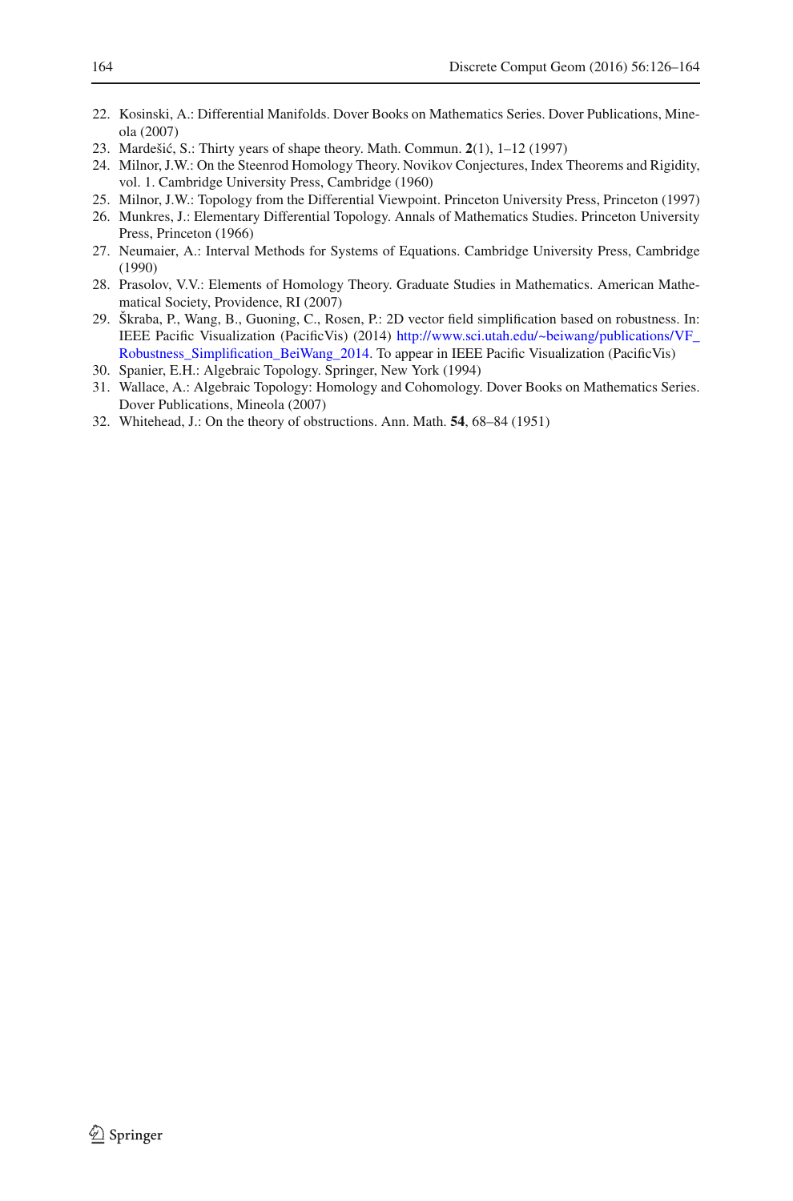22. Kosinski, A.: Differential Manifolds. Dover Books on Mathematics Series. Dover Publications, Mineola (2007)
23. Mardešić, S.: Thirty years of shape theory. Math. Commun. **2**(1), 1–12 (1997)
24. Milnor, J.W.: On the Steenrod Homology Theory. Novikov Conjectures, Index Theorems and Rigidity, vol. 1. Cambridge University Press, Cambridge (1960)
25. Milnor, J.W.: Topology from the Differential Viewpoint. Princeton University Press, Princeton (1997)
26. Munkres, J.: Elementary Differential Topology. Annals of Mathematics Studies. Princeton University Press, Princeton (1966)
27. Neumaier, A.: Interval Methods for Systems of Equations. Cambridge University Press, Cambridge (1990)
28. Prasolov, V.V.: Elements of Homology Theory. Graduate Studies in Mathematics. American Mathematical Society, Providence, RI (2007)
29. Škraba, P., Wang, B., Guoning, C., Rosen, P.: 2D vector field simplification based on robustness. In: IEEE Pacific Visualization (PacificVis) (2014) http://www.sci.utah.edu/~beiwang/publications/VF_Robustness_Simplification_BeiWang_2014. To appear in IEEE Pacific Visualization (PacificVis)
30. Spanier, E.H.: Algebraic Topology. Springer, New York (1994)
31. Wallace, A.: Algebraic Topology: Homology and Cohomology. Dover Books on Mathematics Series. Dover Publications, Mineola (2007)
32. Whitehead, J.: On the theory of obstructions. Ann. Math. **54**, 68–84 (1951)